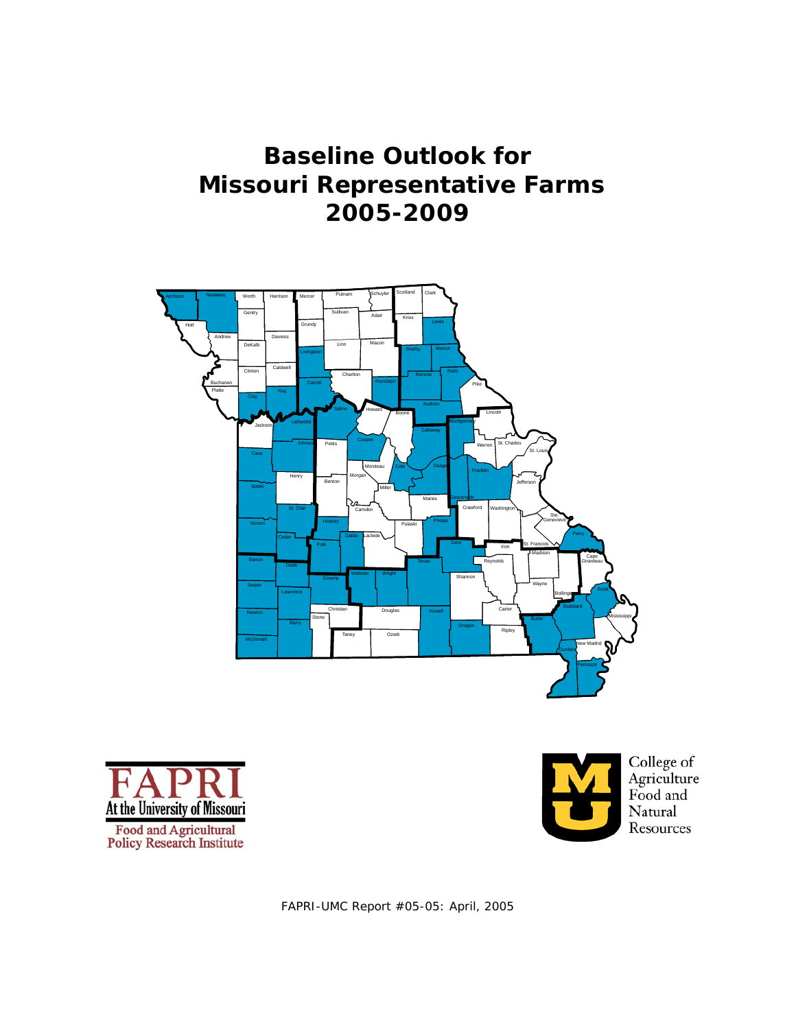# Baseline Outlook for Missouri Representative Farms 2005-2009

FAPRI
At the University of Missouri
Food and Agricultural Policy Research Institute

College of Agriculture Food and Natural Resources

FAPRI-UMC Report #05-05: April, 2005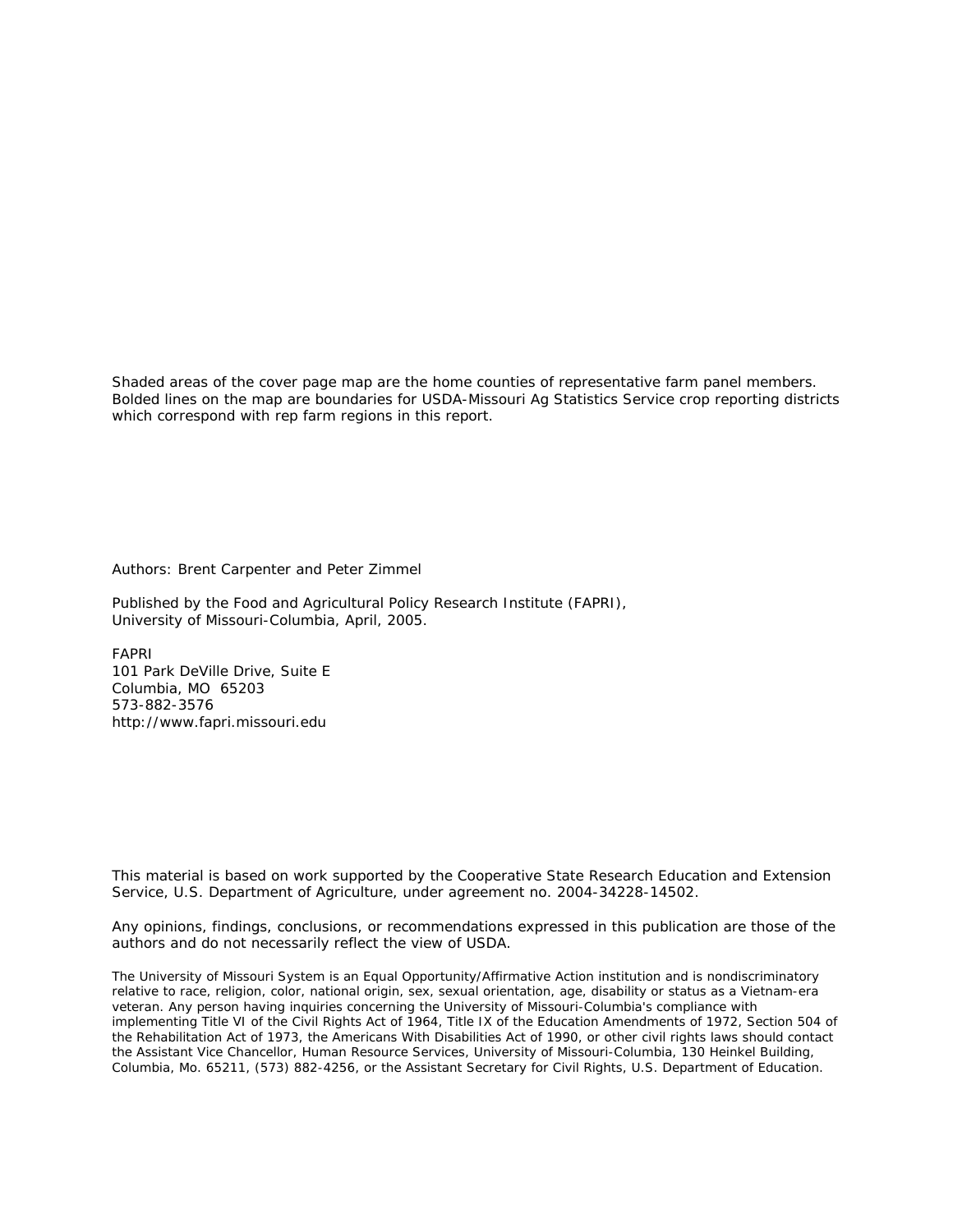Shaded areas of the cover page map are the home counties of representative farm panel members. Bolded lines on the map are boundaries for USDA-Missouri Ag Statistics Service crop reporting districts which correspond with rep farm regions in this report.

Authors: Brent Carpenter and Peter Zimmel

Published by the Food and Agricultural Policy Research Institute (FAPRI), University of Missouri-Columbia, April, 2005.

FAPRI
101 Park DeVille Drive, Suite E
Columbia, MO 65203
573-882-3576
http://www.fapri.missouri.edu

This material is based on work supported by the Cooperative State Research Education and Extension Service, U.S. Department of Agriculture, under agreement no. 2004-34228-14502.

Any opinions, findings, conclusions, or recommendations expressed in this publication are those of the authors and do not necessarily reflect the view of USDA.

The University of Missouri System is an Equal Opportunity/Affirmative Action institution and is nondiscriminatory relative to race, religion, color, national origin, sex, sexual orientation, age, disability or status as a Vietnam-era veteran. Any person having inquiries concerning the University of Missouri-Columbia's compliance with implementing Title VI of the Civil Rights Act of 1964, Title IX of the Education Amendments of 1972, Section 504 of the Rehabilitation Act of 1973, the Americans With Disabilities Act of 1990, or other civil rights laws should contact the Assistant Vice Chancellor, Human Resource Services, University of Missouri-Columbia, 130 Heinkel Building, Columbia, Mo. 65211, (573) 882-4256, or the Assistant Secretary for Civil Rights, U.S. Department of Education.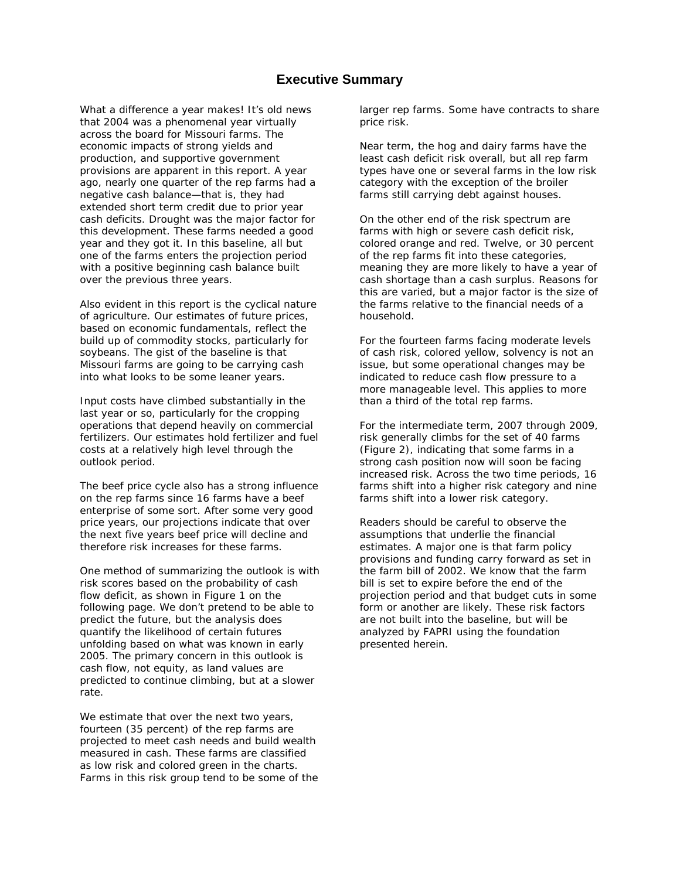# Executive Summary

What a difference a year makes! It's old news that 2004 was a phenomenal year virtually across the board for Missouri farms. The economic impacts of strong yields and production, and supportive government provisions are apparent in this report. A year ago, nearly one quarter of the rep farms had a negative cash balance—that is, they had extended short term credit due to prior year cash deficits. Drought was the major factor for this development. These farms needed a good year and they got it. In this baseline, all but one of the farms enters the projection period with a positive beginning cash balance built over the previous three years.

Also evident in this report is the cyclical nature of agriculture. Our estimates of future prices, based on economic fundamentals, reflect the build up of commodity stocks, particularly for soybeans. The gist of the baseline is that Missouri farms are going to be carrying cash into what looks to be some leaner years.

Input costs have climbed substantially in the last year or so, particularly for the cropping operations that depend heavily on commercial fertilizers. Our estimates hold fertilizer and fuel costs at a relatively high level through the outlook period.

The beef price cycle also has a strong influence on the rep farms since 16 farms have a beef enterprise of some sort. After some very good price years, our projections indicate that over the next five years beef price will decline and therefore risk increases for these farms.

One method of summarizing the outlook is with risk scores based on the probability of cash flow deficit, as shown in Figure 1 on the following page. We don't pretend to be able to predict the future, but the analysis does quantify the likelihood of certain futures unfolding based on what was known in early 2005. The primary concern in this outlook is cash flow, not equity, as land values are predicted to continue climbing, but at a slower rate.

We estimate that over the next two years, fourteen (35 percent) of the rep farms are projected to meet cash needs and build wealth measured in cash. These farms are classified as low risk and colored green in the charts. Farms in this risk group tend to be some of the larger rep farms. Some have contracts to share price risk.

Near term, the hog and dairy farms have the least cash deficit risk overall, but all rep farm types have one or several farms in the low risk category with the exception of the broiler farms still carrying debt against houses.

On the other end of the risk spectrum are farms with high or severe cash deficit risk, colored orange and red. Twelve, or 30 percent of the rep farms fit into these categories, meaning they are more likely to have a year of cash shortage than a cash surplus. Reasons for this are varied, but a major factor is the size of the farms relative to the financial needs of a household.

For the fourteen farms facing moderate levels of cash risk, colored yellow, solvency is not an issue, but some operational changes may be indicated to reduce cash flow pressure to a more manageable level. This applies to more than a third of the total rep farms.

For the intermediate term, 2007 through 2009, risk generally climbs for the set of 40 farms (Figure 2), indicating that some farms in a strong cash position now will soon be facing increased risk. Across the two time periods, 16 farms shift into a higher risk category and nine farms shift into a lower risk category.

Readers should be careful to observe the assumptions that underlie the financial estimates. A major one is that farm policy provisions and funding carry forward as set in the farm bill of 2002. We know that the farm bill is set to expire before the end of the projection period and that budget cuts in some form or another are likely. These risk factors are not built into the baseline, but will be analyzed by FAPRI using the foundation presented herein.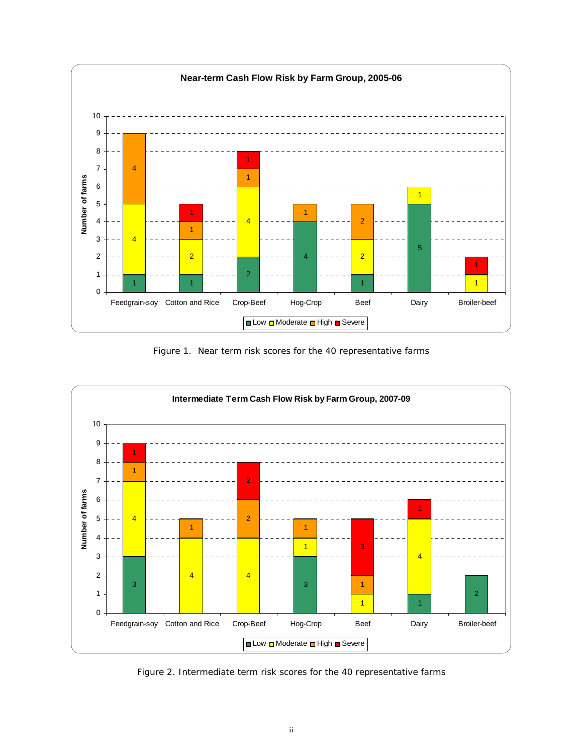**Near-term Cash Flow Risk by Farm Group, 2005-06**

| Farm Group | Low | Moderate | High | Severe |
|---|---|---|---|---|
| Feedgrain-soy | 1 | 4 | 4 | |
| Cotton and Rice | 1 | 2 | 1 | 1 |
| Crop-Beef | 2 | 4 | 1 | 1 |
| Hog-Crop | 4 | | 1 | |
| Beef | 1 | 2 | 2 | |
| Dairy | 5 | 1 | | |
| Broiler-beef | | 1 | | 1 |

Figure 1. Near term risk scores for the 40 representative farms

**Intermediate Term Cash Flow Risk by Farm Group, 2007-09**

| Farm Group | Low | Moderate | High | Severe |
|---|---|---|---|---|
| Feedgrain-soy | 3 | 4 | 1 | 1 |
| Cotton and Rice | | 4 | 1 | |
| Crop-Beef | | 4 | 2 | 2 |
| Hog-Crop | 3 | 1 | 1 | |
| Beef | | 1 | 1 | 3 |
| Dairy | 1 | 4 | | 1 |
| Broiler-beef | 2 | | | |

Figure 2. Intermediate term risk scores for the 40 representative farms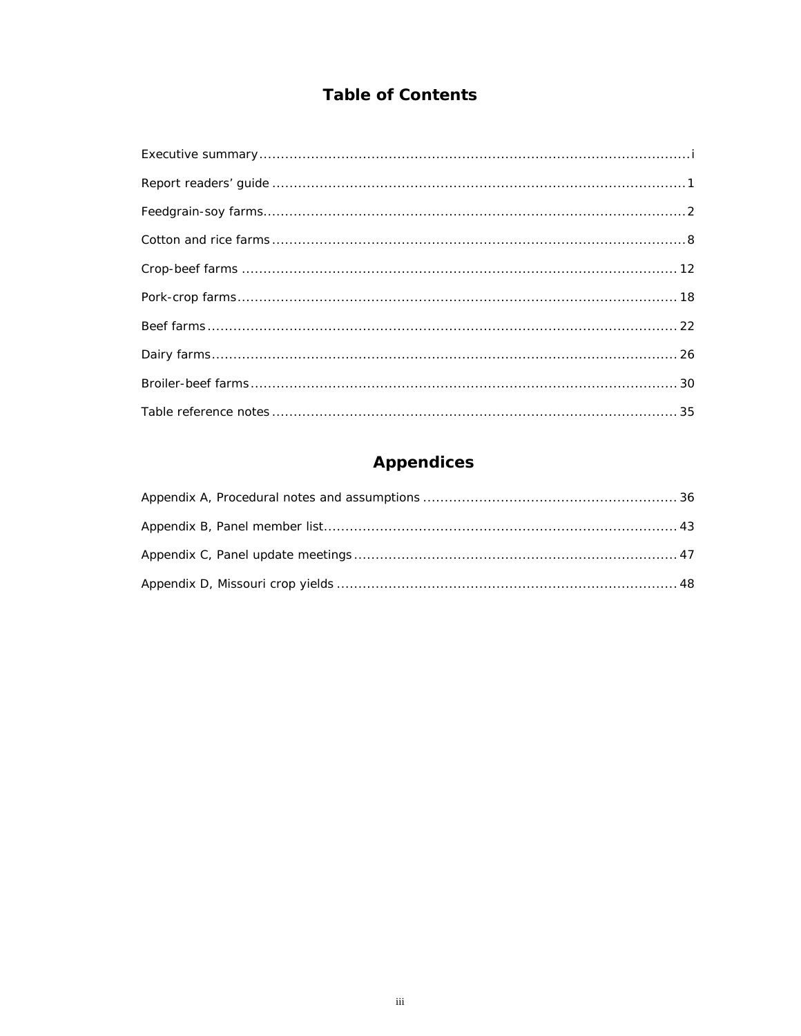# Table of Contents

Executive summary ........................................................................................................ i

Report readers' guide ...................................................................................................... 1

Feedgrain-soy farms........................................................................................................ 2

Cotton and rice farms ...................................................................................................... 8

Crop-beef farms ............................................................................................................ 12

Pork-crop farms............................................................................................................. 18

Beef farms .................................................................................................................... 22

Dairy farms................................................................................................................... 26

Broiler-beef farms .......................................................................................................... 30

Table reference notes ..................................................................................................... 35

# Appendices

Appendix A, Procedural notes and assumptions .................................................................. 36

Appendix B, Panel member list......................................................................................... 43

Appendix C, Panel update meetings .................................................................................. 47

Appendix D, Missouri crop yields ...................................................................................... 48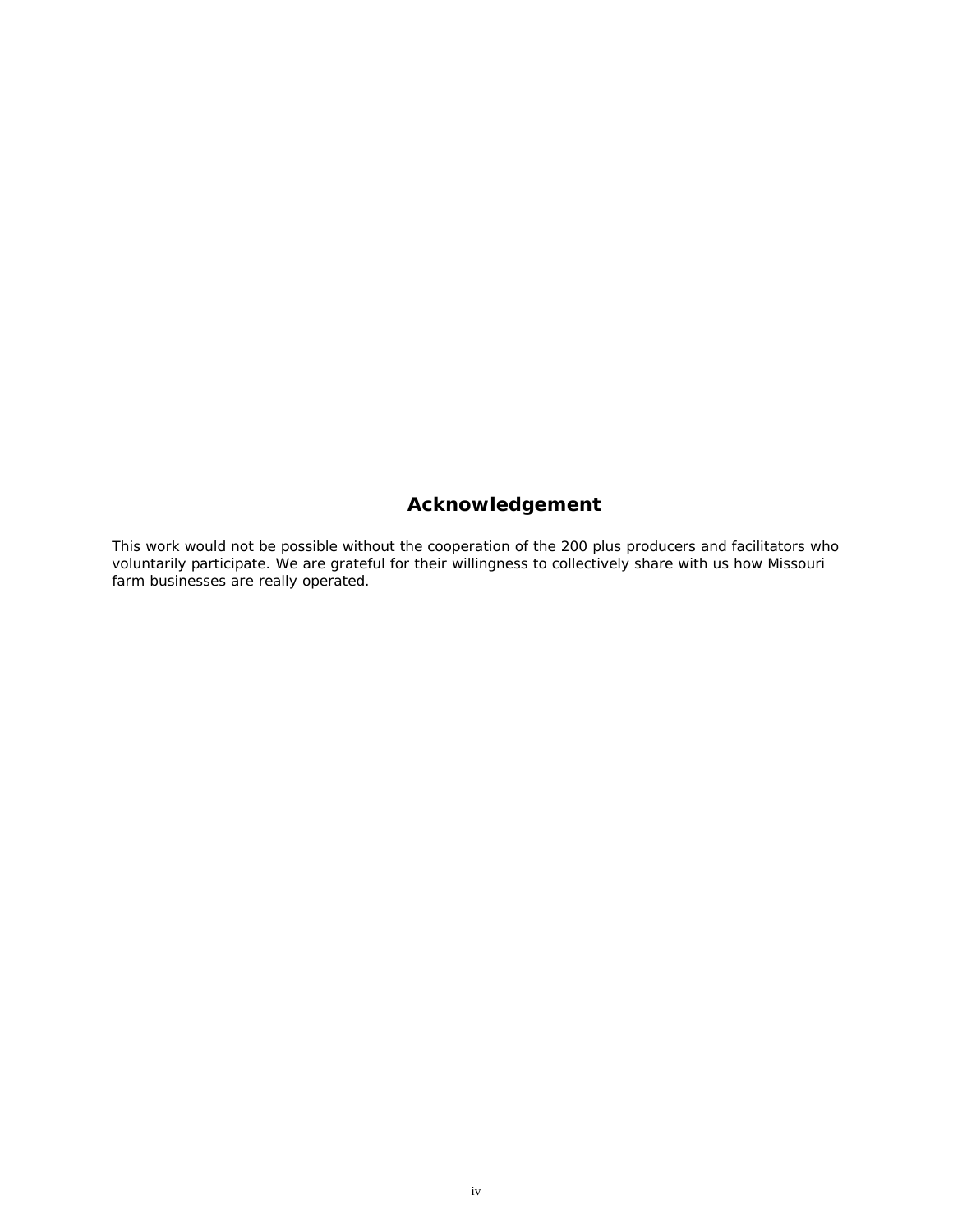# Acknowledgement

This work would not be possible without the cooperation of the 200 plus producers and facilitators who voluntarily participate. We are grateful for their willingness to collectively share with us how Missouri farm businesses are really operated.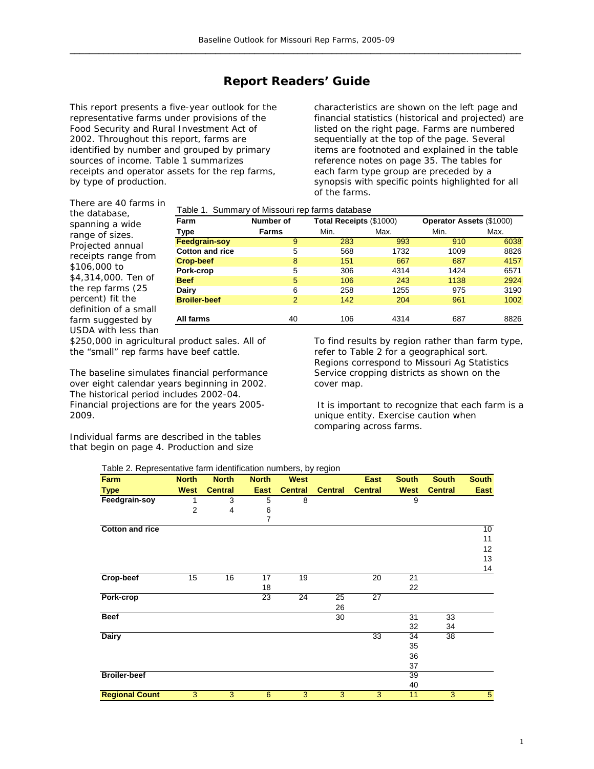# Report Readers' Guide

This report presents a five-year outlook for the representative farms under provisions of the Food Security and Rural Investment Act of 2002. Throughout this report, farms are identified by number and grouped by primary sources of income. Table 1 summarizes receipts and operator assets for the rep farms, by type of production.

There are 40 farms in the database, spanning a wide range of sizes. Projected annual receipts range from $106,000 to $4,314,000. Ten of the rep farms (25 percent) fit the definition of a small farm suggested by USDA with less than $250,000 in agricultural product sales. All of the "small" rep farms have beef cattle.

Table 1. Summary of Missouri rep farms database

| Farm Type | Number of Farms | Total Receipts ($1000) | | Operator Assets ($1000) | |
|---|---|---|---|---|---|
| | | Min. | Max. | Min. | Max. |
| **Feedgrain-soy** | 9 | 283 | 993 | 910 | 6038 |
| **Cotton and rice** | 5 | 568 | 1732 | 1009 | 8826 |
| **Crop-beef** | 8 | 151 | 667 | 687 | 4157 |
| **Pork-crop** | 5 | 306 | 4314 | 1424 | 6571 |
| **Beef** | 5 | 106 | 243 | 1138 | 2924 |
| **Dairy** | 6 | 258 | 1255 | 975 | 3190 |
| **Broiler-beef** | 2 | 142 | 204 | 961 | 1002 |
| **All farms** | 40 | 106 | 4314 | 687 | 8826 |

The baseline simulates financial performance over eight calendar years beginning in 2002. The historical period includes 2002-04. Financial projections are for the years 2005-2009.

Individual farms are described in the tables that begin on page 4. Production and size characteristics are shown on the left page and financial statistics (historical and projected) are listed on the right page. Farms are numbered sequentially at the top of the page. Several items are footnoted and explained in the table reference notes on page 35. The tables for each farm type group are preceded by a synopsis with specific points highlighted for all of the farms.

To find results by region rather than farm type, refer to Table 2 for a geographical sort. Regions correspond to Missouri Ag Statistics Service cropping districts as shown on the cover map.

It is important to recognize that each farm is a unique entity. Exercise caution when comparing across farms.

Table 2. Representative farm identification numbers, by region

| Farm Type | North West | North Central | North East | West Central | Central | East Central | South West | South Central | South East |
|---|---|---|---|---|---|---|---|---|---|
| **Feedgrain-soy** | 1 | 3 | 5 | 8 | | | 9 | | |
| | 2 | 4 | 6 | | | | | | |
| | | | 7 | | | | | | |
| **Cotton and rice** | | | | | | | | | 10 |
| | | | | | | | | | 11 |
| | | | | | | | | | 12 |
| | | | | | | | | | 13 |
| | | | | | | | | | 14 |
| **Crop-beef** | 15 | 16 | 17 | 19 | | 20 | 21 | | |
| | | | 18 | | | | 22 | | |
| **Pork-crop** | | | 23 | 24 | 25 | 27 | | | |
| | | | | | 26 | | | | |
| **Beef** | | | | | 30 | | 31 | 33 | |
| | | | | | | | 32 | 34 | |
| **Dairy** | | | | | | 33 | 34 | 38 | |
| | | | | | | | 35 | | |
| | | | | | | | 36 | | |
| | | | | | | | 37 | | |
| **Broiler-beef** | | | | | | | 39 | | |
| | | | | | | | 40 | | |
| **Regional Count** | 3 | 3 | 6 | 3 | 3 | 3 | 11 | 3 | 5 |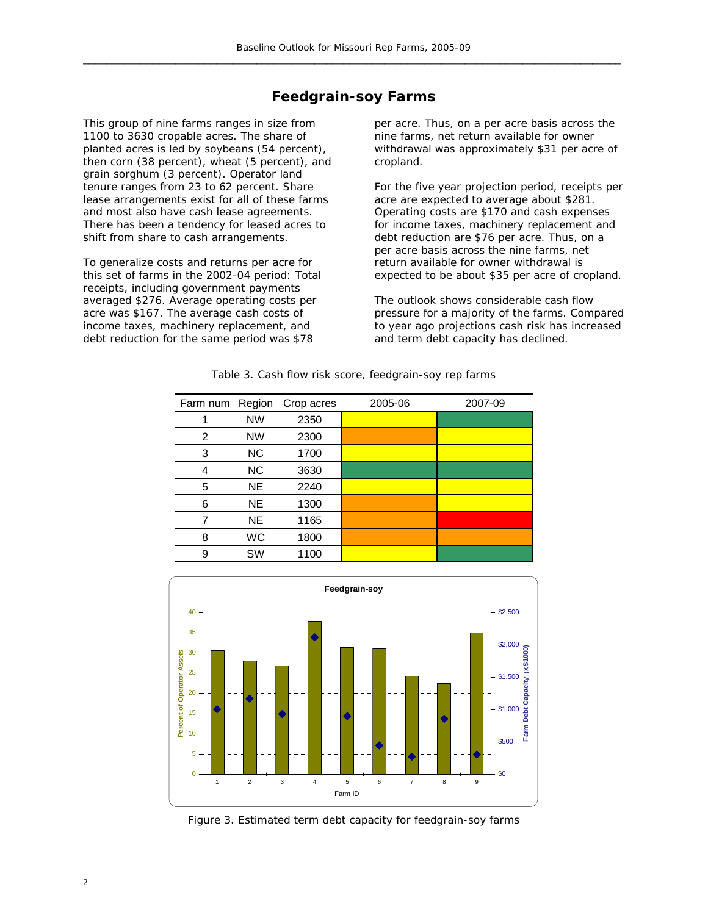## Feedgrain-soy Farms

This group of nine farms ranges in size from 1100 to 3630 cropable acres. The share of planted acres is led by soybeans (54 percent), then corn (38 percent), wheat (5 percent), and grain sorghum (3 percent). Operator land tenure ranges from 23 to 62 percent. Share lease arrangements exist for all of these farms and most also have cash lease agreements. There has been a tendency for leased acres to shift from share to cash arrangements.

To generalize costs and returns per acre for this set of farms in the 2002-04 period: Total receipts, including government payments averaged $276. Average operating costs per acre was $167. The average cash costs of income taxes, machinery replacement, and debt reduction for the same period was $78 per acre. Thus, on a per acre basis across the nine farms, net return available for owner withdrawal was approximately $31 per acre of cropland.

For the five year projection period, receipts per acre are expected to average about $281. Operating costs are $170 and cash expenses for income taxes, machinery replacement and debt reduction are $76 per acre. Thus, on a per acre basis across the nine farms, net return available for owner withdrawal is expected to be about $35 per acre of cropland.

The outlook shows considerable cash flow pressure for a majority of the farms. Compared to year ago projections cash risk has increased and term debt capacity has declined.

Table 3. Cash flow risk score, feedgrain-soy rep farms

| Farm num | Region | Crop acres | 2005-06 | 2007-09 |
|---|---|---|---|---|
| 1 | NW | 2350 | Yellow | Green |
| 2 | NW | 2300 | Orange | Yellow |
| 3 | NC | 1700 | Yellow | Yellow |
| 4 | NC | 3630 | Green | Green |
| 5 | NE | 2240 | Yellow | Yellow |
| 6 | NE | 1300 | Orange | Yellow |
| 7 | NE | 1165 | Orange | Red |
| 8 | WC | 1800 | Orange | Orange |
| 9 | SW | 1100 | Yellow | Green |

Figure 3. Estimated term debt capacity for feedgrain-soy farms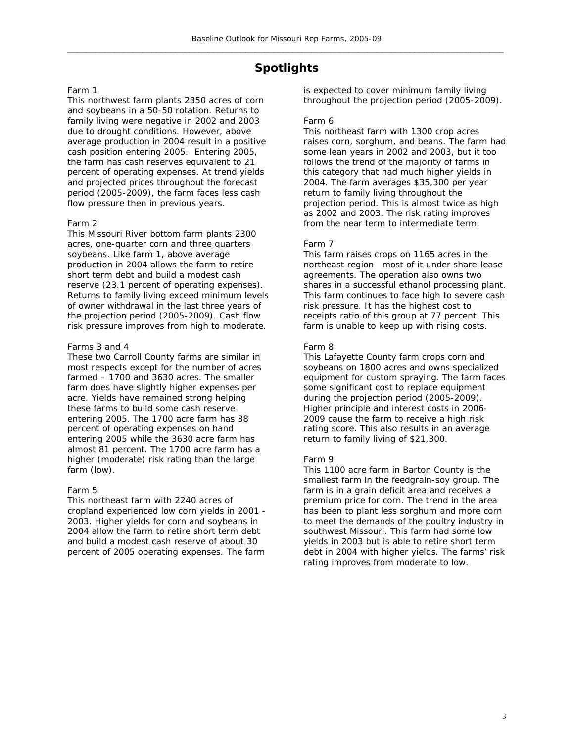# Spotlights

Farm 1

This northwest farm plants 2350 acres of corn and soybeans in a 50-50 rotation. Returns to family living were negative in 2002 and 2003 due to drought conditions. However, above average production in 2004 result in a positive cash position entering 2005. Entering 2005, the farm has cash reserves equivalent to 21 percent of operating expenses. At trend yields and projected prices throughout the forecast period (2005-2009), the farm faces less cash flow pressure then in previous years.

Farm 2

This Missouri River bottom farm plants 2300 acres, one-quarter corn and three quarters soybeans. Like farm 1, above average production in 2004 allows the farm to retire short term debt and build a modest cash reserve (23.1 percent of operating expenses). Returns to family living exceed minimum levels of owner withdrawal in the last three years of the projection period (2005-2009). Cash flow risk pressure improves from high to moderate.

Farms 3 and 4

These two Carroll County farms are similar in most respects except for the number of acres farmed – 1700 and 3630 acres. The smaller farm does have slightly higher expenses per acre. Yields have remained strong helping these farms to build some cash reserve entering 2005. The 1700 acre farm has 38 percent of operating expenses on hand entering 2005 while the 3630 acre farm has almost 81 percent. The 1700 acre farm has a higher (moderate) risk rating than the large farm (low).

Farm 5

This northeast farm with 2240 acres of cropland experienced low corn yields in 2001 - 2003. Higher yields for corn and soybeans in 2004 allow the farm to retire short term debt and build a modest cash reserve of about 30 percent of 2005 operating expenses. The farm is expected to cover minimum family living throughout the projection period (2005-2009).

Farm 6

This northeast farm with 1300 crop acres raises corn, sorghum, and beans. The farm had some lean years in 2002 and 2003, but it too follows the trend of the majority of farms in this category that had much higher yields in 2004. The farm averages $35,300 per year return to family living throughout the projection period. This is almost twice as high as 2002 and 2003. The risk rating improves from the near term to intermediate term.

Farm 7

This farm raises crops on 1165 acres in the northeast region—most of it under share-lease agreements. The operation also owns two shares in a successful ethanol processing plant. This farm continues to face high to severe cash risk pressure. It has the highest cost to receipts ratio of this group at 77 percent. This farm is unable to keep up with rising costs.

Farm 8

This Lafayette County farm crops corn and soybeans on 1800 acres and owns specialized equipment for custom spraying. The farm faces some significant cost to replace equipment during the projection period (2005-2009). Higher principle and interest costs in 2006-2009 cause the farm to receive a high risk rating score. This also results in an average return to family living of $21,300.

Farm 9

This 1100 acre farm in Barton County is the smallest farm in the feedgrain-soy group. The farm is in a grain deficit area and receives a premium price for corn. The trend in the area has been to plant less sorghum and more corn to meet the demands of the poultry industry in southwest Missouri. This farm had some low yields in 2003 but is able to retire short term debt in 2004 with higher yields. The farms' risk rating improves from moderate to low.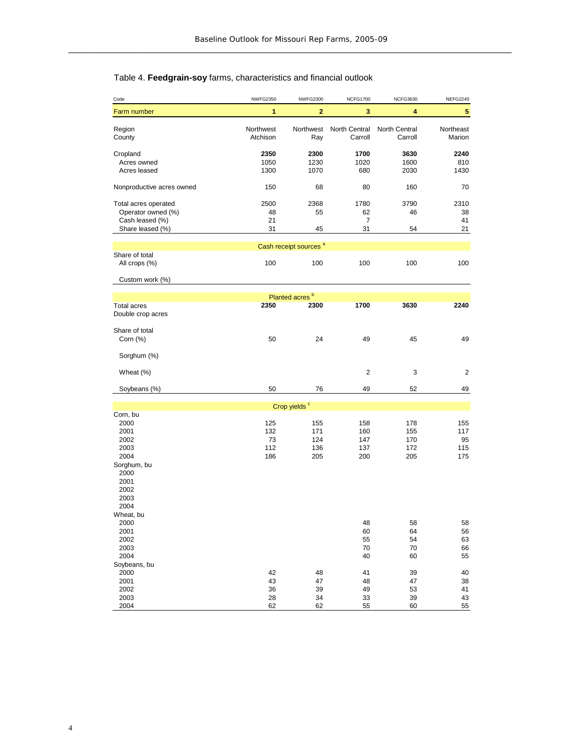Table 4. **Feedgrain-soy** farms, characteristics and financial outlook

| Code | NWFG2350 | NWFG2300 | NCFG1700 | NCFG3630 | NEFG2240 |
|---|---|---|---|---|---|
| **Farm number** | **1** | **2** | **3** | **4** | **5** |
| Region | Northwest | Northwest | North Central | North Central | Northeast |
| County | Atchison | Ray | Carroll | Carroll | Marion |
| Cropland | **2350** | **2300** | **1700** | **3630** | **2240** |
| Acres owned | 1050 | 1230 | 1020 | 1600 | 810 |
| Acres leased | 1300 | 1070 | 680 | 2030 | 1430 |
| Nonproductive acres owned | 150 | 68 | 80 | 160 | 70 |
| Total acres operated | 2500 | 2368 | 1780 | 3790 | 2310 |
| Operator owned (%) | 48 | 55 | 62 | 46 | 38 |
| Cash leased (%) | 21 | | 7 | | 41 |
| Share leased (%) | 31 | 45 | 31 | 54 | 21 |
| **Cash receipt sources [a]** | | | | | |
| Share of total | | | | | |
| All crops (%) | 100 | 100 | 100 | 100 | 100 |
| Custom work (%) | | | | | |
| **Planted acres [b]** | | | | | |
| Total acres | **2350** | **2300** | **1700** | **3630** | **2240** |
| Double crop acres | | | | | |
| Share of total | | | | | |
| Corn (%) | 50 | 24 | 49 | 45 | 49 |
| Sorghum (%) | | | | | |
| Wheat (%) | | | 2 | 3 | 2 |
| Soybeans (%) | 50 | 76 | 49 | 52 | 49 |
| **Crop yields [c]** | | | | | |
| Corn, bu | | | | | |
| 2000 | 125 | 155 | 158 | 178 | 155 |
| 2001 | 132 | 171 | 160 | 155 | 117 |
| 2002 | 73 | 124 | 147 | 170 | 95 |
| 2003 | 112 | 136 | 137 | 172 | 115 |
| 2004 | 186 | 205 | 200 | 205 | 175 |
| Sorghum, bu | | | | | |
| 2000 | | | | | |
| 2001 | | | | | |
| 2002 | | | | | |
| 2003 | | | | | |
| 2004 | | | | | |
| Wheat, bu | | | | | |
| 2000 | | | 48 | 58 | 58 |
| 2001 | | | 60 | 64 | 56 |
| 2002 | | | 55 | 54 | 63 |
| 2003 | | | 70 | 70 | 66 |
| 2004 | | | 40 | 60 | 55 |
| Soybeans, bu | | | | | |
| 2000 | 42 | 48 | 41 | 39 | 40 |
| 2001 | 43 | 47 | 48 | 47 | 38 |
| 2002 | 36 | 39 | 49 | 53 | 41 |
| 2003 | 28 | 34 | 33 | 39 | 43 |
| 2004 | 62 | 62 | 55 | 60 | 55 |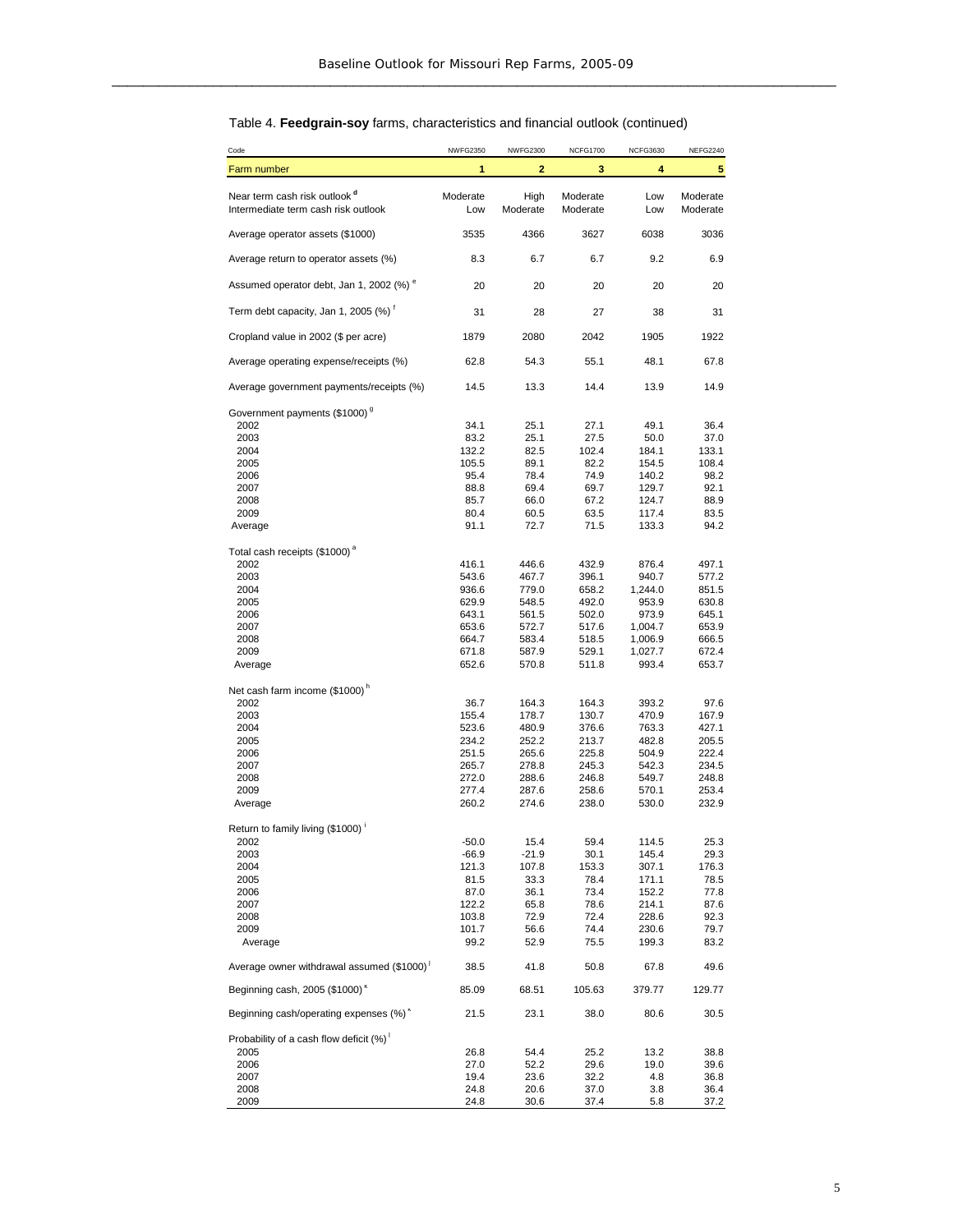Table 4. **Feedgrain-soy** farms, characteristics and financial outlook (continued)

| Code | NWFG2350 | NWFG2300 | NCFG1700 | NCFG3630 | NEFG2240 |
|---|---|---|---|---|---|
| **Farm number** | **1** | **2** | **3** | **4** | **5** |
| Near term cash risk outlook [d] | Moderate | High | Moderate | Low | Moderate |
| Intermediate term cash risk outlook | Low | Moderate | Moderate | Low | Moderate |
| Average operator assets ($1000) | 3535 | 4366 | 3627 | 6038 | 3036 |
| Average return to operator assets (%) | 8.3 | 6.7 | 6.7 | 9.2 | 6.9 |
| Assumed operator debt, Jan 1, 2002 (%) [e] | 20 | 20 | 20 | 20 | 20 |
| Term debt capacity, Jan 1, 2005 (%) [f] | 31 | 28 | 27 | 38 | 31 |
| Cropland value in 2002 ($ per acre) | 1879 | 2080 | 2042 | 1905 | 1922 |
| Average operating expense/receipts (%) | 62.8 | 54.3 | 55.1 | 48.1 | 67.8 |
| Average government payments/receipts (%) | 14.5 | 13.3 | 14.4 | 13.9 | 14.9 |
| Government payments ($1000) [g] | | | | | |
| 2002 | 34.1 | 25.1 | 27.1 | 49.1 | 36.4 |
| 2003 | 83.2 | 25.1 | 27.5 | 50.0 | 37.0 |
| 2004 | 132.2 | 82.5 | 102.4 | 184.1 | 133.1 |
| 2005 | 105.5 | 89.1 | 82.2 | 154.5 | 108.4 |
| 2006 | 95.4 | 78.4 | 74.9 | 140.2 | 98.2 |
| 2007 | 88.8 | 69.4 | 69.7 | 129.7 | 92.1 |
| 2008 | 85.7 | 66.0 | 67.2 | 124.7 | 88.9 |
| 2009 | 80.4 | 60.5 | 63.5 | 117.4 | 83.5 |
| Average | 91.1 | 72.7 | 71.5 | 133.3 | 94.2 |
| Total cash receipts ($1000) [a] | | | | | |
| 2002 | 416.1 | 446.6 | 432.9 | 876.4 | 497.1 |
| 2003 | 543.6 | 467.7 | 396.1 | 940.7 | 577.2 |
| 2004 | 936.6 | 779.0 | 658.2 | 1,244.0 | 851.5 |
| 2005 | 629.9 | 548.5 | 492.0 | 953.9 | 630.8 |
| 2006 | 643.1 | 561.5 | 502.0 | 973.9 | 645.1 |
| 2007 | 653.6 | 572.7 | 517.6 | 1,004.7 | 653.9 |
| 2008 | 664.7 | 583.4 | 518.5 | 1,006.9 | 666.5 |
| 2009 | 671.8 | 587.9 | 529.1 | 1,027.7 | 672.4 |
| Average | 652.6 | 570.8 | 511.8 | 993.4 | 653.7 |
| Net cash farm income ($1000) [h] | | | | | |
| 2002 | 36.7 | 164.3 | 164.3 | 393.2 | 97.6 |
| 2003 | 155.4 | 178.7 | 130.7 | 470.9 | 167.9 |
| 2004 | 523.6 | 480.9 | 376.6 | 763.3 | 427.1 |
| 2005 | 234.2 | 252.2 | 213.7 | 482.8 | 205.5 |
| 2006 | 251.5 | 265.6 | 225.8 | 504.9 | 222.4 |
| 2007 | 265.7 | 278.8 | 245.3 | 542.3 | 234.5 |
| 2008 | 272.0 | 288.6 | 246.8 | 549.7 | 248.8 |
| 2009 | 277.4 | 287.6 | 258.6 | 570.1 | 253.4 |
| Average | 260.2 | 274.6 | 238.0 | 530.0 | 232.9 |
| Return to family living ($1000) [i] | | | | | |
| 2002 | -50.0 | 15.4 | 59.4 | 114.5 | 25.3 |
| 2003 | -66.9 | -21.9 | 30.1 | 145.4 | 29.3 |
| 2004 | 121.3 | 107.8 | 153.3 | 307.1 | 176.3 |
| 2005 | 81.5 | 33.3 | 78.4 | 171.1 | 78.5 |
| 2006 | 87.0 | 36.1 | 73.4 | 152.2 | 77.8 |
| 2007 | 122.2 | 65.8 | 78.6 | 214.1 | 87.6 |
| 2008 | 103.8 | 72.9 | 72.4 | 228.6 | 92.3 |
| 2009 | 101.7 | 56.6 | 74.4 | 230.6 | 79.7 |
| Average | 99.2 | 52.9 | 75.5 | 199.3 | 83.2 |
| Average owner withdrawal assumed ($1000) [j] | 38.5 | 41.8 | 50.8 | 67.8 | 49.6 |
| Beginning cash, 2005 ($1000) [k] | 85.09 | 68.51 | 105.63 | 379.77 | 129.77 |
| Beginning cash/operating expenses (%) [k] | 21.5 | 23.1 | 38.0 | 80.6 | 30.5 |
| Probability of a cash flow deficit (%) [l] | | | | | |
| 2005 | 26.8 | 54.4 | 25.2 | 13.2 | 38.8 |
| 2006 | 27.0 | 52.2 | 29.6 | 19.0 | 39.6 |
| 2007 | 19.4 | 23.6 | 32.2 | 4.8 | 36.8 |
| 2008 | 24.8 | 20.6 | 37.0 | 3.8 | 36.4 |
| 2009 | 24.8 | 30.6 | 37.4 | 5.8 | 37.2 |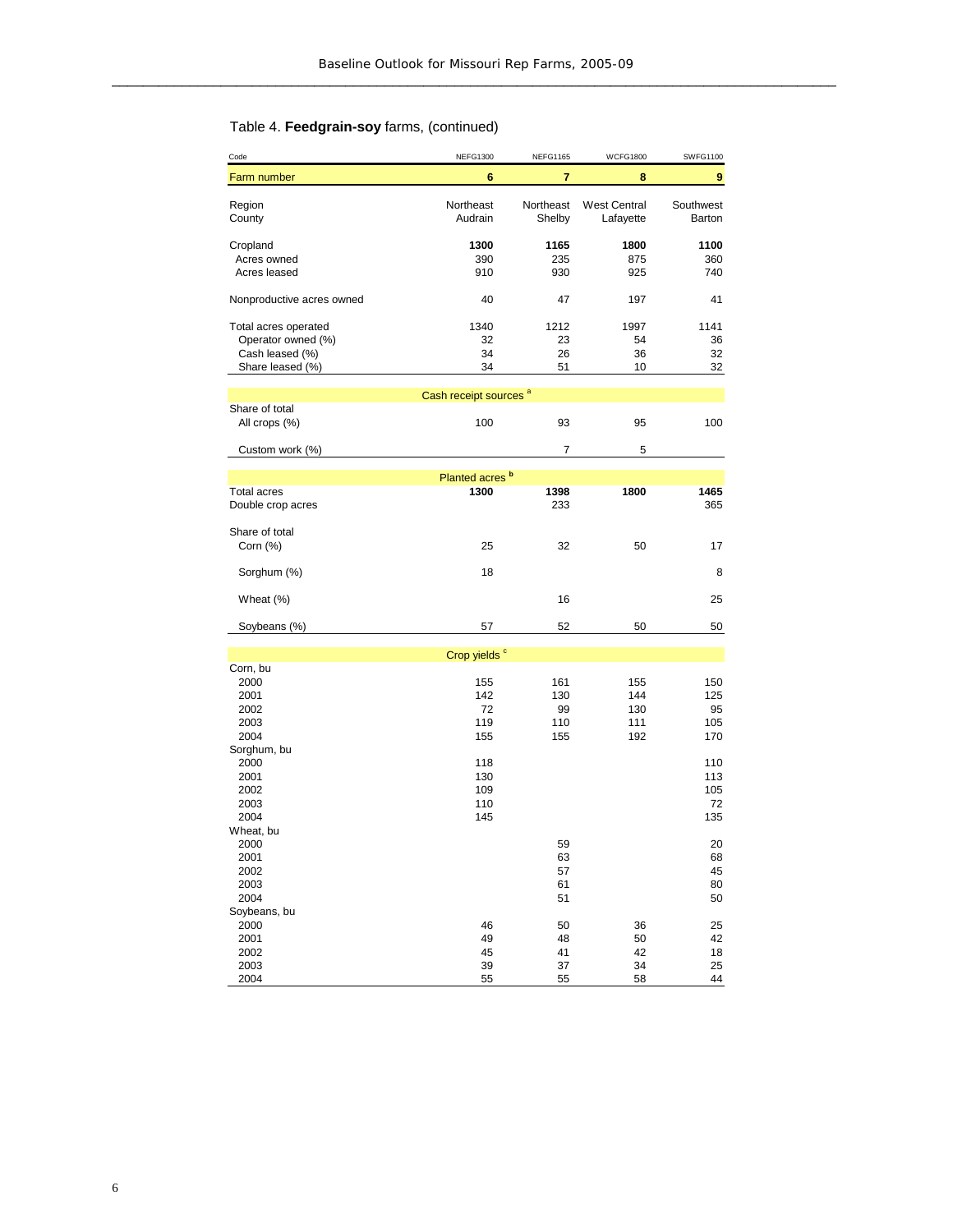Table 4. **Feedgrain-soy** farms, (continued)

| Code | NEFG1300 | NEFG1165 | WCFG1800 | SWFG1100 |
|---|---|---|---|---|
| Farm number | 6 | 7 | 8 | 9 |
| Region | Northeast | Northeast | West Central | Southwest |
| County | Audrain | Shelby | Lafayette | Barton |
| Cropland | **1300** | **1165** | **1800** | **1100** |
| Acres owned | 390 | 235 | 875 | 360 |
| Acres leased | 910 | 930 | 925 | 740 |
| Nonproductive acres owned | 40 | 47 | 197 | 41 |
| Total acres operated | 1340 | 1212 | 1997 | 1141 |
| Operator owned (%) | 32 | 23 | 54 | 36 |
| Cash leased (%) | 34 | 26 | 36 | 32 |
| Share leased (%) | 34 | 51 | 10 | 32 |
| **Cash receipt sources [a]** | | | | |
| Share of total | | | | |
| All crops (%) | 100 | 93 | 95 | 100 |
| Custom work (%) | | 7 | 5 | |
| **Planted acres [b]** | | | | |
| Total acres | **1300** | **1398** | **1800** | **1465** |
| Double crop acres | | 233 | | 365 |
| Share of total | | | | |
| Corn (%) | 25 | 32 | 50 | 17 |
| Sorghum (%) | 18 | | | 8 |
| Wheat (%) | | 16 | | 25 |
| Soybeans (%) | 57 | 52 | 50 | 50 |
| **Crop yields [c]** | | | | |
| Corn, bu | | | | |
| 2000 | 155 | 161 | 155 | 150 |
| 2001 | 142 | 130 | 144 | 125 |
| 2002 | 72 | 99 | 130 | 95 |
| 2003 | 119 | 110 | 111 | 105 |
| 2004 | 155 | 155 | 192 | 170 |
| Sorghum, bu | | | | |
| 2000 | 118 | | | 110 |
| 2001 | 130 | | | 113 |
| 2002 | 109 | | | 105 |
| 2003 | 110 | | | 72 |
| 2004 | 145 | | | 135 |
| Wheat, bu | | | | |
| 2000 | | 59 | | 20 |
| 2001 | | 63 | | 68 |
| 2002 | | 57 | | 45 |
| 2003 | | 61 | | 80 |
| 2004 | | 51 | | 50 |
| Soybeans, bu | | | | |
| 2000 | 46 | 50 | 36 | 25 |
| 2001 | 49 | 48 | 50 | 42 |
| 2002 | 45 | 41 | 42 | 18 |
| 2003 | 39 | 37 | 34 | 25 |
| 2004 | 55 | 55 | 58 | 44 |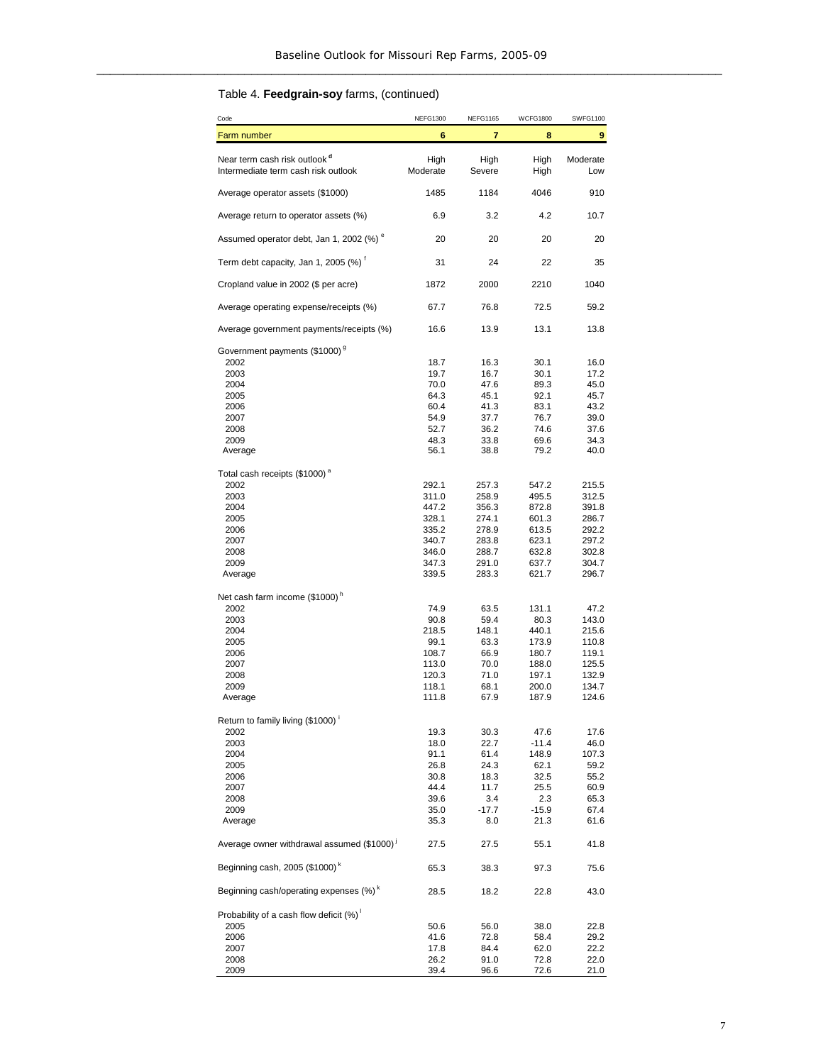Table 4. **Feedgrain-soy** farms, (continued)

| Code | NEFG1300 | NEFG1165 | WCFG1800 | SWFG1100 |
|---|---|---|---|---|
| **Farm number** | **6** | **7** | **8** | **9** |
| Near term cash risk outlook [d] | High | High | High | Moderate |
| Intermediate term cash risk outlook | Moderate | Severe | High | Low |
| Average operator assets ($1000) | 1485 | 1184 | 4046 | 910 |
| Average return to operator assets (%) | 6.9 | 3.2 | 4.2 | 10.7 |
| Assumed operator debt, Jan 1, 2002 (%) [e] | 20 | 20 | 20 | 20 |
| Term debt capacity, Jan 1, 2005 (%) [f] | 31 | 24 | 22 | 35 |
| Cropland value in 2002 ($ per acre) | 1872 | 2000 | 2210 | 1040 |
| Average operating expense/receipts (%) | 67.7 | 76.8 | 72.5 | 59.2 |
| Average government payments/receipts (%) | 16.6 | 13.9 | 13.1 | 13.8 |
| Government payments ($1000) [g] | | | | |
| 2002 | 18.7 | 16.3 | 30.1 | 16.0 |
| 2003 | 19.7 | 16.7 | 30.1 | 17.2 |
| 2004 | 70.0 | 47.6 | 89.3 | 45.0 |
| 2005 | 64.3 | 45.1 | 92.1 | 45.7 |
| 2006 | 60.4 | 41.3 | 83.1 | 43.2 |
| 2007 | 54.9 | 37.7 | 76.7 | 39.0 |
| 2008 | 52.7 | 36.2 | 74.6 | 37.6 |
| 2009 | 48.3 | 33.8 | 69.6 | 34.3 |
| Average | 56.1 | 38.8 | 79.2 | 40.0 |
| Total cash receipts ($1000) [a] | | | | |
| 2002 | 292.1 | 257.3 | 547.2 | 215.5 |
| 2003 | 311.0 | 258.9 | 495.5 | 312.5 |
| 2004 | 447.2 | 356.3 | 872.8 | 391.8 |
| 2005 | 328.1 | 274.1 | 601.3 | 286.7 |
| 2006 | 335.2 | 278.9 | 613.5 | 292.2 |
| 2007 | 340.7 | 283.8 | 623.1 | 297.2 |
| 2008 | 346.0 | 288.7 | 632.8 | 302.8 |
| 2009 | 347.3 | 291.0 | 637.7 | 304.7 |
| Average | 339.5 | 283.3 | 621.7 | 296.7 |
| Net cash farm income ($1000) [h] | | | | |
| 2002 | 74.9 | 63.5 | 131.1 | 47.2 |
| 2003 | 90.8 | 59.4 | 80.3 | 143.0 |
| 2004 | 218.5 | 148.1 | 440.1 | 215.6 |
| 2005 | 99.1 | 63.3 | 173.9 | 110.8 |
| 2006 | 108.7 | 66.9 | 180.7 | 119.1 |
| 2007 | 113.0 | 70.0 | 188.0 | 125.5 |
| 2008 | 120.3 | 71.0 | 197.1 | 132.9 |
| 2009 | 118.1 | 68.1 | 200.0 | 134.7 |
| Average | 111.8 | 67.9 | 187.9 | 124.6 |
| Return to family living ($1000) [i] | | | | |
| 2002 | 19.3 | 30.3 | 47.6 | 17.6 |
| 2003 | 18.0 | 22.7 | -11.4 | 46.0 |
| 2004 | 91.1 | 61.4 | 148.9 | 107.3 |
| 2005 | 26.8 | 24.3 | 62.1 | 59.2 |
| 2006 | 30.8 | 18.3 | 32.5 | 55.2 |
| 2007 | 44.4 | 11.7 | 25.5 | 60.9 |
| 2008 | 39.6 | 3.4 | 2.3 | 65.3 |
| 2009 | 35.0 | -17.7 | -15.9 | 67.4 |
| Average | 35.3 | 8.0 | 21.3 | 61.6 |
| Average owner withdrawal assumed ($1000) [j] | 27.5 | 27.5 | 55.1 | 41.8 |
| Beginning cash, 2005 ($1000) [k] | 65.3 | 38.3 | 97.3 | 75.6 |
| Beginning cash/operating expenses (%) [k] | 28.5 | 18.2 | 22.8 | 43.0 |
| Probability of a cash flow deficit (%) [l] | | | | |
| 2005 | 50.6 | 56.0 | 38.0 | 22.8 |
| 2006 | 41.6 | 72.8 | 58.4 | 29.2 |
| 2007 | 17.8 | 84.4 | 62.0 | 22.2 |
| 2008 | 26.2 | 91.0 | 72.8 | 22.0 |
| 2009 | 39.4 | 96.6 | 72.6 | 21.0 |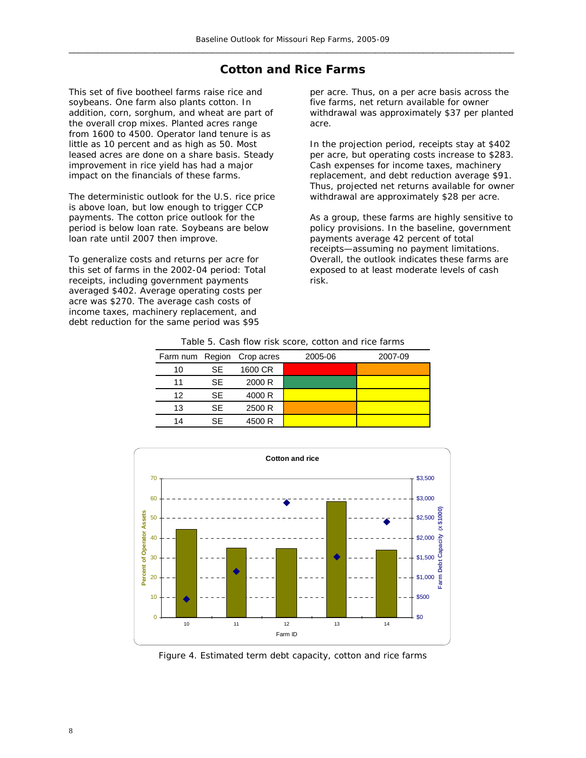## Cotton and Rice Farms

This set of five bootheel farms raise rice and soybeans. One farm also plants cotton. In addition, corn, sorghum, and wheat are part of the overall crop mixes. Planted acres range from 1600 to 4500. Operator land tenure is as little as 10 percent and as high as 50. Most leased acres are done on a share basis. Steady improvement in rice yield has had a major impact on the financials of these farms.

The deterministic outlook for the U.S. rice price is above loan, but low enough to trigger CCP payments. The cotton price outlook for the period is below loan rate. Soybeans are below loan rate until 2007 then improve.

To generalize costs and returns per acre for this set of farms in the 2002-04 period: Total receipts, including government payments averaged $402. Average operating costs per acre was $270. The average cash costs of income taxes, machinery replacement, and debt reduction for the same period was $95 per acre. Thus, on a per acre basis across the five farms, net return available for owner withdrawal was approximately $37 per planted acre.

In the projection period, receipts stay at $402 per acre, but operating costs increase to $283. Cash expenses for income taxes, machinery replacement, and debt reduction average $91. Thus, projected net returns available for owner withdrawal are approximately $28 per acre.

As a group, these farms are highly sensitive to policy provisions. In the baseline, government payments average 42 percent of total receipts—assuming no payment limitations. Overall, the outlook indicates these farms are exposed to at least moderate levels of cash risk.

Table 5. Cash flow risk score, cotton and rice farms

| Farm num | Region | Crop acres | 2005-06 | 2007-09 |
|---|---|---|---|---|
| 10 | SE | 1600 CR | | |
| 11 | SE | 2000 R | | |
| 12 | SE | 4000 R | | |
| 13 | SE | 2500 R | | |
| 14 | SE | 4500 R | | |

Figure 4. Estimated term debt capacity, cotton and rice farms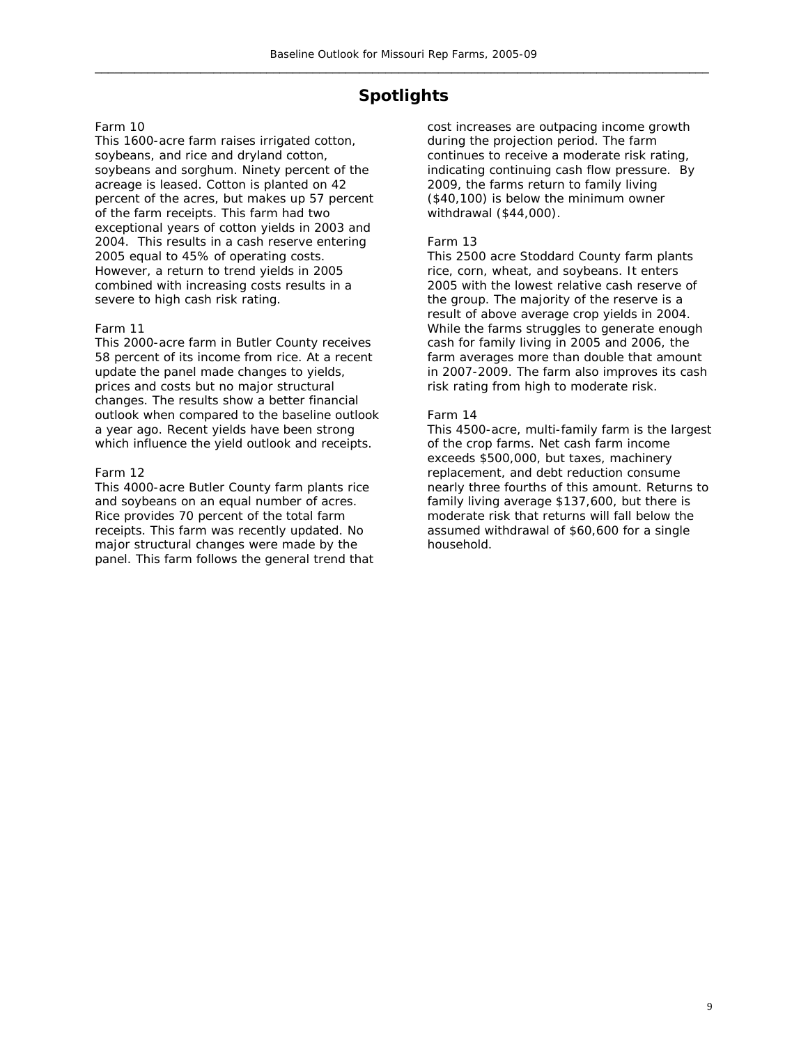# Spotlights

Farm 10

This 1600-acre farm raises irrigated cotton, soybeans, and rice and dryland cotton, soybeans and sorghum. Ninety percent of the acreage is leased. Cotton is planted on 42 percent of the acres, but makes up 57 percent of the farm receipts. This farm had two exceptional years of cotton yields in 2003 and 2004. This results in a cash reserve entering 2005 equal to 45% of operating costs. However, a return to trend yields in 2005 combined with increasing costs results in a severe to high cash risk rating.

Farm 11

This 2000-acre farm in Butler County receives 58 percent of its income from rice. At a recent update the panel made changes to yields, prices and costs but no major structural changes. The results show a better financial outlook when compared to the baseline outlook a year ago. Recent yields have been strong which influence the yield outlook and receipts.

Farm 12

This 4000-acre Butler County farm plants rice and soybeans on an equal number of acres. Rice provides 70 percent of the total farm receipts. This farm was recently updated. No major structural changes were made by the panel. This farm follows the general trend that cost increases are outpacing income growth during the projection period. The farm continues to receive a moderate risk rating, indicating continuing cash flow pressure. By 2009, the farms return to family living ($40,100) is below the minimum owner withdrawal ($44,000).

Farm 13

This 2500 acre Stoddard County farm plants rice, corn, wheat, and soybeans. It enters 2005 with the lowest relative cash reserve of the group. The majority of the reserve is a result of above average crop yields in 2004. While the farms struggles to generate enough cash for family living in 2005 and 2006, the farm averages more than double that amount in 2007-2009. The farm also improves its cash risk rating from high to moderate risk.

Farm 14

This 4500-acre, multi-family farm is the largest of the crop farms. Net cash farm income exceeds $500,000, but taxes, machinery replacement, and debt reduction consume nearly three fourths of this amount. Returns to family living average $137,600, but there is moderate risk that returns will fall below the assumed withdrawal of $60,600 for a single household.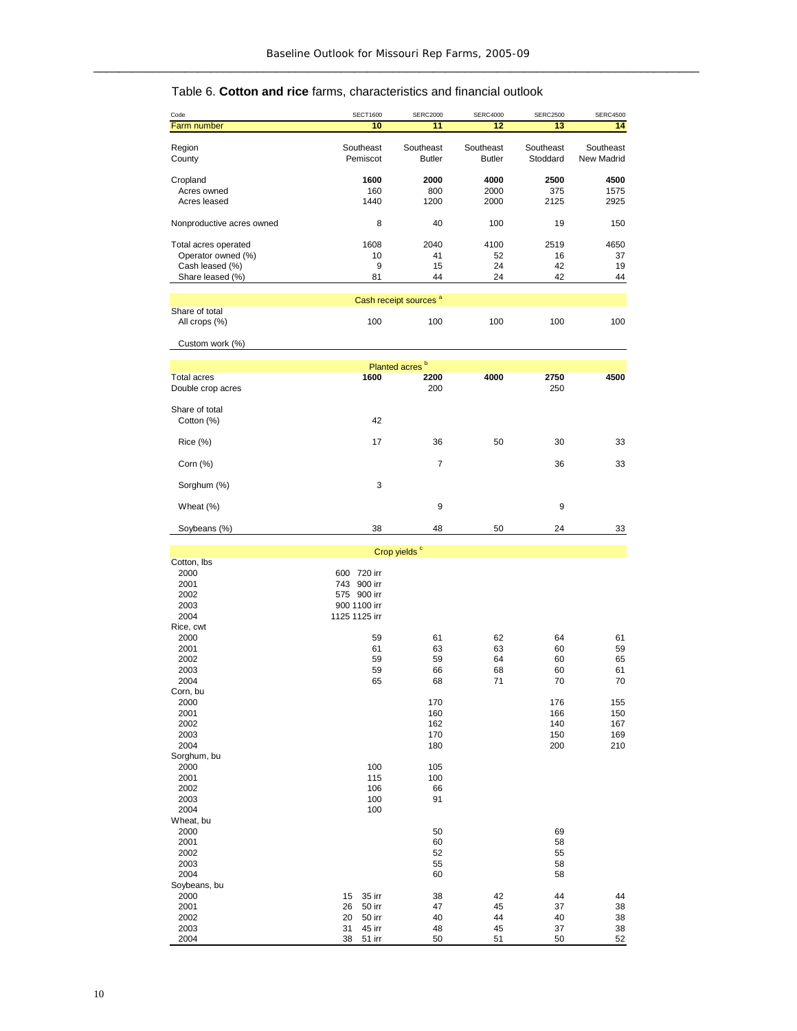Table 6. **Cotton and rice** farms, characteristics and financial outlook

| Code | SECT1600 | SERC2000 | SERC4000 | SERC2500 | SERC4500 |
|---|---|---|---|---|---|
| **Farm number** | **10** | **11** | **12** | **13** | **14** |
| Region | Southeast | Southeast | Southeast | Southeast | Southeast |
| County | Pemiscot | Butler | Butler | Stoddard | New Madrid |
| Cropland | **1600** | **2000** | **4000** | **2500** | **4500** |
| Acres owned | 160 | 800 | 2000 | 375 | 1575 |
| Acres leased | 1440 | 1200 | 2000 | 2125 | 2925 |
| Nonproductive acres owned | 8 | 40 | 100 | 19 | 150 |
| Total acres operated | 1608 | 2040 | 4100 | 2519 | 4650 |
| Operator owned (%) | 10 | 41 | 52 | 16 | 37 |
| Cash leased (%) | 9 | 15 | 24 | 42 | 19 |
| Share leased (%) | 81 | 44 | 24 | 42 | 44 |
| **Cash receipt sources [a]** | | | | | |
| Share of total | | | | | |
| All crops (%) | 100 | 100 | 100 | 100 | 100 |
| Custom work (%) | | | | | |
| **Planted acres [b]** | | | | | |
| Total acres | **1600** | **2200** | **4000** | **2750** | **4500** |
| Double crop acres | | 200 | | 250 | |
| Share of total | | | | | |
| Cotton (%) | 42 | | | | |
| Rice (%) | 17 | 36 | 50 | 30 | 33 |
| Corn (%) | | 7 | | 36 | 33 |
| Sorghum (%) | 3 | | | | |
| Wheat (%) | | 9 | | 9 | |
| Soybeans (%) | 38 | 48 | 50 | 24 | 33 |
| **Crop yields [c]** | | | | | |
| Cotton, lbs | | | | | |
| 2000 | 600 720 irr | | | | |
| 2001 | 743 900 irr | | | | |
| 2002 | 575 900 irr | | | | |
| 2003 | 900 1100 irr | | | | |
| 2004 | 1125 1125 irr | | | | |
| Rice, cwt | | | | | |
| 2000 | 59 | 61 | 62 | 64 | 61 |
| 2001 | 61 | 63 | 63 | 60 | 59 |
| 2002 | 59 | 59 | 64 | 60 | 65 |
| 2003 | 59 | 66 | 68 | 60 | 61 |
| 2004 | 65 | 68 | 71 | 70 | 70 |
| Corn, bu | | | | | |
| 2000 | | 170 | | 176 | 155 |
| 2001 | | 160 | | 166 | 150 |
| 2002 | | 162 | | 140 | 167 |
| 2003 | | 170 | | 150 | 169 |
| 2004 | | 180 | | 200 | 210 |
| Sorghum, bu | | | | | |
| 2000 | 100 | 105 | | | |
| 2001 | 115 | 100 | | | |
| 2002 | 106 | 66 | | | |
| 2003 | 100 | 91 | | | |
| 2004 | 100 | | | | |
| Wheat, bu | | | | | |
| 2000 | | 50 | | 69 | |
| 2001 | | 60 | | 58 | |
| 2002 | | 52 | | 55 | |
| 2003 | | 55 | | 58 | |
| 2004 | | 60 | | 58 | |
| Soybeans, bu | | | | | |
| 2000 | 15 35 irr | 38 | 42 | 44 | 44 |
| 2001 | 26 50 irr | 47 | 45 | 37 | 38 |
| 2002 | 20 50 irr | 40 | 44 | 40 | 38 |
| 2003 | 31 45 irr | 48 | 45 | 37 | 38 |
| 2004 | 38 51 irr | 50 | 51 | 50 | 52 |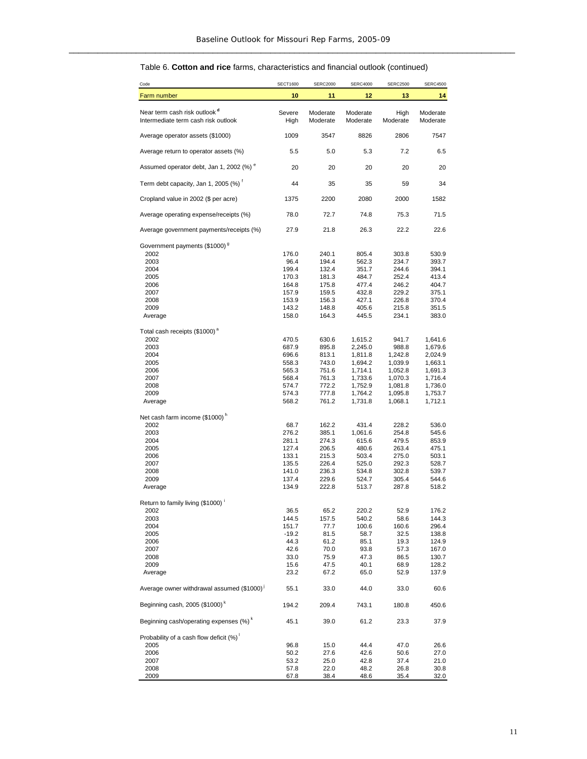Table 6. **Cotton and rice** farms, characteristics and financial outlook (continued)

| Code | SECT1600 | SERC2000 | SERC4000 | SERC2500 | SERC4500 |
|---|---|---|---|---|---|
| Farm number | 10 | 11 | 12 | 13 | 14 |
| Near term cash risk outlook [d] | Severe | Moderate | Moderate | High | Moderate |
| Intermediate term cash risk outlook | High | Moderate | Moderate | Moderate | Moderate |
| Average operator assets ($1000) | 1009 | 3547 | 8826 | 2806 | 7547 |
| Average return to operator assets (%) | 5.5 | 5.0 | 5.3 | 7.2 | 6.5 |
| Assumed operator debt, Jan 1, 2002 (%) [e] | 20 | 20 | 20 | 20 | 20 |
| Term debt capacity, Jan 1, 2005 (%) [f] | 44 | 35 | 35 | 59 | 34 |
| Cropland value in 2002 ($ per acre) | 1375 | 2200 | 2080 | 2000 | 1582 |
| Average operating expense/receipts (%) | 78.0 | 72.7 | 74.8 | 75.3 | 71.5 |
| Average government payments/receipts (%) | 27.9 | 21.8 | 26.3 | 22.2 | 22.6 |
| Government payments ($1000) [g] | | | | | |
| 2002 | 176.0 | 240.1 | 805.4 | 303.8 | 530.9 |
| 2003 | 96.4 | 194.4 | 562.3 | 234.7 | 393.7 |
| 2004 | 199.4 | 132.4 | 351.7 | 244.6 | 394.1 |
| 2005 | 170.3 | 181.3 | 484.7 | 252.4 | 413.4 |
| 2006 | 164.8 | 175.8 | 477.4 | 246.2 | 404.7 |
| 2007 | 157.9 | 159.5 | 432.8 | 229.2 | 375.1 |
| 2008 | 153.9 | 156.3 | 427.1 | 226.8 | 370.4 |
| 2009 | 143.2 | 148.8 | 405.6 | 215.8 | 351.5 |
| Average | 158.0 | 164.3 | 445.5 | 234.1 | 383.0 |
| Total cash receipts ($1000) [a] | | | | | |
| 2002 | 470.5 | 630.6 | 1,615.2 | 941.7 | 1,641.6 |
| 2003 | 687.9 | 895.8 | 2,245.0 | 988.8 | 1,679.6 |
| 2004 | 696.6 | 813.1 | 1,811.8 | 1,242.8 | 2,024.9 |
| 2005 | 558.3 | 743.0 | 1,694.2 | 1,039.9 | 1,663.1 |
| 2006 | 565.3 | 751.6 | 1,714.1 | 1,052.8 | 1,691.3 |
| 2007 | 568.4 | 761.3 | 1,733.6 | 1,070.3 | 1,716.4 |
| 2008 | 574.7 | 772.2 | 1,752.9 | 1,081.8 | 1,736.0 |
| 2009 | 574.3 | 777.8 | 1,764.2 | 1,095.8 | 1,753.7 |
| Average | 568.2 | 761.2 | 1,731.8 | 1,068.1 | 1,712.1 |
| Net cash farm income ($1000) [h] | | | | | |
| 2002 | 68.7 | 162.2 | 431.4 | 228.2 | 536.0 |
| 2003 | 276.2 | 385.1 | 1,061.6 | 254.8 | 545.6 |
| 2004 | 281.1 | 274.3 | 615.6 | 479.5 | 853.9 |
| 2005 | 127.4 | 206.5 | 480.6 | 263.4 | 475.1 |
| 2006 | 133.1 | 215.3 | 503.4 | 275.0 | 503.1 |
| 2007 | 135.5 | 226.4 | 525.0 | 292.3 | 528.7 |
| 2008 | 141.0 | 236.3 | 534.8 | 302.8 | 539.7 |
| 2009 | 137.4 | 229.6 | 524.7 | 305.4 | 544.6 |
| Average | 134.9 | 222.8 | 513.7 | 287.8 | 518.2 |
| Return to family living ($1000) [i] | | | | | |
| 2002 | 36.5 | 65.2 | 220.2 | 52.9 | 176.2 |
| 2003 | 144.5 | 157.5 | 540.2 | 58.6 | 144.3 |
| 2004 | 151.7 | 77.7 | 100.6 | 160.6 | 296.4 |
| 2005 | -19.2 | 81.5 | 58.7 | 32.5 | 138.8 |
| 2006 | 44.3 | 61.2 | 85.1 | 19.3 | 124.9 |
| 2007 | 42.6 | 70.0 | 93.8 | 57.3 | 167.0 |
| 2008 | 33.0 | 75.9 | 47.3 | 86.5 | 130.7 |
| 2009 | 15.6 | 47.5 | 40.1 | 68.9 | 128.2 |
| Average | 23.2 | 67.2 | 65.0 | 52.9 | 137.9 |
| Average owner withdrawal assumed ($1000) [j] | 55.1 | 33.0 | 44.0 | 33.0 | 60.6 |
| Beginning cash, 2005 ($1000) [k] | 194.2 | 209.4 | 743.1 | 180.8 | 450.6 |
| Beginning cash/operating expenses (%) [k] | 45.1 | 39.0 | 61.2 | 23.3 | 37.9 |
| Probability of a cash flow deficit (%) [l] | | | | | |
| 2005 | 96.8 | 15.0 | 44.4 | 47.0 | 26.6 |
| 2006 | 50.2 | 27.6 | 42.6 | 50.6 | 27.0 |
| 2007 | 53.2 | 25.0 | 42.8 | 37.4 | 21.0 |
| 2008 | 57.8 | 22.0 | 48.2 | 26.8 | 30.8 |
| 2009 | 67.8 | 38.4 | 48.6 | 35.4 | 32.0 |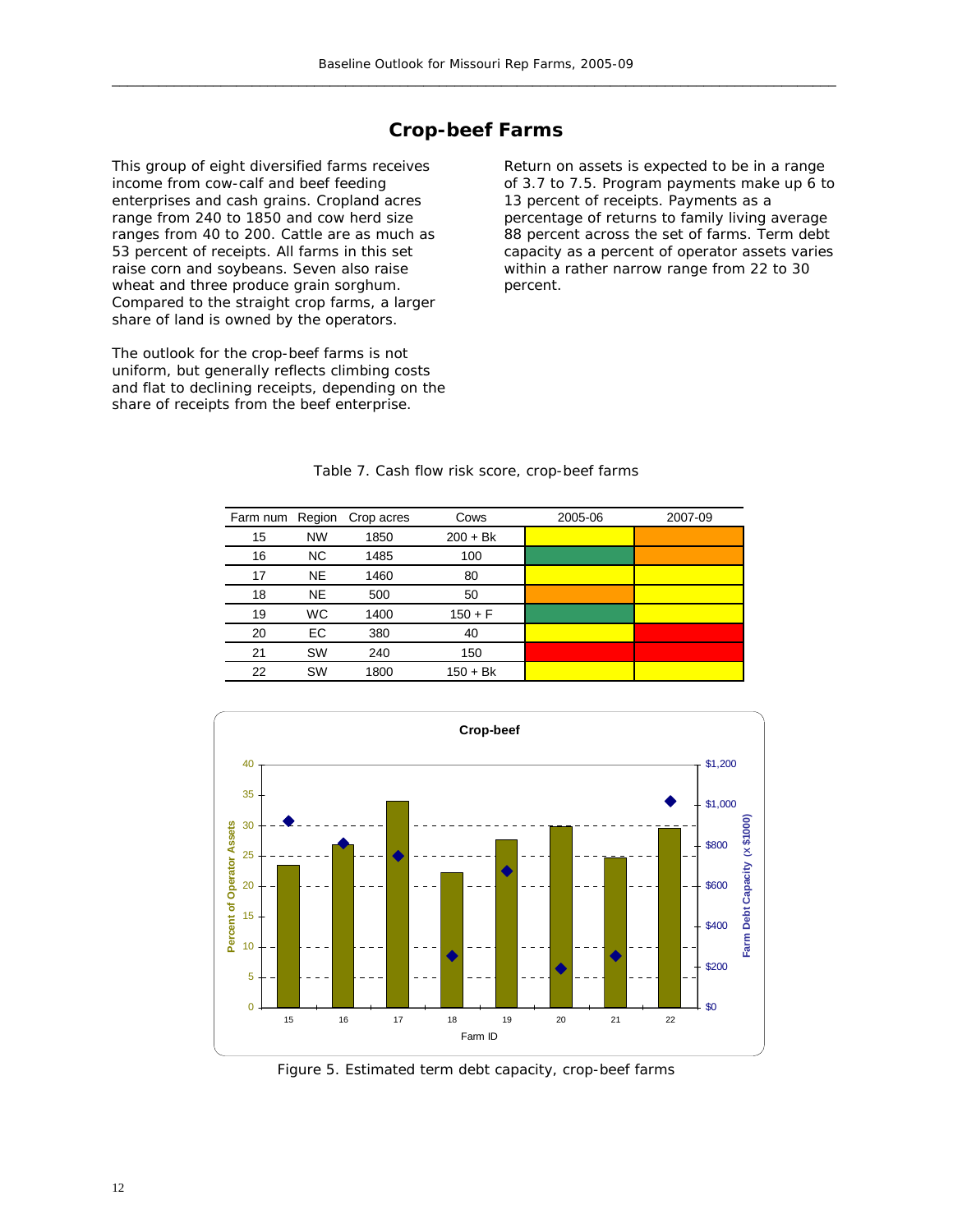# Crop-beef Farms

This group of eight diversified farms receives income from cow-calf and beef feeding enterprises and cash grains. Cropland acres range from 240 to 1850 and cow herd size ranges from 40 to 200. Cattle are as much as 53 percent of receipts. All farms in this set raise corn and soybeans. Seven also raise wheat and three produce grain sorghum. Compared to the straight crop farms, a larger share of land is owned by the operators.

The outlook for the crop-beef farms is not uniform, but generally reflects climbing costs and flat to declining receipts, depending on the share of receipts from the beef enterprise.

Return on assets is expected to be in a range of 3.7 to 7.5. Program payments make up 6 to 13 percent of receipts. Payments as a percentage of returns to family living average 88 percent across the set of farms. Term debt capacity as a percent of operator assets varies within a rather narrow range from 22 to 30 percent.

Table 7. Cash flow risk score, crop-beef farms

| Farm num | Region | Crop acres | Cows | 2005-06 | 2007-09 |
|---|---|---|---|---|---|
| 15 | NW | 1850 | 200 + Bk | | |
| 16 | NC | 1485 | 100 | | |
| 17 | NE | 1460 | 80 | | |
| 18 | NE | 500 | 50 | | |
| 19 | WC | 1400 | 150 + F | | |
| 20 | EC | 380 | 40 | | |
| 21 | SW | 240 | 150 | | |
| 22 | SW | 1800 | 150 + Bk | | |

Figure 5. Estimated term debt capacity, crop-beef farms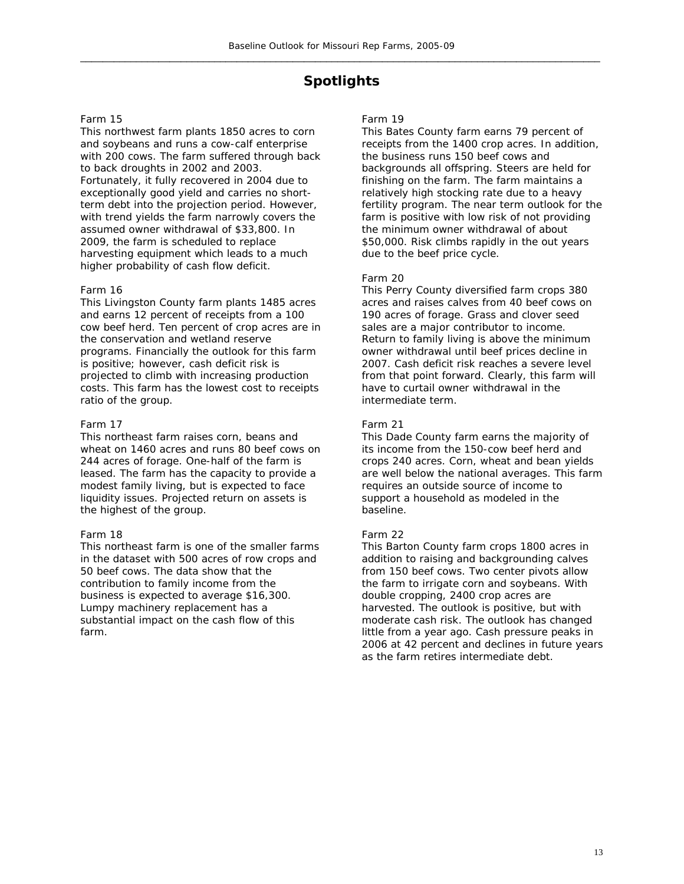# Spotlights

Farm 15

This northwest farm plants 1850 acres to corn and soybeans and runs a cow-calf enterprise with 200 cows. The farm suffered through back to back droughts in 2002 and 2003. Fortunately, it fully recovered in 2004 due to exceptionally good yield and carries no short-term debt into the projection period. However, with trend yields the farm narrowly covers the assumed owner withdrawal of $33,800. In 2009, the farm is scheduled to replace harvesting equipment which leads to a much higher probability of cash flow deficit.

Farm 16

This Livingston County farm plants 1485 acres and earns 12 percent of receipts from a 100 cow beef herd. Ten percent of crop acres are in the conservation and wetland reserve programs. Financially the outlook for this farm is positive; however, cash deficit risk is projected to climb with increasing production costs. This farm has the lowest cost to receipts ratio of the group.

Farm 17

This northeast farm raises corn, beans and wheat on 1460 acres and runs 80 beef cows on 244 acres of forage. One-half of the farm is leased. The farm has the capacity to provide a modest family living, but is expected to face liquidity issues. Projected return on assets is the highest of the group.

Farm 18

This northeast farm is one of the smaller farms in the dataset with 500 acres of row crops and 50 beef cows. The data show that the contribution to family income from the business is expected to average $16,300. Lumpy machinery replacement has a substantial impact on the cash flow of this farm.

Farm 19

This Bates County farm earns 79 percent of receipts from the 1400 crop acres. In addition, the business runs 150 beef cows and backgrounds all offspring. Steers are held for finishing on the farm. The farm maintains a relatively high stocking rate due to a heavy fertility program. The near term outlook for the farm is positive with low risk of not providing the minimum owner withdrawal of about $50,000. Risk climbs rapidly in the out years due to the beef price cycle.

Farm 20

This Perry County diversified farm crops 380 acres and raises calves from 40 beef cows on 190 acres of forage. Grass and clover seed sales are a major contributor to income. Return to family living is above the minimum owner withdrawal until beef prices decline in 2007. Cash deficit risk reaches a severe level from that point forward. Clearly, this farm will have to curtail owner withdrawal in the intermediate term.

Farm 21

This Dade County farm earns the majority of its income from the 150-cow beef herd and crops 240 acres. Corn, wheat and bean yields are well below the national averages. This farm requires an outside source of income to support a household as modeled in the baseline.

Farm 22

This Barton County farm crops 1800 acres in addition to raising and backgrounding calves from 150 beef cows. Two center pivots allow the farm to irrigate corn and soybeans. With double cropping, 2400 crop acres are harvested. The outlook is positive, but with moderate cash risk. The outlook has changed little from a year ago. Cash pressure peaks in 2006 at 42 percent and declines in future years as the farm retires intermediate debt.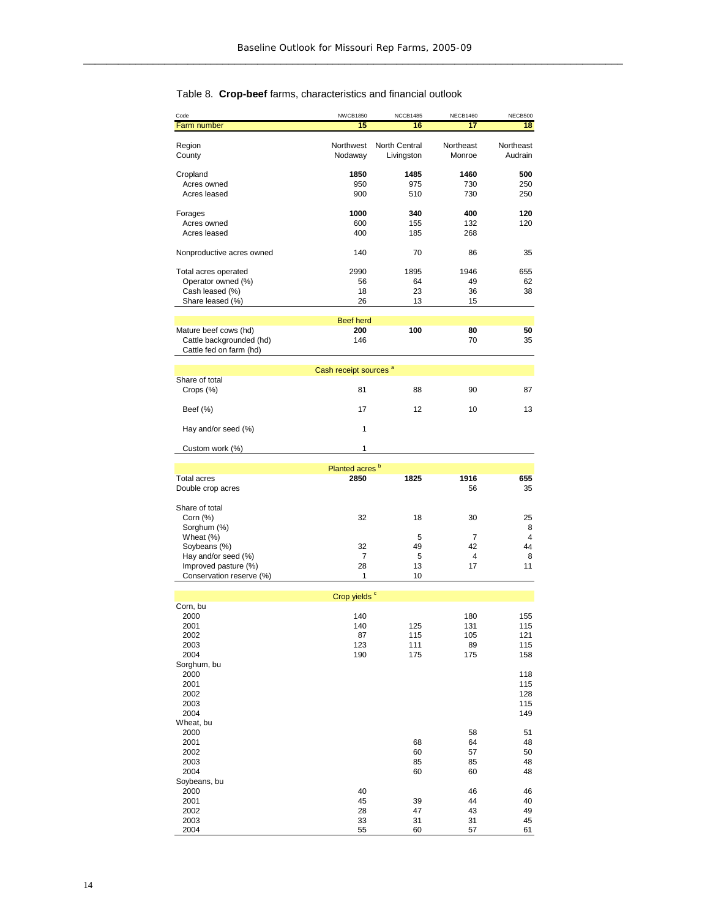Table 8. **Crop-beef** farms, characteristics and financial outlook

| Code | NWCB1850 | NCCB1485 | NECB1460 | NECB500 |
|---|---|---|---|---|
| Farm number | 15 | 16 | 17 | 18 |
| Region | Northwest | North Central | Northeast | Northeast |
| County | Nodaway | Livingston | Monroe | Audrain |
| Cropland | **1850** | **1485** | **1460** | **500** |
| Acres owned | 950 | 975 | 730 | 250 |
| Acres leased | 900 | 510 | 730 | 250 |
| Forages | **1000** | **340** | **400** | **120** |
| Acres owned | 600 | 155 | 132 | 120 |
| Acres leased | 400 | 185 | 268 | |
| Nonproductive acres owned | 140 | 70 | 86 | 35 |
| Total acres operated | 2990 | 1895 | 1946 | 655 |
| Operator owned (%) | 56 | 64 | 49 | 62 |
| Cash leased (%) | 18 | 23 | 36 | 38 |
| Share leased (%) | 26 | 13 | 15 | |
| **Beef herd** | | | | |
| Mature beef cows (hd) | **200** | **100** | **80** | **50** |
| Cattle backgrounded (hd) | 146 | | 70 | 35 |
| Cattle fed on farm (hd) | | | | |
| **Cash receipt sources [a]** | | | | |
| Share of total | | | | |
| Crops (%) | 81 | 88 | 90 | 87 |
| Beef (%) | 17 | 12 | 10 | 13 |
| Hay and/or seed (%) | 1 | | | |
| Custom work (%) | 1 | | | |
| **Planted acres [b]** | | | | |
| Total acres | **2850** | **1825** | **1916** | **655** |
| Double crop acres | | | 56 | 35 |
| Share of total | | | | |
| Corn (%) | 32 | 18 | 30 | 25 |
| Sorghum (%) | | | | 8 |
| Wheat (%) | | 5 | 7 | 4 |
| Soybeans (%) | 32 | 49 | 42 | 44 |
| Hay and/or seed (%) | 7 | 5 | 4 | 8 |
| Improved pasture (%) | 28 | 13 | 17 | 11 |
| Conservation reserve (%) | 1 | 10 | | |
| **Crop yields [c]** | | | | |
| Corn, bu | | | | |
| 2000 | 140 | | 180 | 155 |
| 2001 | 140 | 125 | 131 | 115 |
| 2002 | 87 | 115 | 105 | 121 |
| 2003 | 123 | 111 | 89 | 115 |
| 2004 | 190 | 175 | 175 | 158 |
| Sorghum, bu | | | | |
| 2000 | | | | 118 |
| 2001 | | | | 115 |
| 2002 | | | | 128 |
| 2003 | | | | 115 |
| 2004 | | | | 149 |
| Wheat, bu | | | | |
| 2000 | | | 58 | 51 |
| 2001 | | 68 | 64 | 48 |
| 2002 | | 60 | 57 | 50 |
| 2003 | | 85 | 85 | 48 |
| 2004 | | 60 | 60 | 48 |
| Soybeans, bu | | | | |
| 2000 | 40 | | 46 | 46 |
| 2001 | 45 | 39 | 44 | 40 |
| 2002 | 28 | 47 | 43 | 49 |
| 2003 | 33 | 31 | 31 | 45 |
| 2004 | 55 | 60 | 57 | 61 |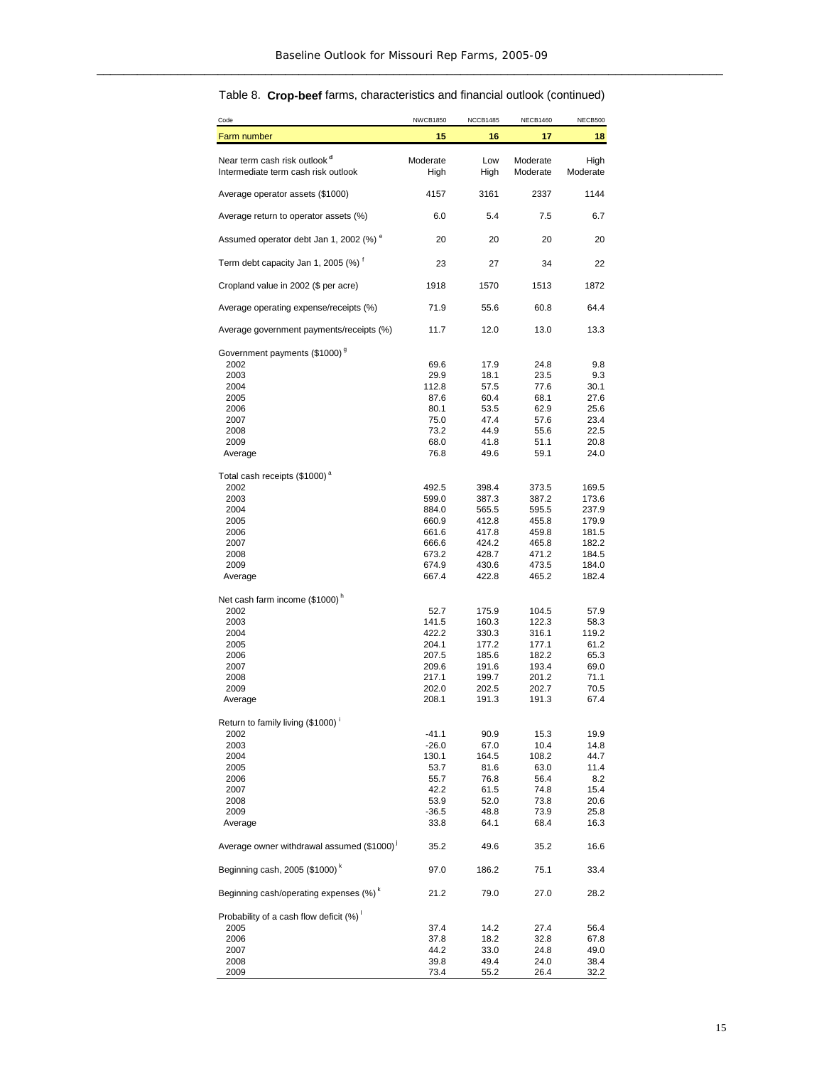Table 8. **Crop-beef** farms, characteristics and financial outlook (continued)

| Code | NWCB1850 | NCCB1485 | NECB1460 | NECB500 |
|---|---|---|---|---|
| Farm number | 15 | 16 | 17 | 18 |
| Near term cash risk outlook [d] | Moderate | Low | Moderate | High |
| Intermediate term cash risk outlook | High | High | Moderate | Moderate |
| Average operator assets ($1000) | 4157 | 3161 | 2337 | 1144 |
| Average return to operator assets (%) | 6.0 | 5.4 | 7.5 | 6.7 |
| Assumed operator debt Jan 1, 2002 (%) [e] | 20 | 20 | 20 | 20 |
| Term debt capacity Jan 1, 2005 (%) [f] | 23 | 27 | 34 | 22 |
| Cropland value in 2002 ($ per acre) | 1918 | 1570 | 1513 | 1872 |
| Average operating expense/receipts (%) | 71.9 | 55.6 | 60.8 | 64.4 |
| Average government payments/receipts (%) | 11.7 | 12.0 | 13.0 | 13.3 |
| Government payments ($1000) [g] | | | | |
| 2002 | 69.6 | 17.9 | 24.8 | 9.8 |
| 2003 | 29.9 | 18.1 | 23.5 | 9.3 |
| 2004 | 112.8 | 57.5 | 77.6 | 30.1 |
| 2005 | 87.6 | 60.4 | 68.1 | 27.6 |
| 2006 | 80.1 | 53.5 | 62.9 | 25.6 |
| 2007 | 75.0 | 47.4 | 57.6 | 23.4 |
| 2008 | 73.2 | 44.9 | 55.6 | 22.5 |
| 2009 | 68.0 | 41.8 | 51.1 | 20.8 |
| Average | 76.8 | 49.6 | 59.1 | 24.0 |
| Total cash receipts ($1000) [a] | | | | |
| 2002 | 492.5 | 398.4 | 373.5 | 169.5 |
| 2003 | 599.0 | 387.3 | 387.2 | 173.6 |
| 2004 | 884.0 | 565.5 | 595.5 | 237.9 |
| 2005 | 660.9 | 412.8 | 455.8 | 179.9 |
| 2006 | 661.6 | 417.8 | 459.8 | 181.5 |
| 2007 | 666.6 | 424.2 | 465.8 | 182.2 |
| 2008 | 673.2 | 428.7 | 471.2 | 184.5 |
| 2009 | 674.9 | 430.6 | 473.5 | 184.0 |
| Average | 667.4 | 422.8 | 465.2 | 182.4 |
| Net cash farm income ($1000) [h] | | | | |
| 2002 | 52.7 | 175.9 | 104.5 | 57.9 |
| 2003 | 141.5 | 160.3 | 122.3 | 58.3 |
| 2004 | 422.2 | 330.3 | 316.1 | 119.2 |
| 2005 | 204.1 | 177.2 | 177.1 | 61.2 |
| 2006 | 207.5 | 185.6 | 182.2 | 65.3 |
| 2007 | 209.6 | 191.6 | 193.4 | 69.0 |
| 2008 | 217.1 | 199.7 | 201.2 | 71.1 |
| 2009 | 202.0 | 202.5 | 202.7 | 70.5 |
| Average | 208.1 | 191.3 | 191.3 | 67.4 |
| Return to family living ($1000) [i] | | | | |
| 2002 | -41.1 | 90.9 | 15.3 | 19.9 |
| 2003 | -26.0 | 67.0 | 10.4 | 14.8 |
| 2004 | 130.1 | 164.5 | 108.2 | 44.7 |
| 2005 | 53.7 | 81.6 | 63.0 | 11.4 |
| 2006 | 55.7 | 76.8 | 56.4 | 8.2 |
| 2007 | 42.2 | 61.5 | 74.8 | 15.4 |
| 2008 | 53.9 | 52.0 | 73.8 | 20.6 |
| 2009 | -36.5 | 48.8 | 73.9 | 25.8 |
| Average | 33.8 | 64.1 | 68.4 | 16.3 |
| Average owner withdrawal assumed ($1000) [j] | 35.2 | 49.6 | 35.2 | 16.6 |
| Beginning cash, 2005 ($1000) [k] | 97.0 | 186.2 | 75.1 | 33.4 |
| Beginning cash/operating expenses (%) [k] | 21.2 | 79.0 | 27.0 | 28.2 |
| Probability of a cash flow deficit (%) [l] | | | | |
| 2005 | 37.4 | 14.2 | 27.4 | 56.4 |
| 2006 | 37.8 | 18.2 | 32.8 | 67.8 |
| 2007 | 44.2 | 33.0 | 24.8 | 49.0 |
| 2008 | 39.8 | 49.4 | 24.0 | 38.4 |
| 2009 | 73.4 | 55.2 | 26.4 | 32.2 |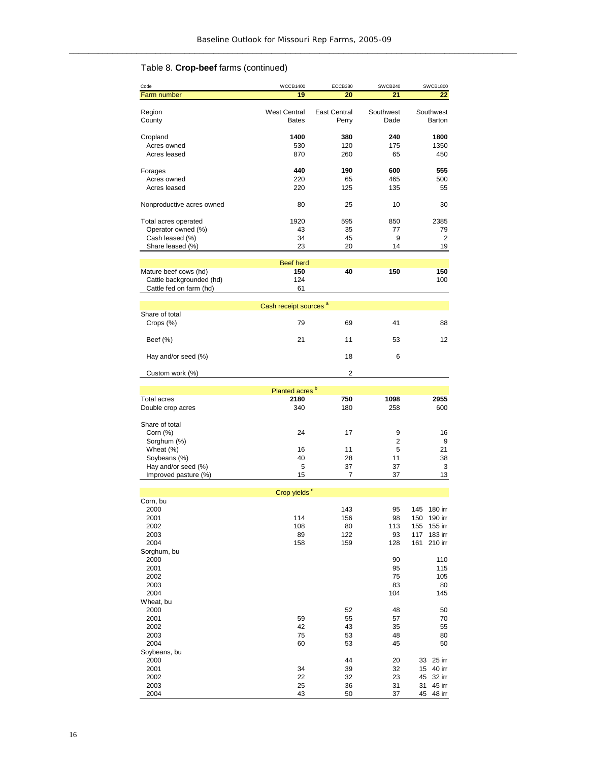Table 8. **Crop-beef** farms (continued)

| Code | WCCB1400 | ECCB380 | SWCB240 | SWCB1800 |
|---|---|---|---|---|
| Farm number | 19 | 20 | 21 | 22 |
| Region | West Central | East Central | Southwest | Southwest |
| County | Bates | Perry | Dade | Barton |
| Cropland | **1400** | **380** | **240** | **1800** |
| Acres owned | 530 | 120 | 175 | 1350 |
| Acres leased | 870 | 260 | 65 | 450 |
| Forages | **440** | **190** | **600** | **555** |
| Acres owned | 220 | 65 | 465 | 500 |
| Acres leased | 220 | 125 | 135 | 55 |
| Nonproductive acres owned | 80 | 25 | 10 | 30 |
| Total acres operated | 1920 | 595 | 850 | 2385 |
| Operator owned (%) | 43 | 35 | 77 | 79 |
| Cash leased (%) | 34 | 45 | 9 | 2 |
| Share leased (%) | 23 | 20 | 14 | 19 |
| **Beef herd** | | | | |
| Mature beef cows (hd) | **150** | **40** | **150** | **150** |
| Cattle backgrounded (hd) | 124 | | | 100 |
| Cattle fed on farm (hd) | 61 | | | |
| **Cash receipt sources [a]** | | | | |
| Share of total | | | | |
| Crops (%) | 79 | 69 | 41 | 88 |
| Beef (%) | 21 | 11 | 53 | 12 |
| Hay and/or seed (%) | | 18 | 6 | |
| Custom work (%) | | 2 | | |
| **Planted acres [b]** | | | | |
| Total acres | **2180** | **750** | **1098** | **2955** |
| Double crop acres | 340 | 180 | 258 | 600 |
| Share of total | | | | |
| Corn (%) | 24 | 17 | 9 | 16 |
| Sorghum (%) | | | 2 | 9 |
| Wheat (%) | 16 | 11 | 5 | 21 |
| Soybeans (%) | 40 | 28 | 11 | 38 |
| Hay and/or seed (%) | 5 | 37 | 37 | 3 |
| Improved pasture (%) | 15 | 7 | 37 | 13 |
| **Crop yields [c]** | | | | |
| Corn, bu | | | | |
| 2000 | | 143 | 95 | 145 180 irr |
| 2001 | 114 | 156 | 98 | 150 190 irr |
| 2002 | 108 | 80 | 113 | 155 155 irr |
| 2003 | 89 | 122 | 93 | 117 183 irr |
| 2004 | 158 | 159 | 128 | 161 210 irr |
| Sorghum, bu | | | | |
| 2000 | | | 90 | 110 |
| 2001 | | | 95 | 115 |
| 2002 | | | 75 | 105 |
| 2003 | | | 83 | 80 |
| 2004 | | | 104 | 145 |
| Wheat, bu | | | | |
| 2000 | | 52 | 48 | 50 |
| 2001 | 59 | 55 | 57 | 70 |
| 2002 | 42 | 43 | 35 | 55 |
| 2003 | 75 | 53 | 48 | 80 |
| 2004 | 60 | 53 | 45 | 50 |
| Soybeans, bu | | | | |
| 2000 | | 44 | 20 | 33 25 irr |
| 2001 | 34 | 39 | 32 | 15 40 irr |
| 2002 | 22 | 32 | 23 | 45 32 irr |
| 2003 | 25 | 36 | 31 | 31 45 irr |
| 2004 | 43 | 50 | 37 | 45 48 irr |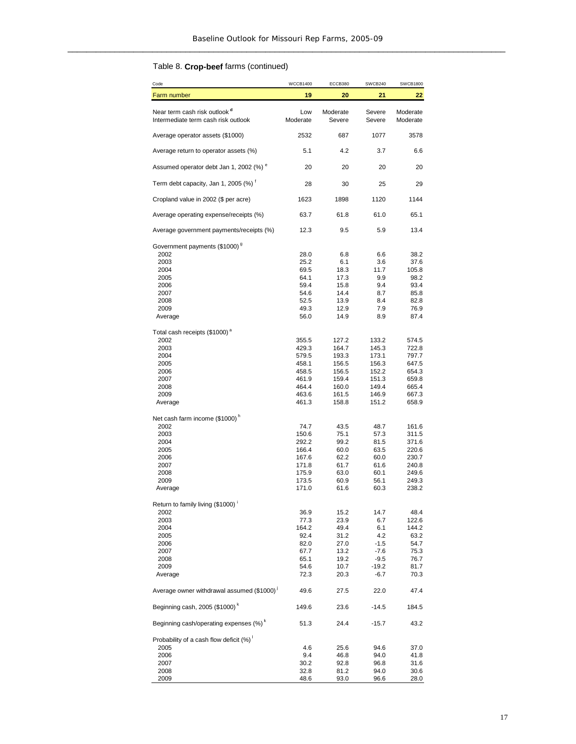Table 8. **Crop-beef** farms (continued)

| Code | WCCB1400 | ECCB380 | SWCB240 | SWCB1800 |
|---|---|---|---|---|
| Farm number | 19 | 20 | 21 | 22 |
| Near term cash risk outlook [d] | Low | Moderate | Severe | Moderate |
| Intermediate term cash risk outlook | Moderate | Severe | Severe | Moderate |
| Average operator assets ($1000) | 2532 | 687 | 1077 | 3578 |
| Average return to operator assets (%) | 5.1 | 4.2 | 3.7 | 6.6 |
| Assumed operator debt Jan 1, 2002 (%) [e] | 20 | 20 | 20 | 20 |
| Term debt capacity, Jan 1, 2005 (%) [f] | 28 | 30 | 25 | 29 |
| Cropland value in 2002 ($ per acre) | 1623 | 1898 | 1120 | 1144 |
| Average operating expense/receipts (%) | 63.7 | 61.8 | 61.0 | 65.1 |
| Average government payments/receipts (%) | 12.3 | 9.5 | 5.9 | 13.4 |
| Government payments ($1000) [g] | | | | |
| 2002 | 28.0 | 6.8 | 6.6 | 38.2 |
| 2003 | 25.2 | 6.1 | 3.6 | 37.6 |
| 2004 | 69.5 | 18.3 | 11.7 | 105.8 |
| 2005 | 64.1 | 17.3 | 9.9 | 98.2 |
| 2006 | 59.4 | 15.8 | 9.4 | 93.4 |
| 2007 | 54.6 | 14.4 | 8.7 | 85.8 |
| 2008 | 52.5 | 13.9 | 8.4 | 82.8 |
| 2009 | 49.3 | 12.9 | 7.9 | 76.9 |
| Average | 56.0 | 14.9 | 8.9 | 87.4 |
| Total cash receipts ($1000) [a] | | | | |
| 2002 | 355.5 | 127.2 | 133.2 | 574.5 |
| 2003 | 429.3 | 164.7 | 145.3 | 722.8 |
| 2004 | 579.5 | 193.3 | 173.1 | 797.7 |
| 2005 | 458.1 | 156.5 | 156.3 | 647.5 |
| 2006 | 458.5 | 156.5 | 152.2 | 654.3 |
| 2007 | 461.9 | 159.4 | 151.3 | 659.8 |
| 2008 | 464.4 | 160.0 | 149.4 | 665.4 |
| 2009 | 463.6 | 161.5 | 146.9 | 667.3 |
| Average | 461.3 | 158.8 | 151.2 | 658.9 |
| Net cash farm income ($1000) [h] | | | | |
| 2002 | 74.7 | 43.5 | 48.7 | 161.6 |
| 2003 | 150.6 | 75.1 | 57.3 | 311.5 |
| 2004 | 292.2 | 99.2 | 81.5 | 371.6 |
| 2005 | 166.4 | 60.0 | 63.5 | 220.6 |
| 2006 | 167.6 | 62.2 | 60.0 | 230.7 |
| 2007 | 171.8 | 61.7 | 61.6 | 240.8 |
| 2008 | 175.9 | 63.0 | 60.1 | 249.6 |
| 2009 | 173.5 | 60.9 | 56.1 | 249.3 |
| Average | 171.0 | 61.6 | 60.3 | 238.2 |
| Return to family living ($1000) [i] | | | | |
| 2002 | 36.9 | 15.2 | 14.7 | 48.4 |
| 2003 | 77.3 | 23.9 | 6.7 | 122.6 |
| 2004 | 164.2 | 49.4 | 6.1 | 144.2 |
| 2005 | 92.4 | 31.2 | 4.2 | 63.2 |
| 2006 | 82.0 | 27.0 | -1.5 | 54.7 |
| 2007 | 67.7 | 13.2 | -7.6 | 75.3 |
| 2008 | 65.1 | 19.2 | -9.5 | 76.7 |
| 2009 | 54.6 | 10.7 | -19.2 | 81.7 |
| Average | 72.3 | 20.3 | -6.7 | 70.3 |
| Average owner withdrawal assumed ($1000) [j] | 49.6 | 27.5 | 22.0 | 47.4 |
| Beginning cash, 2005 ($1000) [k] | 149.6 | 23.6 | -14.5 | 184.5 |
| Beginning cash/operating expenses (%) [k] | 51.3 | 24.4 | -15.7 | 43.2 |
| Probability of a cash flow deficit (%) [l] | | | | |
| 2005 | 4.6 | 25.6 | 94.6 | 37.0 |
| 2006 | 9.4 | 46.8 | 94.0 | 41.8 |
| 2007 | 30.2 | 92.8 | 96.8 | 31.6 |
| 2008 | 32.8 | 81.2 | 94.0 | 30.6 |
| 2009 | 48.6 | 93.0 | 96.6 | 28.0 |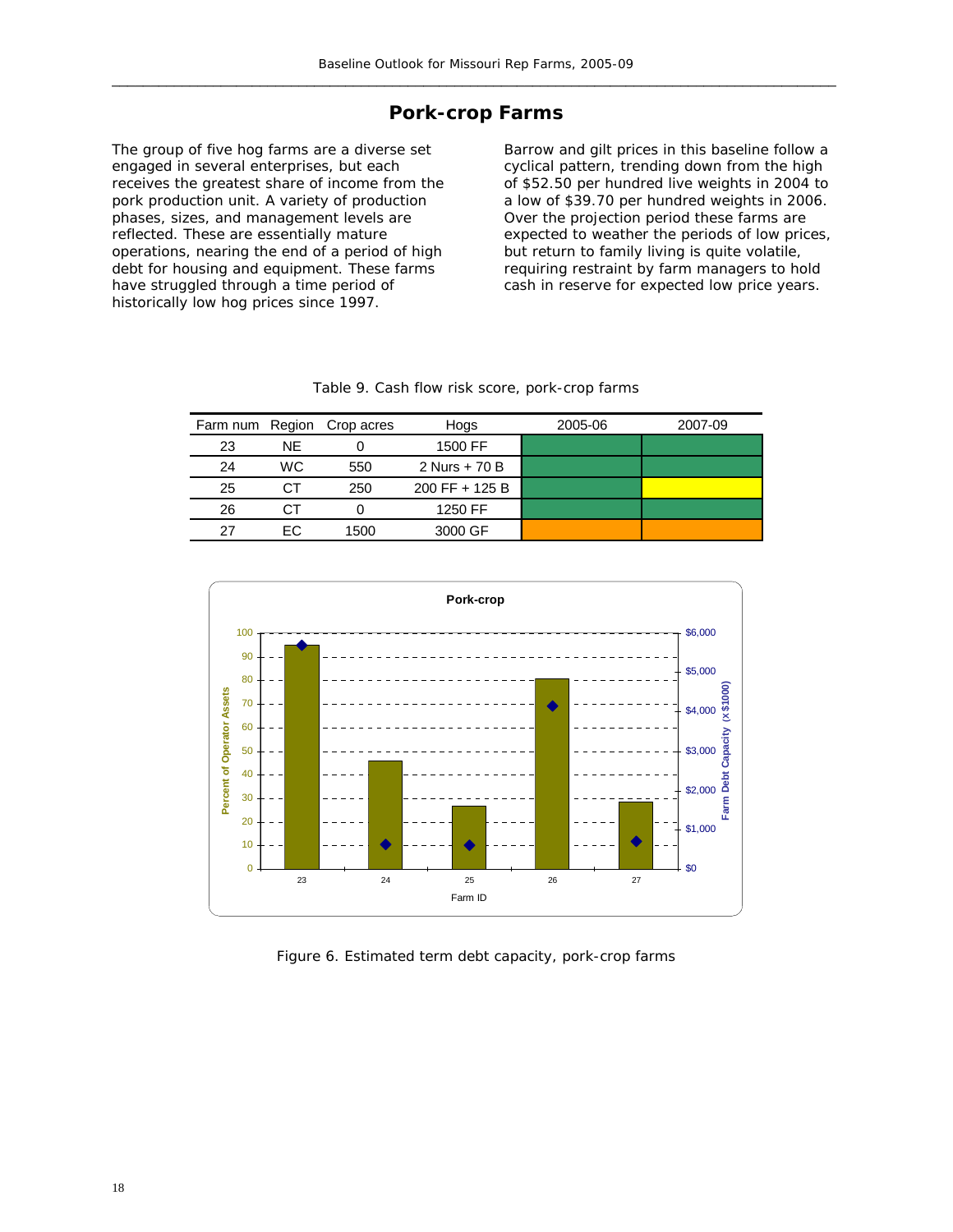## Pork-crop Farms

The group of five hog farms are a diverse set engaged in several enterprises, but each receives the greatest share of income from the pork production unit. A variety of production phases, sizes, and management levels are reflected. These are essentially mature operations, nearing the end of a period of high debt for housing and equipment. These farms have struggled through a time period of historically low hog prices since 1997.

Barrow and gilt prices in this baseline follow a cyclical pattern, trending down from the high of $52.50 per hundred live weights in 2004 to a low of $39.70 per hundred weights in 2006. Over the projection period these farms are expected to weather the periods of low prices, but return to family living is quite volatile, requiring restraint by farm managers to hold cash in reserve for expected low price years.

Table 9. Cash flow risk score, pork-crop farms

| Farm num | Region | Crop acres | Hogs | 2005-06 | 2007-09 |
|---|---|---|---|---|---|
| 23 | NE | 0 | 1500 FF | | |
| 24 | WC | 550 | 2 Nurs + 70 B | | |
| 25 | CT | 250 | 200 FF + 125 B | | |
| 26 | CT | 0 | 1250 FF | | |
| 27 | EC | 1500 | 3000 GF | | |

Figure 6. Estimated term debt capacity, pork-crop farms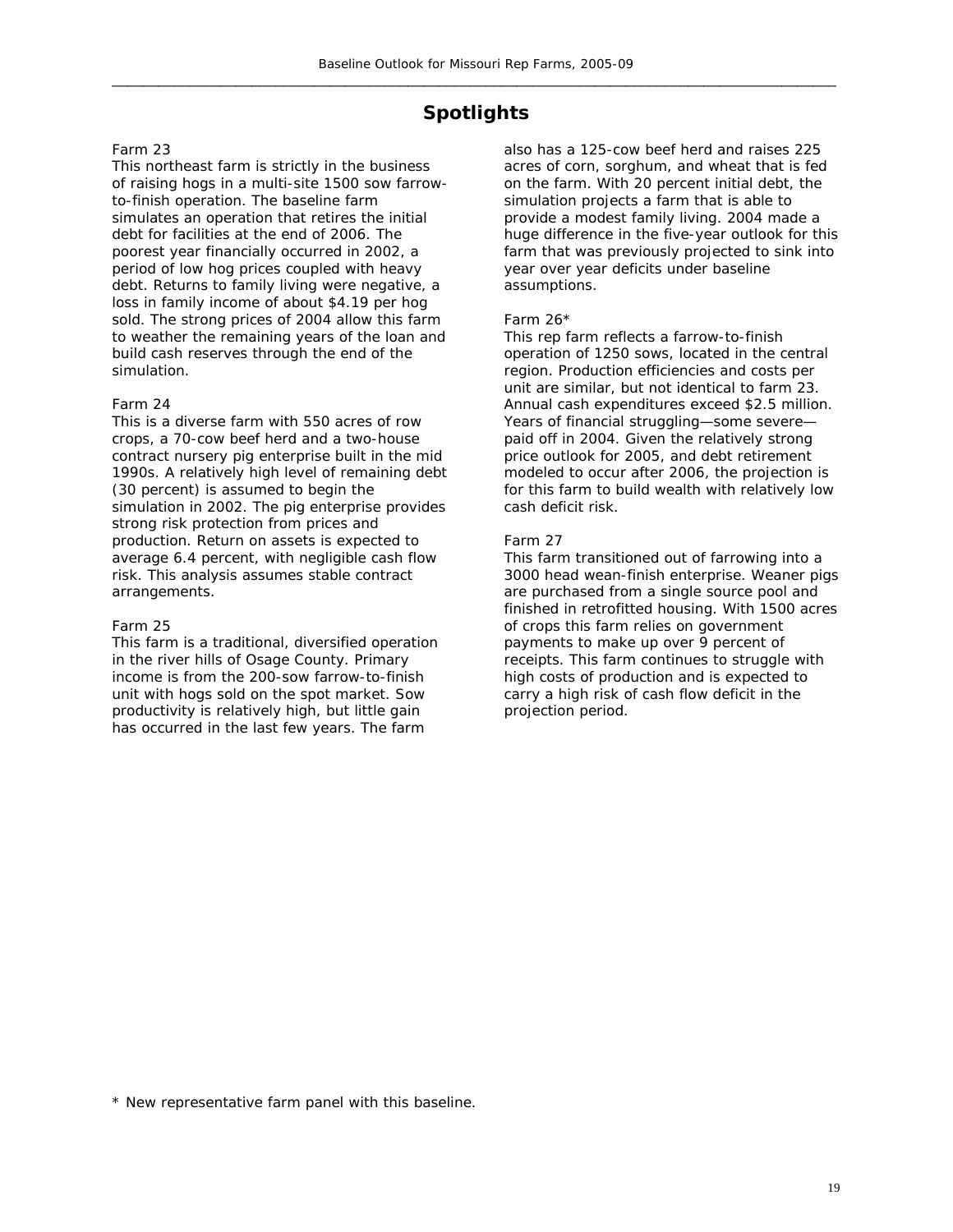## Spotlights

Farm 23
This northeast farm is strictly in the business of raising hogs in a multi-site 1500 sow farrow-to-finish operation. The baseline farm simulates an operation that retires the initial debt for facilities at the end of 2006. The poorest year financially occurred in 2002, a period of low hog prices coupled with heavy debt. Returns to family living were negative, a loss in family income of about $4.19 per hog sold. The strong prices of 2004 allow this farm to weather the remaining years of the loan and build cash reserves through the end of the simulation.

Farm 24
This is a diverse farm with 550 acres of row crops, a 70-cow beef herd and a two-house contract nursery pig enterprise built in the mid 1990s. A relatively high level of remaining debt (30 percent) is assumed to begin the simulation in 2002. The pig enterprise provides strong risk protection from prices and production. Return on assets is expected to average 6.4 percent, with negligible cash flow risk. This analysis assumes stable contract arrangements.

Farm 25
This farm is a traditional, diversified operation in the river hills of Osage County. Primary income is from the 200-sow farrow-to-finish unit with hogs sold on the spot market. Sow productivity is relatively high, but little gain has occurred in the last few years. The farm also has a 125-cow beef herd and raises 225 acres of corn, sorghum, and wheat that is fed on the farm. With 20 percent initial debt, the simulation projects a farm that is able to provide a modest family living. 2004 made a huge difference in the five-year outlook for this farm that was previously projected to sink into year over year deficits under baseline assumptions.

Farm 26*
This rep farm reflects a farrow-to-finish operation of 1250 sows, located in the central region. Production efficiencies and costs per unit are similar, but not identical to farm 23. Annual cash expenditures exceed $2.5 million. Years of financial struggling—some severe—paid off in 2004. Given the relatively strong price outlook for 2005, and debt retirement modeled to occur after 2006, the projection is for this farm to build wealth with relatively low cash deficit risk.

Farm 27
This farm transitioned out of farrowing into a 3000 head wean-finish enterprise. Weaner pigs are purchased from a single source pool and finished in retrofitted housing. With 1500 acres of crops this farm relies on government payments to make up over 9 percent of receipts. This farm continues to struggle with high costs of production and is expected to carry a high risk of cash flow deficit in the projection period.

* New representative farm panel with this baseline.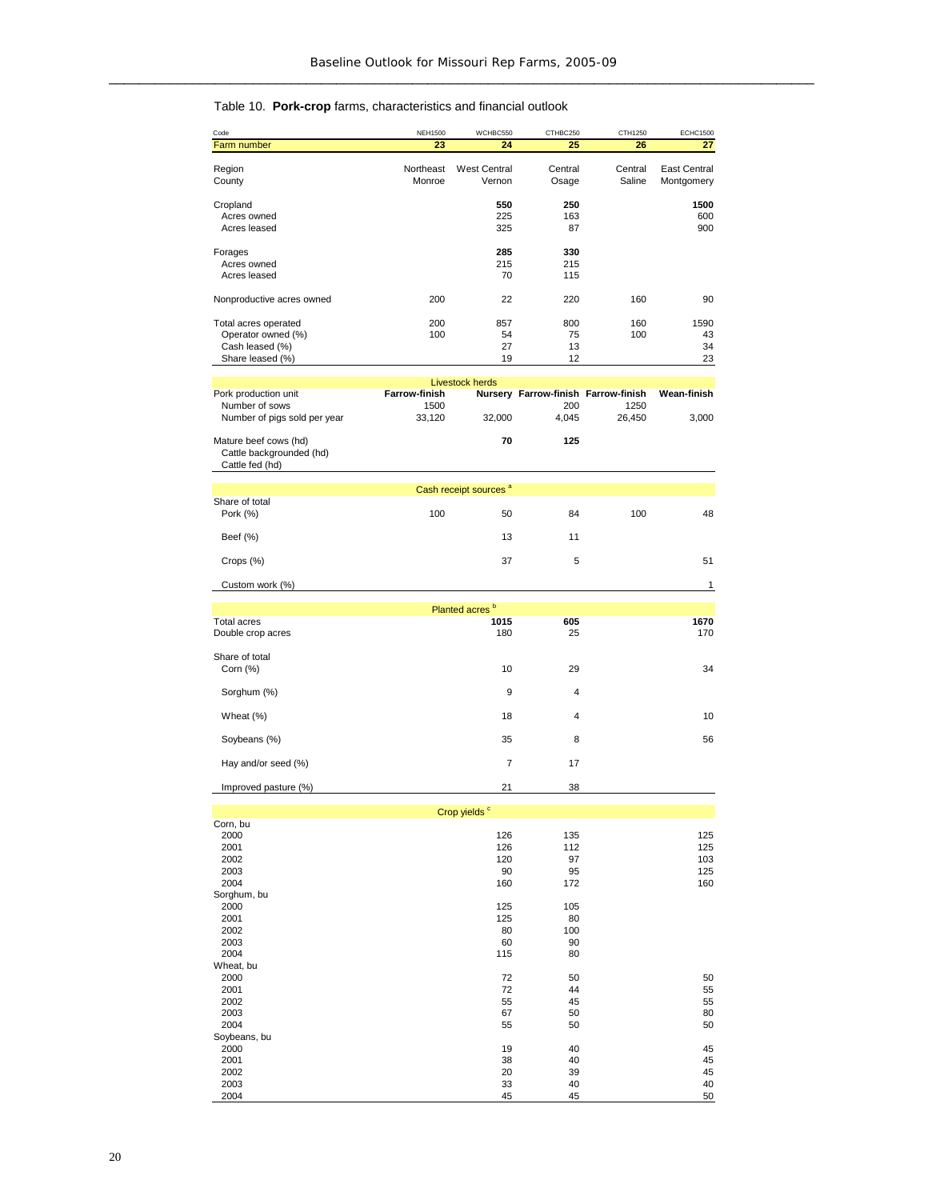Table 10. **Pork-crop** farms, characteristics and financial outlook

| Code | NEH1500 | WCHBC550 | CTHBC250 | CTH1250 | ECHC1500 |
|---|---|---|---|---|---|
| Farm number | 23 | 24 | 25 | 26 | 27 |
| Region | Northeast | West Central | Central | Central | East Central |
| County | Monroe | Vernon | Osage | Saline | Montgomery |
| Cropland | | **550** | **250** | | **1500** |
| Acres owned | | 225 | 163 | | 600 |
| Acres leased | | 325 | 87 | | 900 |
| Forages | | **285** | **330** | | |
| Acres owned | | 215 | 215 | | |
| Acres leased | | 70 | 115 | | |
| Nonproductive acres owned | 200 | 22 | 220 | 160 | 90 |
| Total acres operated | 200 | 857 | 800 | 160 | 1590 |
| Operator owned (%) | 100 | 54 | 75 | 100 | 43 |
| Cash leased (%) | | 27 | 13 | | 34 |
| Share leased (%) | | 19 | 12 | | 23 |
| **Livestock herds** | | | | | |
| Pork production unit | **Farrow-finish** | **Nursery** | **Farrow-finish** | **Farrow-finish** | **Wean-finish** |
| Number of sows | 1500 | | 200 | 1250 | |
| Number of pigs sold per year | 33,120 | 32,000 | 4,045 | 26,450 | 3,000 |
| Mature beef cows (hd) | | **70** | **125** | | |
| Cattle backgrounded (hd) | | | | | |
| Cattle fed (hd) | | | | | |
| **Cash receipt sources [a]** | | | | | |
| Share of total | | | | | |
| Pork (%) | 100 | 50 | 84 | 100 | 48 |
| Beef (%) | | 13 | 11 | | |
| Crops (%) | | 37 | 5 | | 51 |
| Custom work (%) | | | | | 1 |
| **Planted acres [b]** | | | | | |
| Total acres | | **1015** | **605** | | **1670** |
| Double crop acres | | 180 | 25 | | 170 |
| Share of total | | | | | |
| Corn (%) | | 10 | 29 | | 34 |
| Sorghum (%) | | 9 | 4 | | |
| Wheat (%) | | 18 | 4 | | 10 |
| Soybeans (%) | | 35 | 8 | | 56 |
| Hay and/or seed (%) | | 7 | 17 | | |
| Improved pasture (%) | | 21 | 38 | | |
| **Crop yields [c]** | | | | | |
| Corn, bu | | | | | |
| 2000 | | 126 | 135 | | 125 |
| 2001 | | 126 | 112 | | 125 |
| 2002 | | 120 | 97 | | 103 |
| 2003 | | 90 | 95 | | 125 |
| 2004 | | 160 | 172 | | 160 |
| Sorghum, bu | | | | | |
| 2000 | | 125 | 105 | | |
| 2001 | | 125 | 80 | | |
| 2002 | | 80 | 100 | | |
| 2003 | | 60 | 90 | | |
| 2004 | | 115 | 80 | | |
| Wheat, bu | | | | | |
| 2000 | | 72 | 50 | | 50 |
| 2001 | | 72 | 44 | | 55 |
| 2002 | | 55 | 45 | | 55 |
| 2003 | | 67 | 50 | | 80 |
| 2004 | | 55 | 50 | | 50 |
| Soybeans, bu | | | | | |
| 2000 | | 19 | 40 | | 45 |
| 2001 | | 38 | 40 | | 45 |
| 2002 | | 20 | 39 | | 45 |
| 2003 | | 33 | 40 | | 40 |
| 2004 | | 45 | 45 | | 50 |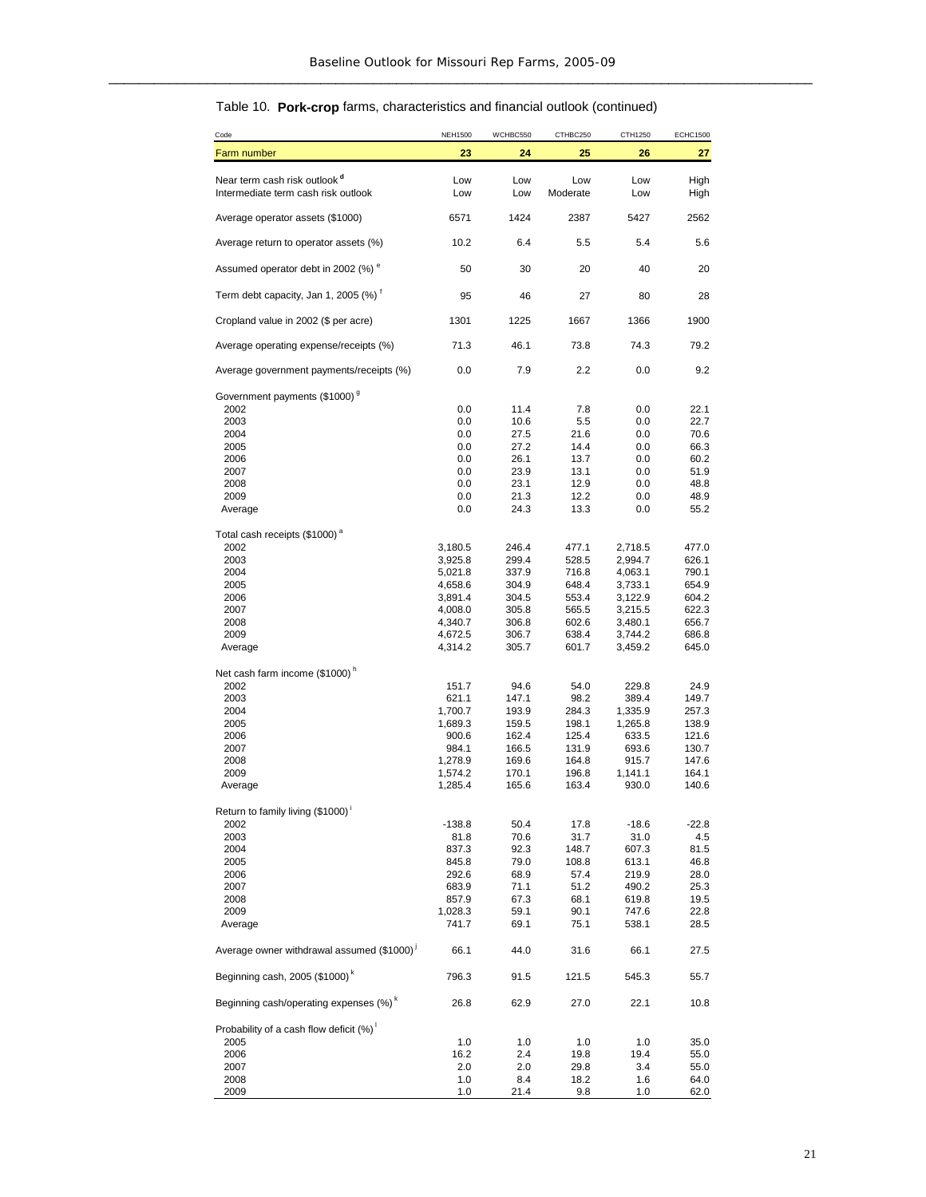Table 10. **Pork-crop** farms, characteristics and financial outlook (continued)

| Code | NEH1500 | WCHBC550 | CTHBC250 | CTH1250 | ECHC1500 |
|---|---|---|---|---|---|
| Farm number | 23 | 24 | 25 | 26 | 27 |
| Near term cash risk outlook [d] | Low | Low | Low | Low | High |
| Intermediate term cash risk outlook | Low | Low | Moderate | Low | High |
| Average operator assets ($1000) | 6571 | 1424 | 2387 | 5427 | 2562 |
| Average return to operator assets (%) | 10.2 | 6.4 | 5.5 | 5.4 | 5.6 |
| Assumed operator debt in 2002 (%) [e] | 50 | 30 | 20 | 40 | 20 |
| Term debt capacity, Jan 1, 2005 (%) [f] | 95 | 46 | 27 | 80 | 28 |
| Cropland value in 2002 ($ per acre) | 1301 | 1225 | 1667 | 1366 | 1900 |
| Average operating expense/receipts (%) | 71.3 | 46.1 | 73.8 | 74.3 | 79.2 |
| Average government payments/receipts (%) | 0.0 | 7.9 | 2.2 | 0.0 | 9.2 |
| Government payments ($1000) [g] | | | | | |
| 2002 | 0.0 | 11.4 | 7.8 | 0.0 | 22.1 |
| 2003 | 0.0 | 10.6 | 5.5 | 0.0 | 22.7 |
| 2004 | 0.0 | 27.5 | 21.6 | 0.0 | 70.6 |
| 2005 | 0.0 | 27.2 | 14.4 | 0.0 | 66.3 |
| 2006 | 0.0 | 26.1 | 13.7 | 0.0 | 60.2 |
| 2007 | 0.0 | 23.9 | 13.1 | 0.0 | 51.9 |
| 2008 | 0.0 | 23.1 | 12.9 | 0.0 | 48.8 |
| 2009 | 0.0 | 21.3 | 12.2 | 0.0 | 48.9 |
| Average | 0.0 | 24.3 | 13.3 | 0.0 | 55.2 |
| Total cash receipts ($1000) [a] | | | | | |
| 2002 | 3,180.5 | 246.4 | 477.1 | 2,718.5 | 477.0 |
| 2003 | 3,925.8 | 299.4 | 528.5 | 2,994.7 | 626.1 |
| 2004 | 5,021.8 | 337.9 | 716.8 | 4,063.1 | 790.1 |
| 2005 | 4,658.6 | 304.9 | 648.4 | 3,733.1 | 654.9 |
| 2006 | 3,891.4 | 304.5 | 553.4 | 3,122.9 | 604.2 |
| 2007 | 4,008.0 | 305.8 | 565.5 | 3,215.5 | 622.3 |
| 2008 | 4,340.7 | 306.8 | 602.6 | 3,480.1 | 656.7 |
| 2009 | 4,672.5 | 306.7 | 638.4 | 3,744.2 | 686.8 |
| Average | 4,314.2 | 305.7 | 601.7 | 3,459.2 | 645.0 |
| Net cash farm income ($1000) [h] | | | | | |
| 2002 | 151.7 | 94.6 | 54.0 | 229.8 | 24.9 |
| 2003 | 621.1 | 147.1 | 98.2 | 389.4 | 149.7 |
| 2004 | 1,700.7 | 193.9 | 284.3 | 1,335.9 | 257.3 |
| 2005 | 1,689.3 | 159.5 | 198.1 | 1,265.8 | 138.9 |
| 2006 | 900.6 | 162.4 | 125.4 | 633.5 | 121.6 |
| 2007 | 984.1 | 166.5 | 131.9 | 693.6 | 130.7 |
| 2008 | 1,278.9 | 169.6 | 164.8 | 915.7 | 147.6 |
| 2009 | 1,574.2 | 170.1 | 196.8 | 1,141.1 | 164.1 |
| Average | 1,285.4 | 165.6 | 163.4 | 930.0 | 140.6 |
| Return to family living ($1000) [i] | | | | | |
| 2002 | -138.8 | 50.4 | 17.8 | -18.6 | -22.8 |
| 2003 | 81.8 | 70.6 | 31.7 | 31.0 | 4.5 |
| 2004 | 837.3 | 92.3 | 148.7 | 607.3 | 81.5 |
| 2005 | 845.8 | 79.0 | 108.8 | 613.1 | 46.8 |
| 2006 | 292.6 | 68.9 | 57.4 | 219.9 | 28.0 |
| 2007 | 683.9 | 71.1 | 51.2 | 490.2 | 25.3 |
| 2008 | 857.9 | 67.3 | 68.1 | 619.8 | 19.5 |
| 2009 | 1,028.3 | 59.1 | 90.1 | 747.6 | 22.8 |
| Average | 741.7 | 69.1 | 75.1 | 538.1 | 28.5 |
| Average owner withdrawal assumed ($1000) [j] | 66.1 | 44.0 | 31.6 | 66.1 | 27.5 |
| Beginning cash, 2005 ($1000) [k] | 796.3 | 91.5 | 121.5 | 545.3 | 55.7 |
| Beginning cash/operating expenses (%) [k] | 26.8 | 62.9 | 27.0 | 22.1 | 10.8 |
| Probability of a cash flow deficit (%) [l] | | | | | |
| 2005 | 1.0 | 1.0 | 1.0 | 1.0 | 35.0 |
| 2006 | 16.2 | 2.4 | 19.8 | 19.4 | 55.0 |
| 2007 | 2.0 | 2.0 | 29.8 | 3.4 | 55.0 |
| 2008 | 1.0 | 8.4 | 18.2 | 1.6 | 64.0 |
| 2009 | 1.0 | 21.4 | 9.8 | 1.0 | 62.0 |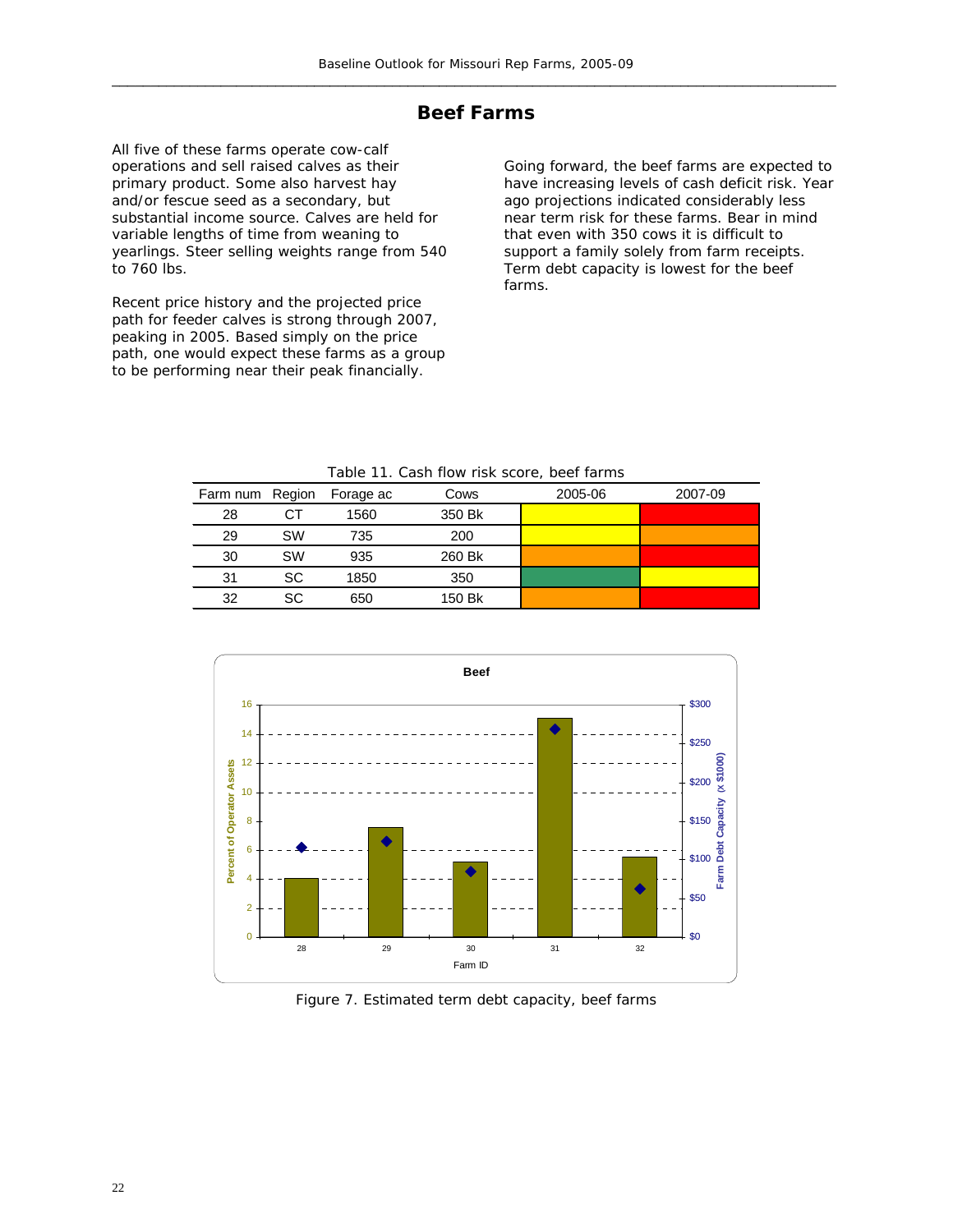# Beef Farms

All five of these farms operate cow-calf operations and sell raised calves as their primary product. Some also harvest hay and/or fescue seed as a secondary, but substantial income source. Calves are held for variable lengths of time from weaning to yearlings. Steer selling weights range from 540 to 760 lbs.

Recent price history and the projected price path for feeder calves is strong through 2007, peaking in 2005. Based simply on the price path, one would expect these farms as a group to be performing near their peak financially.

Going forward, the beef farms are expected to have increasing levels of cash deficit risk. Year ago projections indicated considerably less near term risk for these farms. Bear in mind that even with 350 cows it is difficult to support a family solely from farm receipts. Term debt capacity is lowest for the beef farms.

Table 11. Cash flow risk score, beef farms

| Farm num | Region | Forage ac | Cows | 2005-06 | 2007-09 |
|---|---|---|---|---|---|
| 28 | CT | 1560 | 350 Bk | (yellow) | (red) |
| 29 | SW | 735 | 200 | (yellow) | (orange) |
| 30 | SW | 935 | 260 Bk | (orange) | (red) |
| 31 | SC | 1850 | 350 | (green) | (yellow) |
| 32 | SC | 650 | 150 Bk | (orange) | (red) |

Figure 7. Estimated term debt capacity, beef farms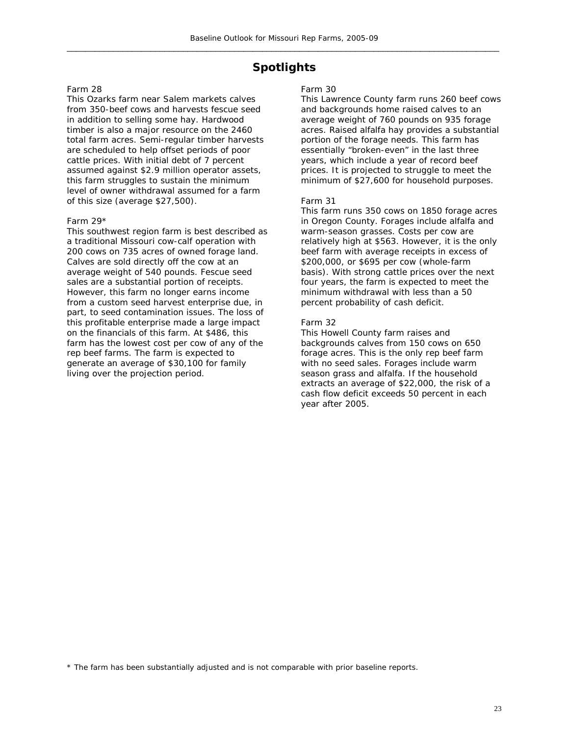## Spotlights

Farm 28

This Ozarks farm near Salem markets calves from 350-beef cows and harvests fescue seed in addition to selling some hay. Hardwood timber is also a major resource on the 2460 total farm acres. Semi-regular timber harvests are scheduled to help offset periods of poor cattle prices. With initial debt of 7 percent assumed against $2.9 million operator assets, this farm struggles to sustain the minimum level of owner withdrawal assumed for a farm of this size (average $27,500).

Farm 29*

This southwest region farm is best described as a traditional Missouri cow-calf operation with 200 cows on 735 acres of owned forage land. Calves are sold directly off the cow at an average weight of 540 pounds. Fescue seed sales are a substantial portion of receipts. However, this farm no longer earns income from a custom seed harvest enterprise due, in part, to seed contamination issues. The loss of this profitable enterprise made a large impact on the financials of this farm. At $486, this farm has the lowest cost per cow of any of the rep beef farms. The farm is expected to generate an average of $30,100 for family living over the projection period.

Farm 30

This Lawrence County farm runs 260 beef cows and backgrounds home raised calves to an average weight of 760 pounds on 935 forage acres. Raised alfalfa hay provides a substantial portion of the forage needs. This farm has essentially "broken-even" in the last three years, which include a year of record beef prices. It is projected to struggle to meet the minimum of $27,600 for household purposes.

Farm 31

This farm runs 350 cows on 1850 forage acres in Oregon County. Forages include alfalfa and warm-season grasses. Costs per cow are relatively high at $563. However, it is the only beef farm with average receipts in excess of $200,000, or $695 per cow (whole-farm basis). With strong cattle prices over the next four years, the farm is expected to meet the minimum withdrawal with less than a 50 percent probability of cash deficit.

Farm 32

This Howell County farm raises and backgrounds calves from 150 cows on 650 forage acres. This is the only rep beef farm with no seed sales. Forages include warm season grass and alfalfa. If the household extracts an average of $22,000, the risk of a cash flow deficit exceeds 50 percent in each year after 2005.

* The farm has been substantially adjusted and is not comparable with prior baseline reports.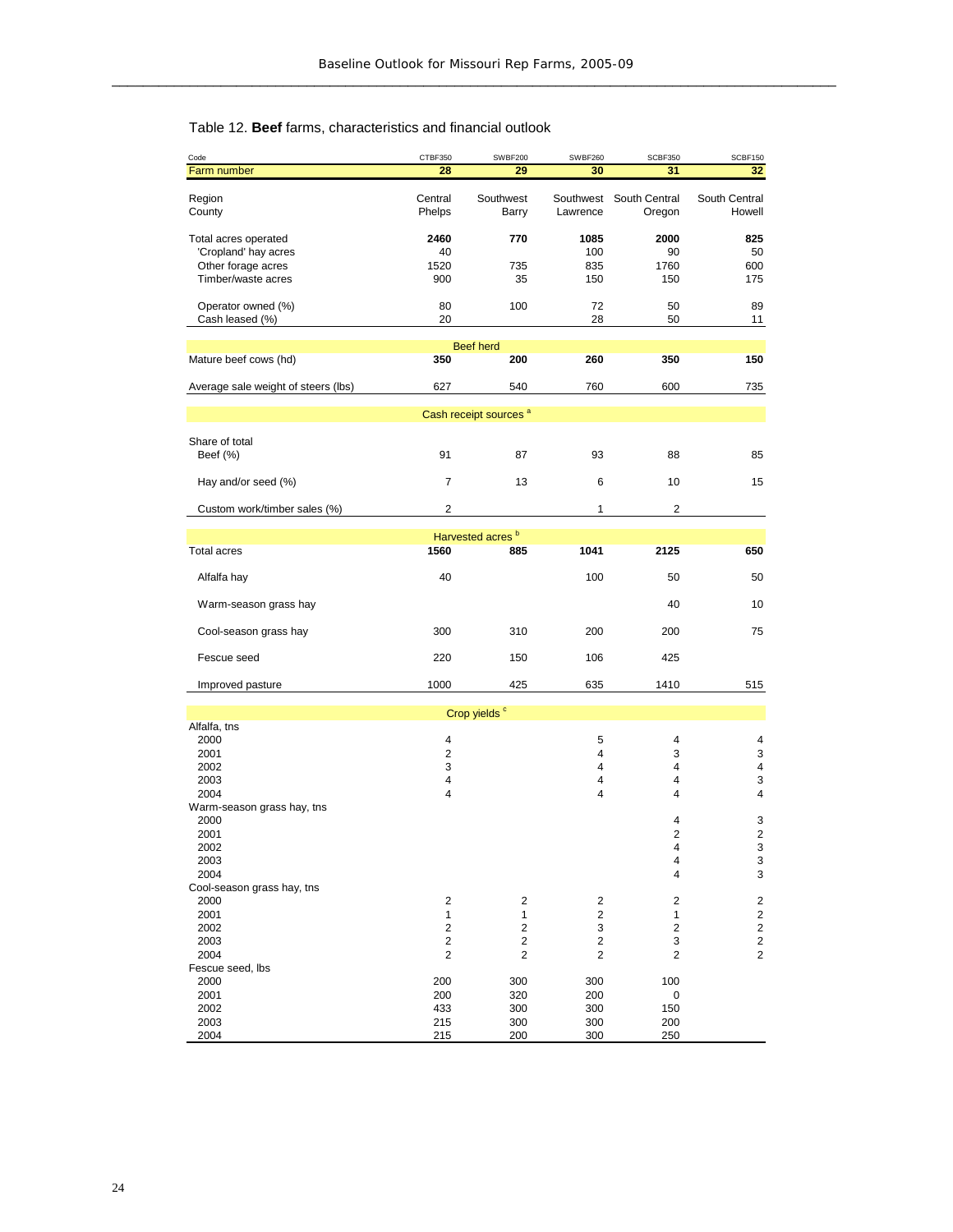Table 12. **Beef** farms, characteristics and financial outlook

| Code | CTBF350 | SWBF200 | SWBF260 | SCBF350 | SCBF150 |
|---|---|---|---|---|---|
| Farm number | 28 | 29 | 30 | 31 | 32 |
| Region | Central | Southwest | Southwest | South Central | South Central |
| County | Phelps | Barry | Lawrence | Oregon | Howell |
| Total acres operated | **2460** | **770** | **1085** | **2000** | **825** |
| 'Cropland' hay acres | 40 | | 100 | 90 | 50 |
| Other forage acres | 1520 | 735 | 835 | 1760 | 600 |
| Timber/waste acres | 900 | 35 | 150 | 150 | 175 |
| Operator owned (%) | 80 | 100 | 72 | 50 | 89 |
| Cash leased (%) | 20 | | 28 | 50 | 11 |
| **Beef herd** | | | | | |
| Mature beef cows (hd) | **350** | **200** | **260** | **350** | **150** |
| Average sale weight of steers (lbs) | 627 | 540 | 760 | 600 | 735 |
| **Cash receipt sources [a]** | | | | | |
| Share of total | | | | | |
| Beef (%) | 91 | 87 | 93 | 88 | 85 |
| Hay and/or seed (%) | 7 | 13 | 6 | 10 | 15 |
| Custom work/timber sales (%) | 2 | | 1 | 2 | |
| **Harvested acres [b]** | | | | | |
| Total acres | **1560** | **885** | **1041** | **2125** | **650** |
| Alfalfa hay | 40 | | 100 | 50 | 50 |
| Warm-season grass hay | | | | 40 | 10 |
| Cool-season grass hay | 300 | 310 | 200 | 200 | 75 |
| Fescue seed | 220 | 150 | 106 | 425 | |
| Improved pasture | 1000 | 425 | 635 | 1410 | 515 |
| **Crop yields [c]** | | | | | |
| Alfalfa, tns | | | | | |
| 2000 | 4 | | 5 | 4 | 4 |
| 2001 | 2 | | 4 | 3 | 3 |
| 2002 | 3 | | 4 | 4 | 4 |
| 2003 | 4 | | 4 | 4 | 3 |
| 2004 | 4 | | 4 | 4 | 4 |
| Warm-season grass hay, tns | | | | | |
| 2000 | | | | 4 | 3 |
| 2001 | | | | 2 | 2 |
| 2002 | | | | 4 | 3 |
| 2003 | | | | 4 | 3 |
| 2004 | | | | 4 | 3 |
| Cool-season grass hay, tns | | | | | |
| 2000 | 2 | 2 | 2 | 2 | 2 |
| 2001 | 1 | 1 | 2 | 1 | 2 |
| 2002 | 2 | 2 | 3 | 2 | 2 |
| 2003 | 2 | 2 | 2 | 3 | 2 |
| 2004 | 2 | 2 | 2 | 2 | 2 |
| Fescue seed, lbs | | | | | |
| 2000 | 200 | 300 | 300 | 100 | |
| 2001 | 200 | 320 | 200 | 0 | |
| 2002 | 433 | 300 | 300 | 150 | |
| 2003 | 215 | 300 | 300 | 200 | |
| 2004 | 215 | 200 | 300 | 250 | |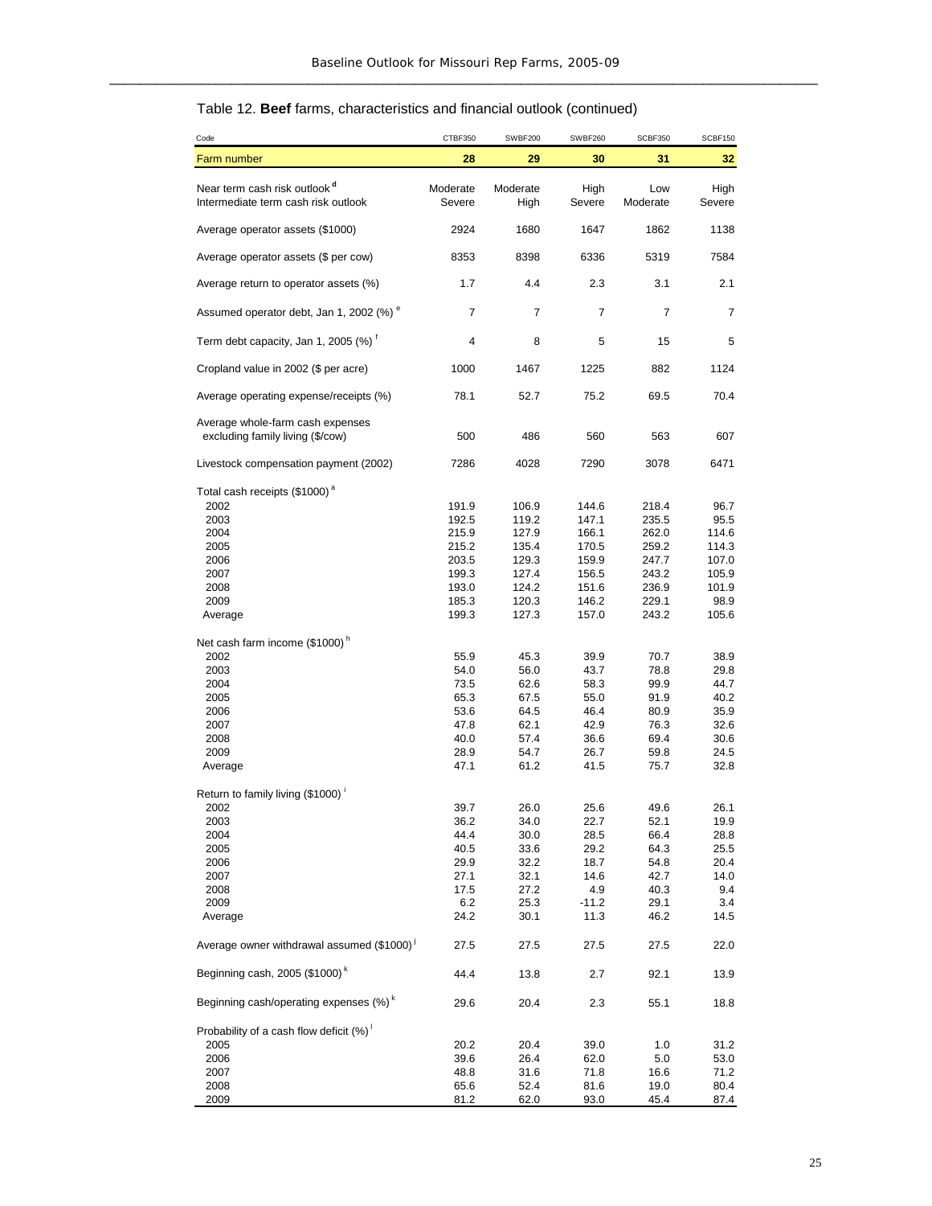Table 12. **Beef** farms, characteristics and financial outlook (continued)

| Code | CTBF350 | SWBF200 | SWBF260 | SCBF350 | SCBF150 |
|---|---|---|---|---|---|
| Farm number | 28 | 29 | 30 | 31 | 32 |
| Near term cash risk outlook [d] | Moderate | Moderate | High | Low | High |
| Intermediate term cash risk outlook | Severe | High | Severe | Moderate | Severe |
| Average operator assets ($1000) | 2924 | 1680 | 1647 | 1862 | 1138 |
| Average operator assets ($ per cow) | 8353 | 8398 | 6336 | 5319 | 7584 |
| Average return to operator assets (%) | 1.7 | 4.4 | 2.3 | 3.1 | 2.1 |
| Assumed operator debt, Jan 1, 2002 (%) [e] | 7 | 7 | 7 | 7 | 7 |
| Term debt capacity, Jan 1, 2005 (%) [f] | 4 | 8 | 5 | 15 | 5 |
| Cropland value in 2002 ($ per acre) | 1000 | 1467 | 1225 | 882 | 1124 |
| Average operating expense/receipts (%) | 78.1 | 52.7 | 75.2 | 69.5 | 70.4 |
| Average whole-farm cash expenses excluding family living ($/cow) | 500 | 486 | 560 | 563 | 607 |
| Livestock compensation payment (2002) | 7286 | 4028 | 7290 | 3078 | 6471 |
| Total cash receipts ($1000) [a] | | | | | |
| 2002 | 191.9 | 106.9 | 144.6 | 218.4 | 96.7 |
| 2003 | 192.5 | 119.2 | 147.1 | 235.5 | 95.5 |
| 2004 | 215.9 | 127.9 | 166.1 | 262.0 | 114.6 |
| 2005 | 215.2 | 135.4 | 170.5 | 259.2 | 114.3 |
| 2006 | 203.5 | 129.3 | 159.9 | 247.7 | 107.0 |
| 2007 | 199.3 | 127.4 | 156.5 | 243.2 | 105.9 |
| 2008 | 193.0 | 124.2 | 151.6 | 236.9 | 101.9 |
| 2009 | 185.3 | 120.3 | 146.2 | 229.1 | 98.9 |
| Average | 199.3 | 127.3 | 157.0 | 243.2 | 105.6 |
| Net cash farm income ($1000) [h] | | | | | |
| 2002 | 55.9 | 45.3 | 39.9 | 70.7 | 38.9 |
| 2003 | 54.0 | 56.0 | 43.7 | 78.8 | 29.8 |
| 2004 | 73.5 | 62.6 | 58.3 | 99.9 | 44.7 |
| 2005 | 65.3 | 67.5 | 55.0 | 91.9 | 40.2 |
| 2006 | 53.6 | 64.5 | 46.4 | 80.9 | 35.9 |
| 2007 | 47.8 | 62.1 | 42.9 | 76.3 | 32.6 |
| 2008 | 40.0 | 57.4 | 36.6 | 69.4 | 30.6 |
| 2009 | 28.9 | 54.7 | 26.7 | 59.8 | 24.5 |
| Average | 47.1 | 61.2 | 41.5 | 75.7 | 32.8 |
| Return to family living ($1000) [i] | | | | | |
| 2002 | 39.7 | 26.0 | 25.6 | 49.6 | 26.1 |
| 2003 | 36.2 | 34.0 | 22.7 | 52.1 | 19.9 |
| 2004 | 44.4 | 30.0 | 28.5 | 66.4 | 28.8 |
| 2005 | 40.5 | 33.6 | 29.2 | 64.3 | 25.5 |
| 2006 | 29.9 | 32.2 | 18.7 | 54.8 | 20.4 |
| 2007 | 27.1 | 32.1 | 14.6 | 42.7 | 14.0 |
| 2008 | 17.5 | 27.2 | 4.9 | 40.3 | 9.4 |
| 2009 | 6.2 | 25.3 | -11.2 | 29.1 | 3.4 |
| Average | 24.2 | 30.1 | 11.3 | 46.2 | 14.5 |
| Average owner withdrawal assumed ($1000) [j] | 27.5 | 27.5 | 27.5 | 27.5 | 22.0 |
| Beginning cash, 2005 ($1000) [k] | 44.4 | 13.8 | 2.7 | 92.1 | 13.9 |
| Beginning cash/operating expenses (%) [k] | 29.6 | 20.4 | 2.3 | 55.1 | 18.8 |
| Probability of a cash flow deficit (%) [l] | | | | | |
| 2005 | 20.2 | 20.4 | 39.0 | 1.0 | 31.2 |
| 2006 | 39.6 | 26.4 | 62.0 | 5.0 | 53.0 |
| 2007 | 48.8 | 31.6 | 71.8 | 16.6 | 71.2 |
| 2008 | 65.6 | 52.4 | 81.6 | 19.0 | 80.4 |
| 2009 | 81.2 | 62.0 | 93.0 | 45.4 | 87.4 |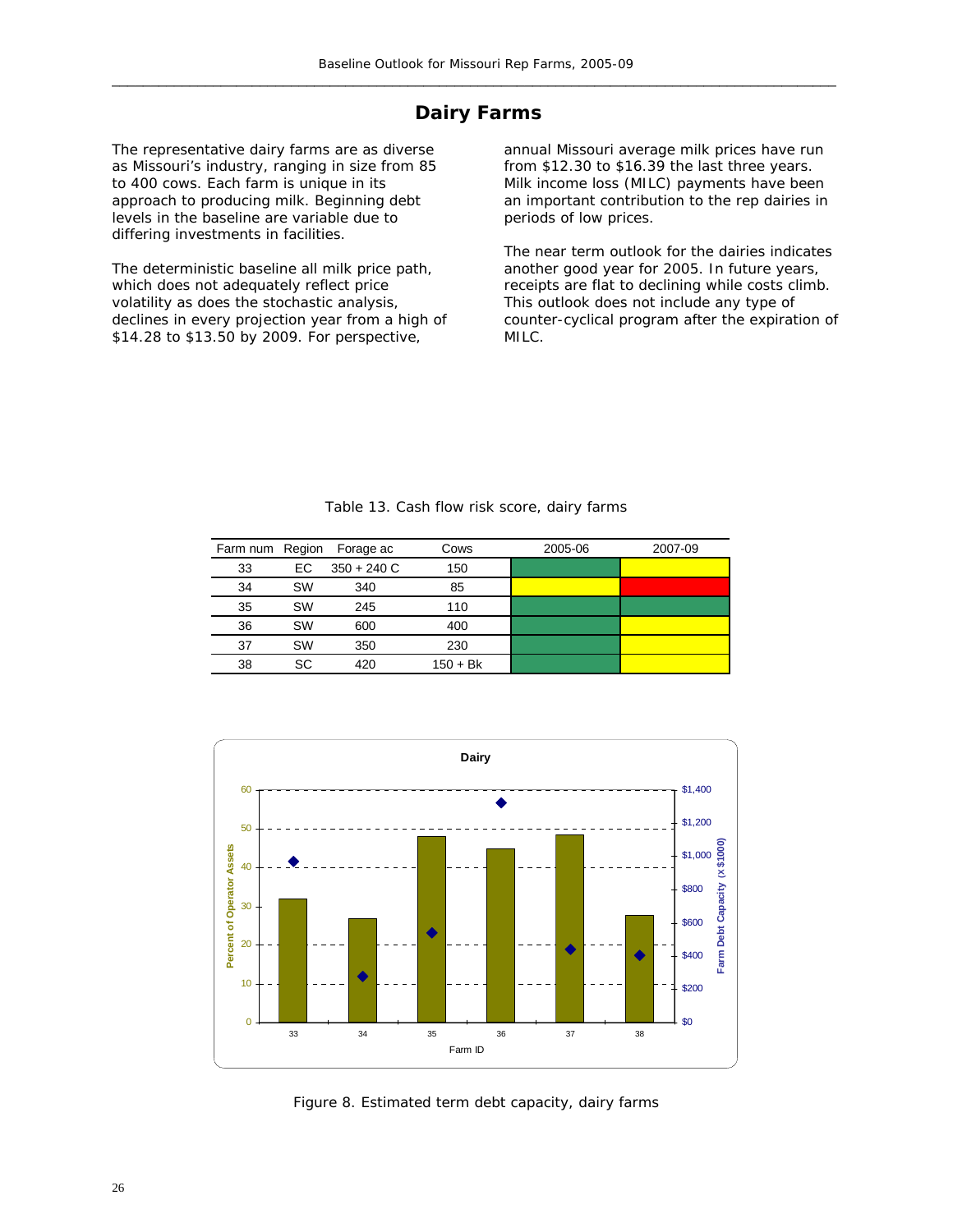## Dairy Farms

The representative dairy farms are as diverse as Missouri's industry, ranging in size from 85 to 400 cows. Each farm is unique in its approach to producing milk. Beginning debt levels in the baseline are variable due to differing investments in facilities.

The deterministic baseline all milk price path, which does not adequately reflect price volatility as does the stochastic analysis, declines in every projection year from a high of $14.28 to $13.50 by 2009. For perspective, annual Missouri average milk prices have run from $12.30 to $16.39 the last three years. Milk income loss (MILC) payments have been an important contribution to the rep dairies in periods of low prices.

The near term outlook for the dairies indicates another good year for 2005. In future years, receipts are flat to declining while costs climb. This outlook does not include any type of counter-cyclical program after the expiration of MILC.

Table 13. Cash flow risk score, dairy farms

| Farm num | Region | Forage ac | Cows | 2005-06 | 2007-09 |
|---|---|---|---|---|---|
| 33 | EC | 350 + 240 C | 150 | Green | Yellow |
| 34 | SW | 340 | 85 | Yellow | Red |
| 35 | SW | 245 | 110 | Green | Green |
| 36 | SW | 600 | 400 | Green | Yellow |
| 37 | SW | 350 | 230 | Green | Yellow |
| 38 | SC | 420 | 150 + Bk | Green | Yellow |

Figure 8. Estimated term debt capacity, dairy farms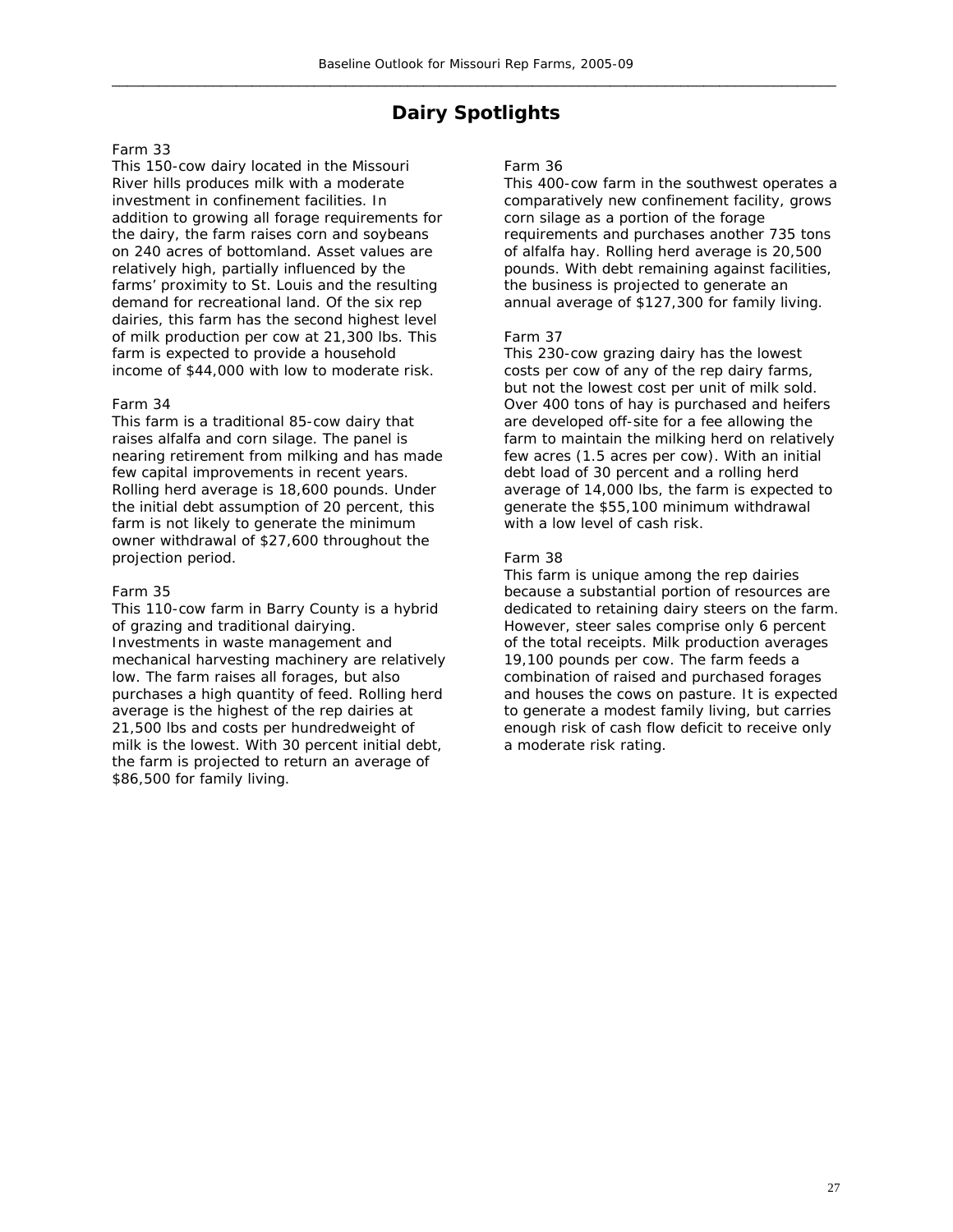# Dairy Spotlights

Farm 33
This 150-cow dairy located in the Missouri River hills produces milk with a moderate investment in confinement facilities. In addition to growing all forage requirements for the dairy, the farm raises corn and soybeans on 240 acres of bottomland. Asset values are relatively high, partially influenced by the farms' proximity to St. Louis and the resulting demand for recreational land. Of the six rep dairies, this farm has the second highest level of milk production per cow at 21,300 lbs. This farm is expected to provide a household income of $44,000 with low to moderate risk.

Farm 34
This farm is a traditional 85-cow dairy that raises alfalfa and corn silage. The panel is nearing retirement from milking and has made few capital improvements in recent years. Rolling herd average is 18,600 pounds. Under the initial debt assumption of 20 percent, this farm is not likely to generate the minimum owner withdrawal of $27,600 throughout the projection period.

Farm 35
This 110-cow farm in Barry County is a hybrid of grazing and traditional dairying. Investments in waste management and mechanical harvesting machinery are relatively low. The farm raises all forages, but also purchases a high quantity of feed. Rolling herd average is the highest of the rep dairies at 21,500 lbs and costs per hundredweight of milk is the lowest. With 30 percent initial debt, the farm is projected to return an average of $86,500 for family living.

Farm 36
This 400-cow farm in the southwest operates a comparatively new confinement facility, grows corn silage as a portion of the forage requirements and purchases another 735 tons of alfalfa hay. Rolling herd average is 20,500 pounds. With debt remaining against facilities, the business is projected to generate an annual average of $127,300 for family living.

Farm 37
This 230-cow grazing dairy has the lowest costs per cow of any of the rep dairy farms, but not the lowest cost per unit of milk sold. Over 400 tons of hay is purchased and heifers are developed off-site for a fee allowing the farm to maintain the milking herd on relatively few acres (1.5 acres per cow). With an initial debt load of 30 percent and a rolling herd average of 14,000 lbs, the farm is expected to generate the $55,100 minimum withdrawal with a low level of cash risk.

Farm 38
This farm is unique among the rep dairies because a substantial portion of resources are dedicated to retaining dairy steers on the farm. However, steer sales comprise only 6 percent of the total receipts. Milk production averages 19,100 pounds per cow. The farm feeds a combination of raised and purchased forages and houses the cows on pasture. It is expected to generate a modest family living, but carries enough risk of cash flow deficit to receive only a moderate risk rating.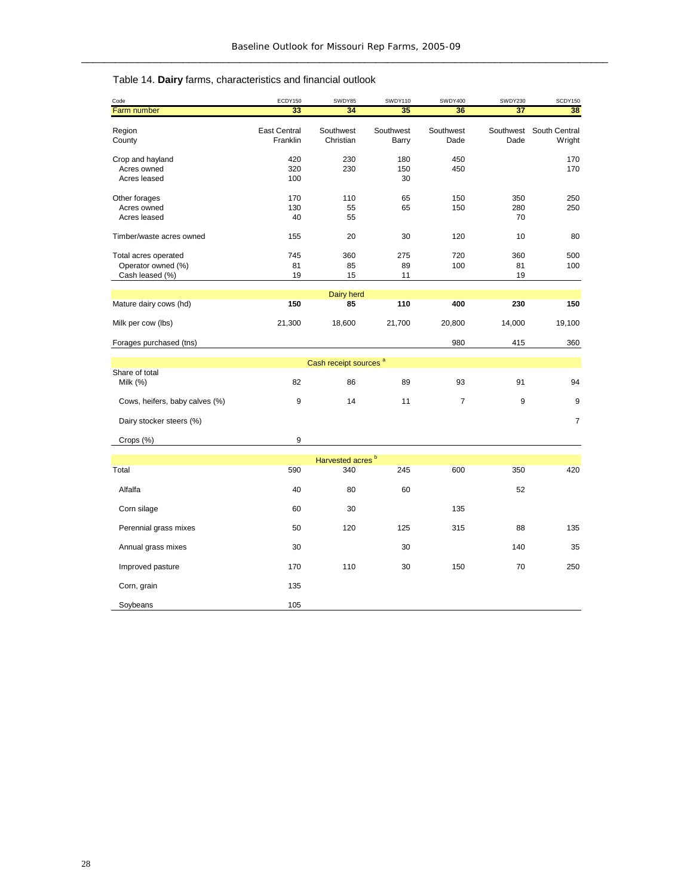Table 14. **Dairy** farms, characteristics and financial outlook

| Code | ECDY150 | SWDY85 | SWDY110 | SWDY400 | SWDY230 | SCDY150 |
|---|---|---|---|---|---|---|
| Farm number | **33** | **34** | **35** | **36** | **37** | **38** |
| Region | East Central | Southwest | Southwest | Southwest | Southwest | South Central |
| County | Franklin | Christian | Barry | Dade | Dade | Wright |
| Crop and hayland | 420 | 230 | 180 | 450 | | 170 |
| Acres owned | 320 | 230 | 150 | 450 | | 170 |
| Acres leased | 100 | | 30 | | | |
| Other forages | 170 | 110 | 65 | 150 | 350 | 250 |
| Acres owned | 130 | 55 | 65 | 150 | 280 | 250 |
| Acres leased | 40 | 55 | | | 70 | |
| Timber/waste acres owned | 155 | 20 | 30 | 120 | 10 | 80 |
| Total acres operated | 745 | 360 | 275 | 720 | 360 | 500 |
| Operator owned (%) | 81 | 85 | 89 | 100 | 81 | 100 |
| Cash leased (%) | 19 | 15 | 11 | | 19 | |
| **Dairy herd** | | | | | | |
| Mature dairy cows (hd) | **150** | **85** | **110** | **400** | **230** | **150** |
| Milk per cow (lbs) | 21,300 | 18,600 | 21,700 | 20,800 | 14,000 | 19,100 |
| Forages purchased (tns) | | | | 980 | 415 | 360 |
| **Cash receipt sources [a]** | | | | | | |
| Share of total | | | | | | |
| Milk (%) | 82 | 86 | 89 | 93 | 91 | 94 |
| Cows, heifers, baby calves (%) | 9 | 14 | 11 | 7 | 9 | 9 |
| Dairy stocker steers (%) | | | | | | 7 |
| Crops (%) | 9 | | | | | |
| **Harvested acres [b]** | | | | | | |
| Total | 590 | 340 | 245 | 600 | 350 | 420 |
| Alfalfa | 40 | 80 | 60 | | 52 | |
| Corn silage | 60 | 30 | | 135 | | |
| Perennial grass mixes | 50 | 120 | 125 | 315 | 88 | 135 |
| Annual grass mixes | 30 | | 30 | | 140 | 35 |
| Improved pasture | 170 | 110 | 30 | 150 | 70 | 250 |
| Corn, grain | 135 | | | | | |
| Soybeans | 105 | | | | | |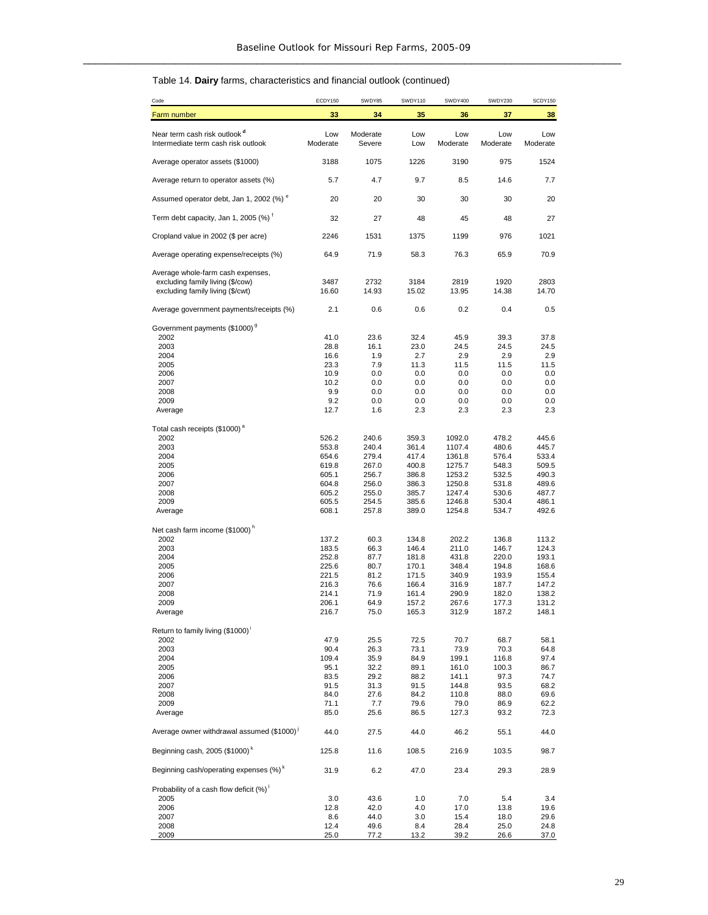Table 14. **Dairy** farms, characteristics and financial outlook (continued)

| Code | ECDY150 | SWDY85 | SWDY110 | SWDY400 | SWDY230 | SCDY150 |
|---|---|---|---|---|---|---|
| Farm number | 33 | 34 | 35 | 36 | 37 | 38 |
| Near term cash risk outlook [d] | Low | Moderate | Low | Low | Low | Low |
| Intermediate term cash risk outlook | Moderate | Severe | Low | Moderate | Moderate | Moderate |
| Average operator assets ($1000) | 3188 | 1075 | 1226 | 3190 | 975 | 1524 |
| Average return to operator assets (%) | 5.7 | 4.7 | 9.7 | 8.5 | 14.6 | 7.7 |
| Assumed operator debt, Jan 1, 2002 (%) [e] | 20 | 20 | 30 | 30 | 30 | 20 |
| Term debt capacity, Jan 1, 2005 (%) [f] | 32 | 27 | 48 | 45 | 48 | 27 |
| Cropland value in 2002 ($ per acre) | 2246 | 1531 | 1375 | 1199 | 976 | 1021 |
| Average operating expense/receipts (%) | 64.9 | 71.9 | 58.3 | 76.3 | 65.9 | 70.9 |
| Average whole-farm cash expenses, | | | | | | |
| excluding family living ($/cow) | 3487 | 2732 | 3184 | 2819 | 1920 | 2803 |
| excluding family living ($/cwt) | 16.60 | 14.93 | 15.02 | 13.95 | 14.38 | 14.70 |
| Average government payments/receipts (%) | 2.1 | 0.6 | 0.6 | 0.2 | 0.4 | 0.5 |
| Government payments ($1000) [g] | | | | | | |
| 2002 | 41.0 | 23.6 | 32.4 | 45.9 | 39.3 | 37.8 |
| 2003 | 28.8 | 16.1 | 23.0 | 24.5 | 24.5 | 24.5 |
| 2004 | 16.6 | 1.9 | 2.7 | 2.9 | 2.9 | 2.9 |
| 2005 | 23.3 | 7.9 | 11.3 | 11.5 | 11.5 | 11.5 |
| 2006 | 10.9 | 0.0 | 0.0 | 0.0 | 0.0 | 0.0 |
| 2007 | 10.2 | 0.0 | 0.0 | 0.0 | 0.0 | 0.0 |
| 2008 | 9.9 | 0.0 | 0.0 | 0.0 | 0.0 | 0.0 |
| 2009 | 9.2 | 0.0 | 0.0 | 0.0 | 0.0 | 0.0 |
| Average | 12.7 | 1.6 | 2.3 | 2.3 | 2.3 | 2.3 |
| Total cash receipts ($1000) [a] | | | | | | |
| 2002 | 526.2 | 240.6 | 359.3 | 1092.0 | 478.2 | 445.6 |
| 2003 | 553.8 | 240.4 | 361.4 | 1107.4 | 480.6 | 445.7 |
| 2004 | 654.6 | 279.4 | 417.4 | 1361.8 | 576.4 | 533.4 |
| 2005 | 619.8 | 267.0 | 400.8 | 1275.7 | 548.3 | 509.5 |
| 2006 | 605.1 | 256.7 | 386.8 | 1253.2 | 532.5 | 490.3 |
| 2007 | 604.8 | 256.0 | 386.3 | 1250.8 | 531.8 | 489.6 |
| 2008 | 605.2 | 255.0 | 385.7 | 1247.4 | 530.6 | 487.7 |
| 2009 | 605.5 | 254.5 | 385.6 | 1246.8 | 530.4 | 486.1 |
| Average | 608.1 | 257.8 | 389.0 | 1254.8 | 534.7 | 492.6 |
| Net cash farm income ($1000) [h] | | | | | | |
| 2002 | 137.2 | 60.3 | 134.8 | 202.2 | 136.8 | 113.2 |
| 2003 | 183.5 | 66.3 | 146.4 | 211.0 | 146.7 | 124.3 |
| 2004 | 252.8 | 87.7 | 181.8 | 431.8 | 220.0 | 193.1 |
| 2005 | 225.6 | 80.7 | 170.1 | 348.4 | 194.8 | 168.6 |
| 2006 | 221.5 | 81.2 | 171.5 | 340.9 | 193.9 | 155.4 |
| 2007 | 216.3 | 76.6 | 166.4 | 316.9 | 187.7 | 147.2 |
| 2008 | 214.1 | 71.9 | 161.4 | 290.9 | 182.0 | 138.2 |
| 2009 | 206.1 | 64.9 | 157.2 | 267.6 | 177.3 | 131.2 |
| Average | 216.7 | 75.0 | 165.3 | 312.9 | 187.2 | 148.1 |
| Return to family living ($1000) [i] | | | | | | |
| 2002 | 47.9 | 25.5 | 72.5 | 70.7 | 68.7 | 58.1 |
| 2003 | 90.4 | 26.3 | 73.1 | 73.9 | 70.3 | 64.8 |
| 2004 | 109.4 | 35.9 | 84.9 | 199.1 | 116.8 | 97.4 |
| 2005 | 95.1 | 32.2 | 89.1 | 161.0 | 100.3 | 86.7 |
| 2006 | 83.5 | 29.2 | 88.2 | 141.1 | 97.3 | 74.7 |
| 2007 | 91.5 | 31.3 | 91.5 | 144.8 | 93.5 | 68.2 |
| 2008 | 84.0 | 27.6 | 84.2 | 110.8 | 88.0 | 69.6 |
| 2009 | 71.1 | 7.7 | 79.6 | 79.0 | 86.9 | 62.2 |
| Average | 85.0 | 25.6 | 86.5 | 127.3 | 93.2 | 72.3 |
| Average owner withdrawal assumed ($1000) [j] | 44.0 | 27.5 | 44.0 | 46.2 | 55.1 | 44.0 |
| Beginning cash, 2005 ($1000) [k] | 125.8 | 11.6 | 108.5 | 216.9 | 103.5 | 98.7 |
| Beginning cash/operating expenses (%) [k] | 31.9 | 6.2 | 47.0 | 23.4 | 29.3 | 28.9 |
| Probability of a cash flow deficit (%) [l] | | | | | | |
| 2005 | 3.0 | 43.6 | 1.0 | 7.0 | 5.4 | 3.4 |
| 2006 | 12.8 | 42.0 | 4.0 | 17.0 | 13.8 | 19.6 |
| 2007 | 8.6 | 44.0 | 3.0 | 15.4 | 18.0 | 29.6 |
| 2008 | 12.4 | 49.6 | 8.4 | 28.4 | 25.0 | 24.8 |
| 2009 | 25.0 | 77.2 | 13.2 | 39.2 | 26.6 | 37.0 |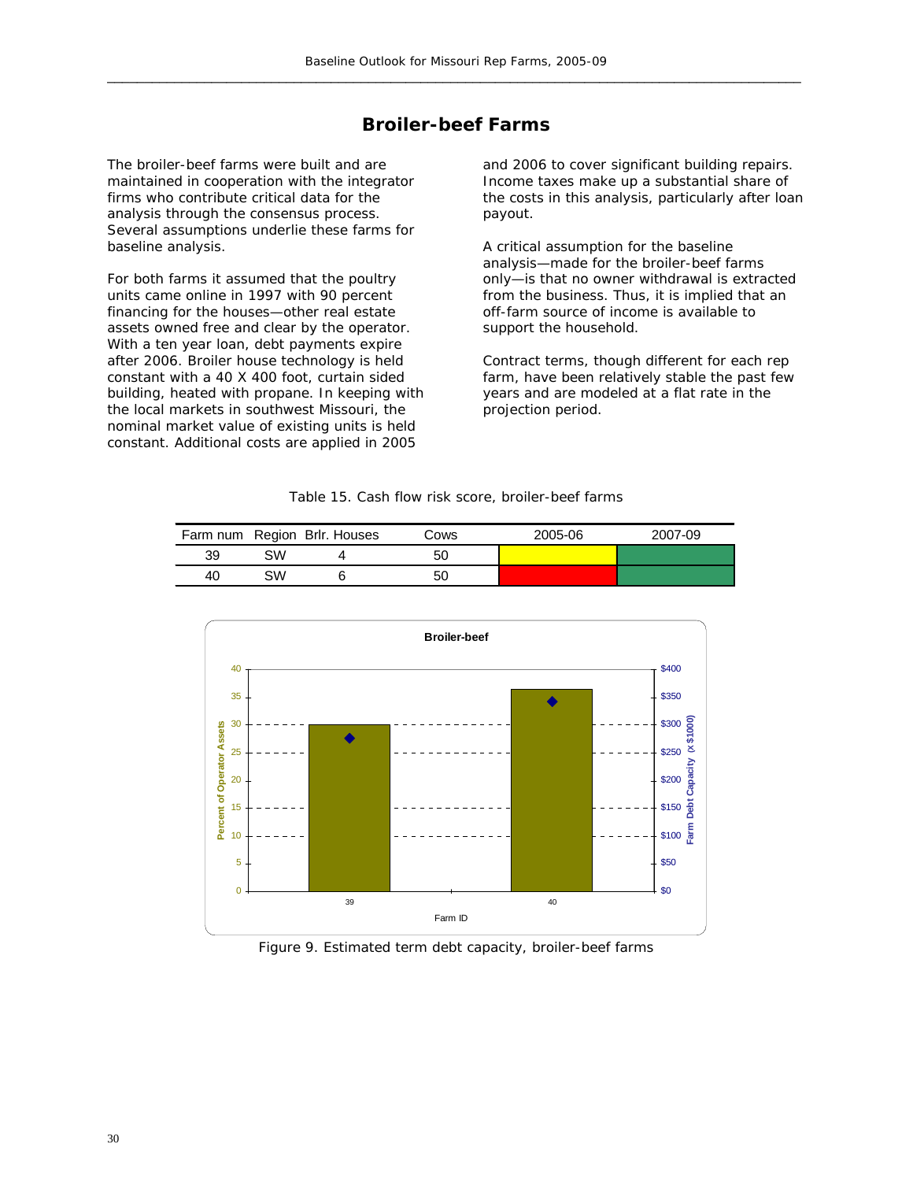## Broiler-beef Farms

The broiler-beef farms were built and are maintained in cooperation with the integrator firms who contribute critical data for the analysis through the consensus process. Several assumptions underlie these farms for baseline analysis.

For both farms it assumed that the poultry units came online in 1997 with 90 percent financing for the houses—other real estate assets owned free and clear by the operator. With a ten year loan, debt payments expire after 2006. Broiler house technology is held constant with a 40 X 400 foot, curtain sided building, heated with propane. In keeping with the local markets in southwest Missouri, the nominal market value of existing units is held constant. Additional costs are applied in 2005 and 2006 to cover significant building repairs. Income taxes make up a substantial share of the costs in this analysis, particularly after loan payout.

A critical assumption for the baseline analysis—made for the broiler-beef farms only—is that no owner withdrawal is extracted from the business. Thus, it is implied that an off-farm source of income is available to support the household.

Contract terms, though different for each rep farm, have been relatively stable the past few years and are modeled at a flat rate in the projection period.

Table 15. Cash flow risk score, broiler-beef farms

| Farm num | Region | Brlr. Houses | Cows | 2005-06 | 2007-09 |
|---|---|---|---|---|---|
| 39 | SW | 4 | 50 | | |
| 40 | SW | 6 | 50 | | |

Figure 9. Estimated term debt capacity, broiler-beef farms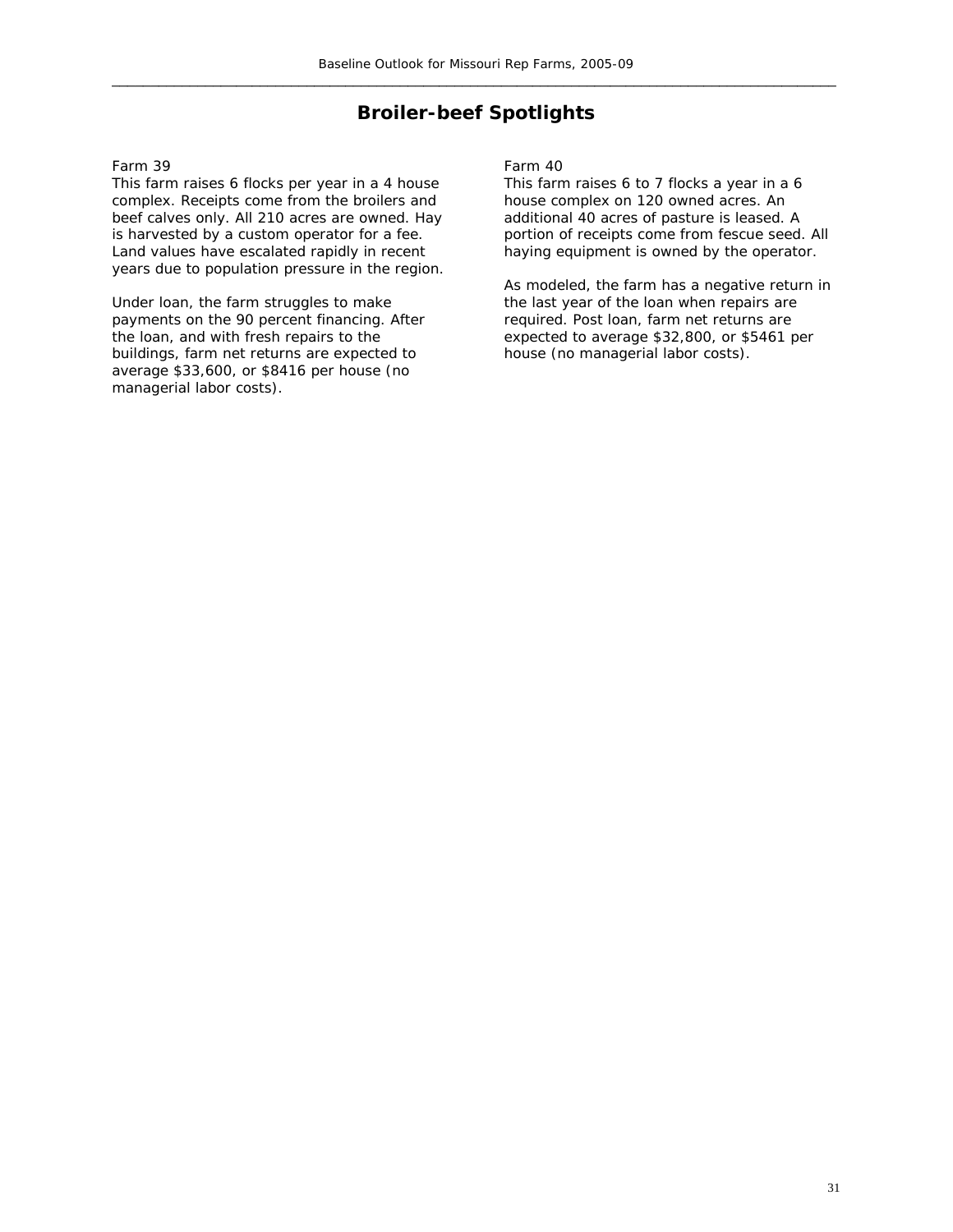# Broiler-beef Spotlights

Farm 39

This farm raises 6 flocks per year in a 4 house complex. Receipts come from the broilers and beef calves only. All 210 acres are owned. Hay is harvested by a custom operator for a fee. Land values have escalated rapidly in recent years due to population pressure in the region.

Under loan, the farm struggles to make payments on the 90 percent financing. After the loan, and with fresh repairs to the buildings, farm net returns are expected to average $33,600, or $8416 per house (no managerial labor costs).

Farm 40

This farm raises 6 to 7 flocks a year in a 6 house complex on 120 owned acres. An additional 40 acres of pasture is leased. A portion of receipts come from fescue seed. All haying equipment is owned by the operator.

As modeled, the farm has a negative return in the last year of the loan when repairs are required. Post loan, farm net returns are expected to average $32,800, or $5461 per house (no managerial labor costs).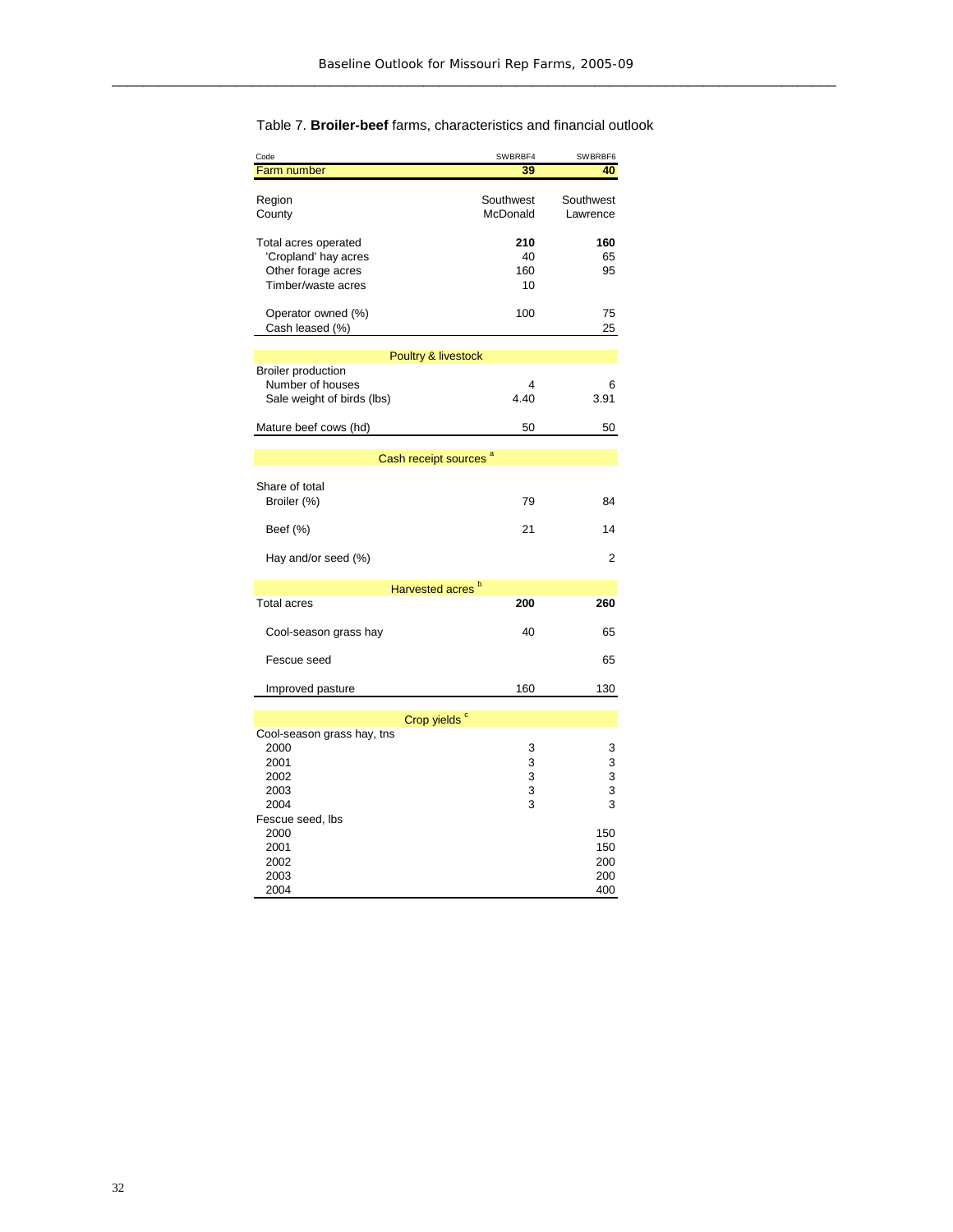Table 7. **Broiler-beef** farms, characteristics and financial outlook

| Code | SWBRBF4 | SWBRBF6 |
|---|---|---|
| Farm number | 39 | 40 |
| | | |
| Region | Southwest | Southwest |
| County | McDonald | Lawrence |
| | | |
| Total acres operated | **210** | **160** |
| 'Cropland' hay acres | 40 | 65 |
| Other forage acres | 160 | 95 |
| Timber/waste acres | 10 | |
| | | |
| Operator owned (%) | 100 | 75 |
| Cash leased (%) | | 25 |
| **Poultry & livestock** | | |
| Broiler production | | |
| Number of houses | 4 | 6 |
| Sale weight of birds (lbs) | 4.40 | 3.91 |
| | | |
| Mature beef cows (hd) | 50 | 50 |
| **Cash receipt sources [a]** | | |
| Share of total | | |
| Broiler (%) | 79 | 84 |
| Beef (%) | 21 | 14 |
| Hay and/or seed (%) | | 2 |
| **Harvested acres [b]** | | |
| Total acres | **200** | **260** |
| Cool-season grass hay | 40 | 65 |
| Fescue seed | | 65 |
| Improved pasture | 160 | 130 |
| **Crop yields [c]** | | |
| Cool-season grass hay, tns | | |
| 2000 | 3 | 3 |
| 2001 | 3 | 3 |
| 2002 | 3 | 3 |
| 2003 | 3 | 3 |
| 2004 | 3 | 3 |
| Fescue seed, lbs | | |
| 2000 | | 150 |
| 2001 | | 150 |
| 2002 | | 200 |
| 2003 | | 200 |
| 2004 | | 400 |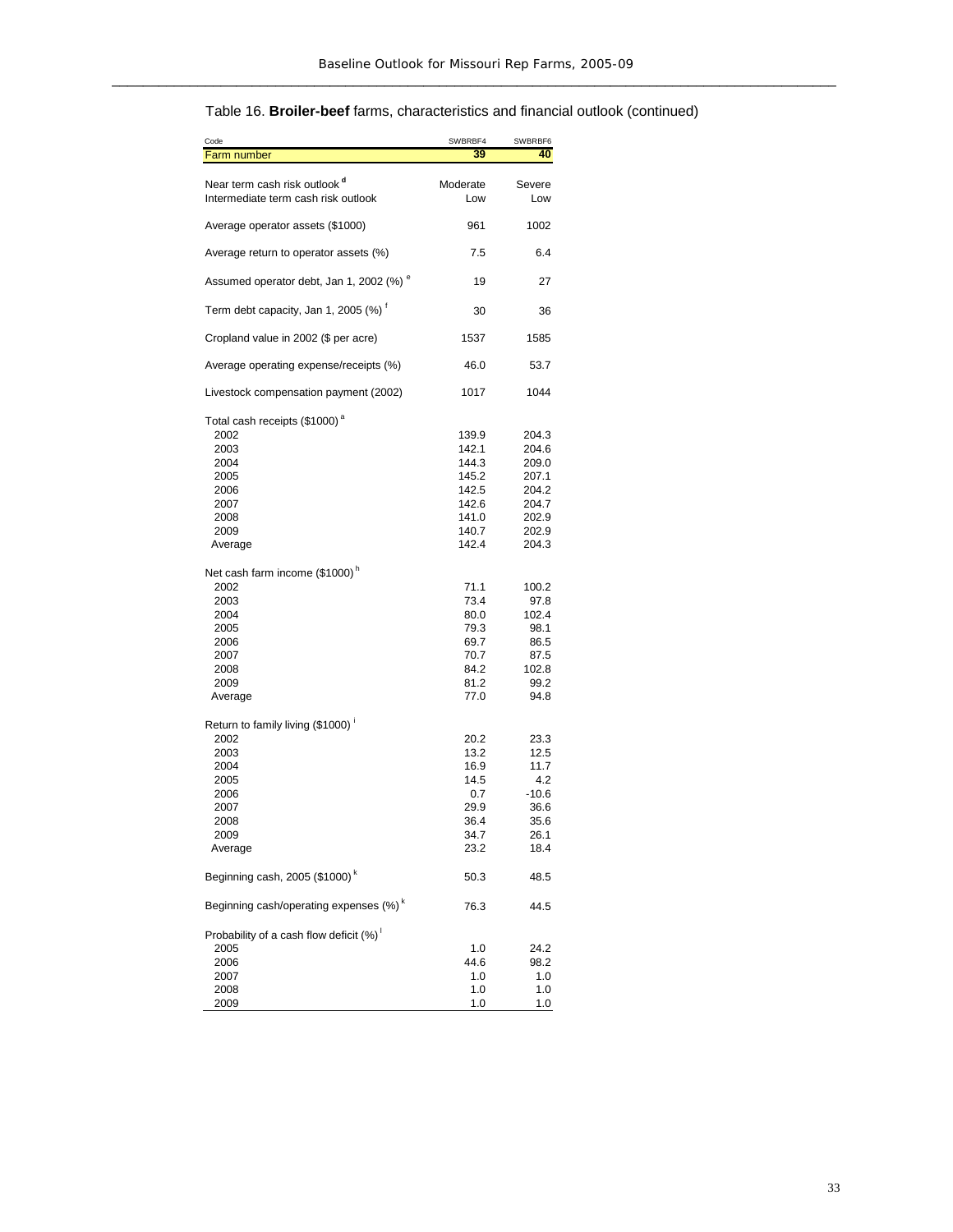Table 16. **Broiler-beef** farms, characteristics and financial outlook (continued)

| Code | SWBRBF4 | SWBRBF6 |
|---|---|---|
| Farm number | 39 | 40 |
| Near term cash risk outlook [d] | Moderate | Severe |
| Intermediate term cash risk outlook | Low | Low |
| Average operator assets ($1000) | 961 | 1002 |
| Average return to operator assets (%) | 7.5 | 6.4 |
| Assumed operator debt, Jan 1, 2002 (%) [e] | 19 | 27 |
| Term debt capacity, Jan 1, 2005 (%) [f] | 30 | 36 |
| Cropland value in 2002 ($ per acre) | 1537 | 1585 |
| Average operating expense/receipts (%) | 46.0 | 53.7 |
| Livestock compensation payment (2002) | 1017 | 1044 |
| Total cash receipts ($1000) [a] | | |
| 2002 | 139.9 | 204.3 |
| 2003 | 142.1 | 204.6 |
| 2004 | 144.3 | 209.0 |
| 2005 | 145.2 | 207.1 |
| 2006 | 142.5 | 204.2 |
| 2007 | 142.6 | 204.7 |
| 2008 | 141.0 | 202.9 |
| 2009 | 140.7 | 202.9 |
| Average | 142.4 | 204.3 |
| Net cash farm income ($1000) [h] | | |
| 2002 | 71.1 | 100.2 |
| 2003 | 73.4 | 97.8 |
| 2004 | 80.0 | 102.4 |
| 2005 | 79.3 | 98.1 |
| 2006 | 69.7 | 86.5 |
| 2007 | 70.7 | 87.5 |
| 2008 | 84.2 | 102.8 |
| 2009 | 81.2 | 99.2 |
| Average | 77.0 | 94.8 |
| Return to family living ($1000) [i] | | |
| 2002 | 20.2 | 23.3 |
| 2003 | 13.2 | 12.5 |
| 2004 | 16.9 | 11.7 |
| 2005 | 14.5 | 4.2 |
| 2006 | 0.7 | -10.6 |
| 2007 | 29.9 | 36.6 |
| 2008 | 36.4 | 35.6 |
| 2009 | 34.7 | 26.1 |
| Average | 23.2 | 18.4 |
| Beginning cash, 2005 ($1000) [k] | 50.3 | 48.5 |
| Beginning cash/operating expenses (%) [k] | 76.3 | 44.5 |
| Probability of a cash flow deficit (%) [l] | | |
| 2005 | 1.0 | 24.2 |
| 2006 | 44.6 | 98.2 |
| 2007 | 1.0 | 1.0 |
| 2008 | 1.0 | 1.0 |
| 2009 | 1.0 | 1.0 |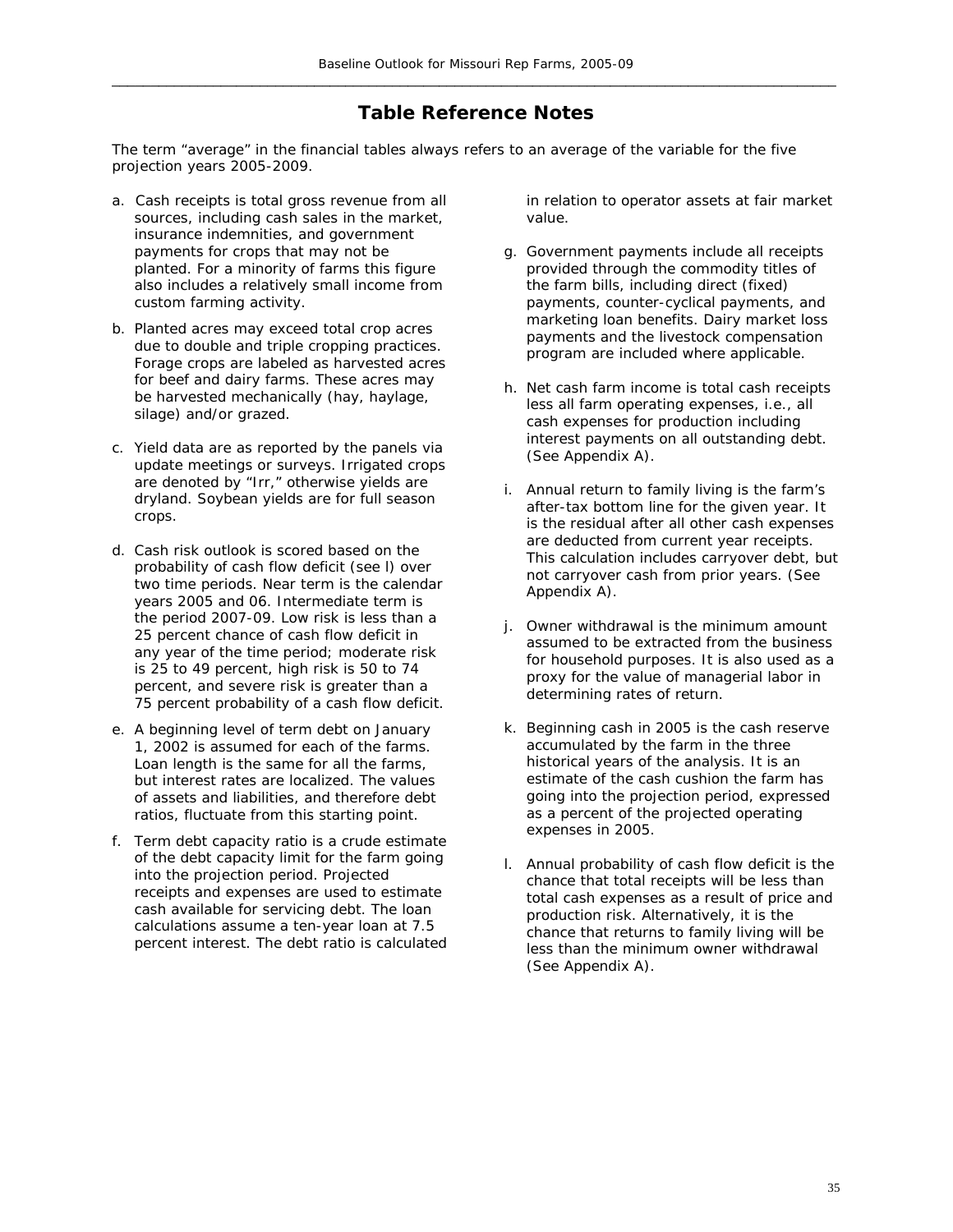# Table Reference Notes

The term "average" in the financial tables always refers to an average of the variable for the five projection years 2005-2009.

a. Cash receipts is total gross revenue from all sources, including cash sales in the market, insurance indemnities, and government payments for crops that may not be planted. For a minority of farms this figure also includes a relatively small income from custom farming activity.

b. Planted acres may exceed total crop acres due to double and triple cropping practices. Forage crops are labeled as harvested acres for beef and dairy farms. These acres may be harvested mechanically (hay, haylage, silage) and/or grazed.

c. Yield data are as reported by the panels via update meetings or surveys. Irrigated crops are denoted by "Irr," otherwise yields are dryland. Soybean yields are for full season crops.

d. Cash risk outlook is scored based on the probability of cash flow deficit (see l) over two time periods. Near term is the calendar years 2005 and 06. Intermediate term is the period 2007-09. Low risk is less than a 25 percent chance of cash flow deficit in any year of the time period; moderate risk is 25 to 49 percent, high risk is 50 to 74 percent, and severe risk is greater than a 75 percent probability of a cash flow deficit.

e. A beginning level of term debt on January 1, 2002 is assumed for each of the farms. Loan length is the same for all the farms, but interest rates are localized. The values of assets and liabilities, and therefore debt ratios, fluctuate from this starting point.

f. Term debt capacity ratio is a crude estimate of the debt capacity limit for the farm going into the projection period. Projected receipts and expenses are used to estimate cash available for servicing debt. The loan calculations assume a ten-year loan at 7.5 percent interest. The debt ratio is calculated in relation to operator assets at fair market value.

g. Government payments include all receipts provided through the commodity titles of the farm bills, including direct (fixed) payments, counter-cyclical payments, and marketing loan benefits. Dairy market loss payments and the livestock compensation program are included where applicable.

h. Net cash farm income is total cash receipts less all farm operating expenses, i.e., all cash expenses for production including interest payments on all outstanding debt. (See Appendix A).

i. Annual return to family living is the farm's after-tax bottom line for the given year. It is the residual after all other cash expenses are deducted from current year receipts. This calculation includes carryover debt, but not carryover cash from prior years. (See Appendix A).

j. Owner withdrawal is the minimum amount assumed to be extracted from the business for household purposes. It is also used as a proxy for the value of managerial labor in determining rates of return.

k. Beginning cash in 2005 is the cash reserve accumulated by the farm in the three historical years of the analysis. It is an estimate of the cash cushion the farm has going into the projection period, expressed as a percent of the projected operating expenses in 2005.

l. Annual probability of cash flow deficit is the chance that total receipts will be less than total cash expenses as a result of price and production risk. Alternatively, it is the chance that returns to family living will be less than the minimum owner withdrawal (See Appendix A).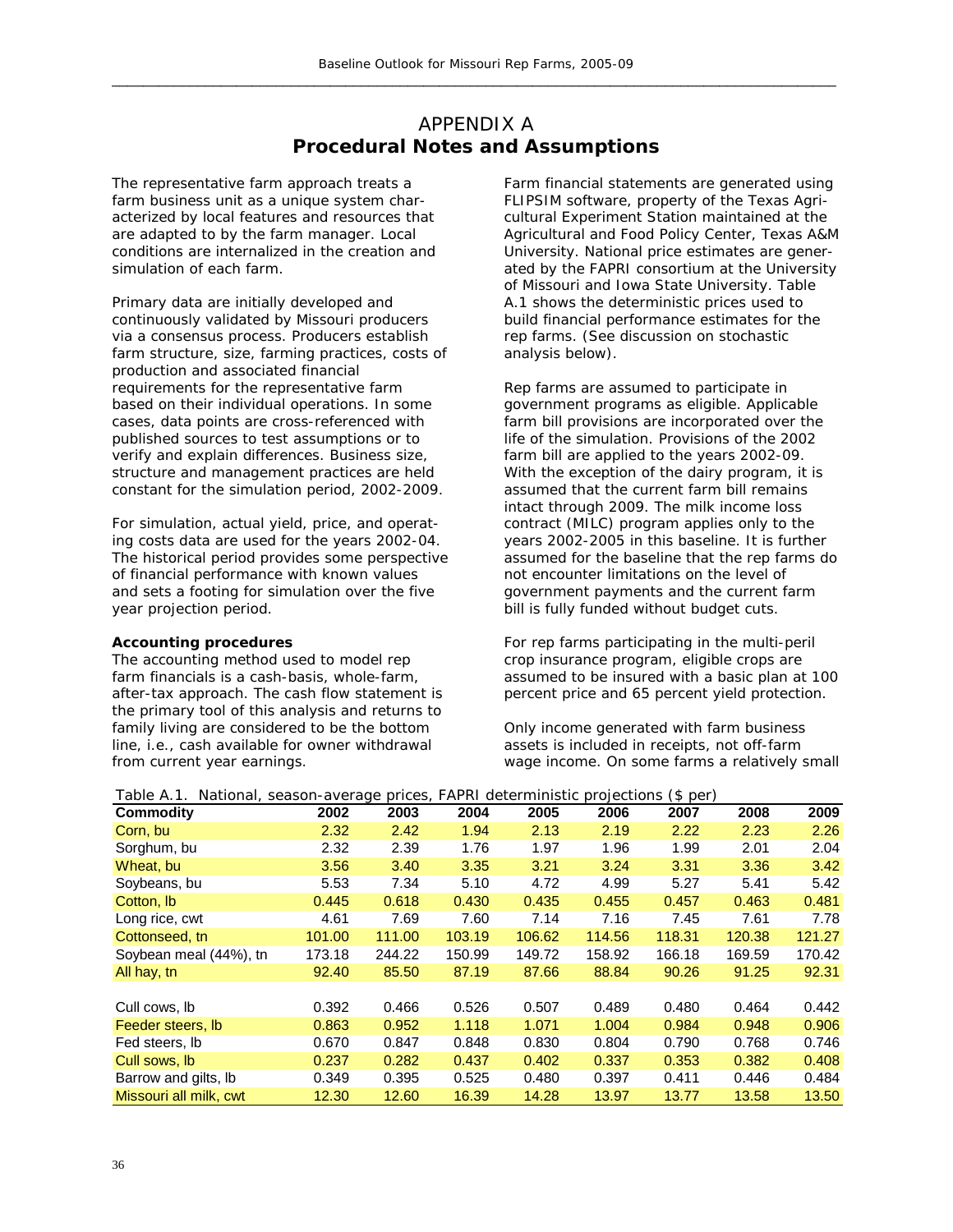# APPENDIX A
## Procedural Notes and Assumptions

The representative farm approach treats a farm business unit as a unique system characterized by local features and resources that are adapted to by the farm manager. Local conditions are internalized in the creation and simulation of each farm.

Primary data are initially developed and continuously validated by Missouri producers via a consensus process. Producers establish farm structure, size, farming practices, costs of production and associated financial requirements for the representative farm based on their individual operations. In some cases, data points are cross-referenced with published sources to test assumptions or to verify and explain differences. Business size, structure and management practices are held constant for the simulation period, 2002-2009.

For simulation, actual yield, price, and operating costs data are used for the years 2002-04. The historical period provides some perspective of financial performance with known values and sets a footing for simulation over the five year projection period.

**Accounting procedures**
The accounting method used to model rep farm financials is a cash-basis, whole-farm, after-tax approach. The cash flow statement is the primary tool of this analysis and returns to family living are considered to be the bottom line, i.e., cash available for owner withdrawal from current year earnings.

Farm financial statements are generated using FLIPSIM software, property of the Texas Agricultural Experiment Station maintained at the Agricultural and Food Policy Center, Texas A&M University. National price estimates are generated by the FAPRI consortium at the University of Missouri and Iowa State University. Table A.1 shows the deterministic prices used to build financial performance estimates for the rep farms. (See discussion on stochastic analysis below).

Rep farms are assumed to participate in government programs as eligible. Applicable farm bill provisions are incorporated over the life of the simulation. Provisions of the 2002 farm bill are applied to the years 2002-09. With the exception of the dairy program, it is assumed that the current farm bill remains intact through 2009. The milk income loss contract (MILC) program applies only to the years 2002-2005 in this baseline. It is further assumed for the baseline that the rep farms do not encounter limitations on the level of government payments and the current farm bill is fully funded without budget cuts.

For rep farms participating in the multi-peril crop insurance program, eligible crops are assumed to be insured with a basic plan at 100 percent price and 65 percent yield protection.

Only income generated with farm business assets is included in receipts, not off-farm wage income. On some farms a relatively small

Table A.1. National, season-average prices, FAPRI deterministic projections ($ per)

| Commodity | 2002 | 2003 | 2004 | 2005 | 2006 | 2007 | 2008 | 2009 |
|---|---|---|---|---|---|---|---|---|
| Corn, bu | 2.32 | 2.42 | 1.94 | 2.13 | 2.19 | 2.22 | 2.23 | 2.26 |
| Sorghum, bu | 2.32 | 2.39 | 1.76 | 1.97 | 1.96 | 1.99 | 2.01 | 2.04 |
| Wheat, bu | 3.56 | 3.40 | 3.35 | 3.21 | 3.24 | 3.31 | 3.36 | 3.42 |
| Soybeans, bu | 5.53 | 7.34 | 5.10 | 4.72 | 4.99 | 5.27 | 5.41 | 5.42 |
| Cotton, lb | 0.445 | 0.618 | 0.430 | 0.435 | 0.455 | 0.457 | 0.463 | 0.481 |
| Long rice, cwt | 4.61 | 7.69 | 7.60 | 7.14 | 7.16 | 7.45 | 7.61 | 7.78 |
| Cottonseed, tn | 101.00 | 111.00 | 103.19 | 106.62 | 114.56 | 118.31 | 120.38 | 121.27 |
| Soybean meal (44%), tn | 173.18 | 244.22 | 150.99 | 149.72 | 158.92 | 166.18 | 169.59 | 170.42 |
| All hay, tn | 92.40 | 85.50 | 87.19 | 87.66 | 88.84 | 90.26 | 91.25 | 92.31 |
| | | | | | | | | |
| Cull cows, lb | 0.392 | 0.466 | 0.526 | 0.507 | 0.489 | 0.480 | 0.464 | 0.442 |
| Feeder steers, lb | 0.863 | 0.952 | 1.118 | 1.071 | 1.004 | 0.984 | 0.948 | 0.906 |
| Fed steers, lb | 0.670 | 0.847 | 0.848 | 0.830 | 0.804 | 0.790 | 0.768 | 0.746 |
| Cull sows, lb | 0.237 | 0.282 | 0.437 | 0.402 | 0.337 | 0.353 | 0.382 | 0.408 |
| Barrow and gilts, lb | 0.349 | 0.395 | 0.525 | 0.480 | 0.397 | 0.411 | 0.446 | 0.484 |
| Missouri all milk, cwt | 12.30 | 12.60 | 16.39 | 14.28 | 13.97 | 13.77 | 13.58 | 13.50 |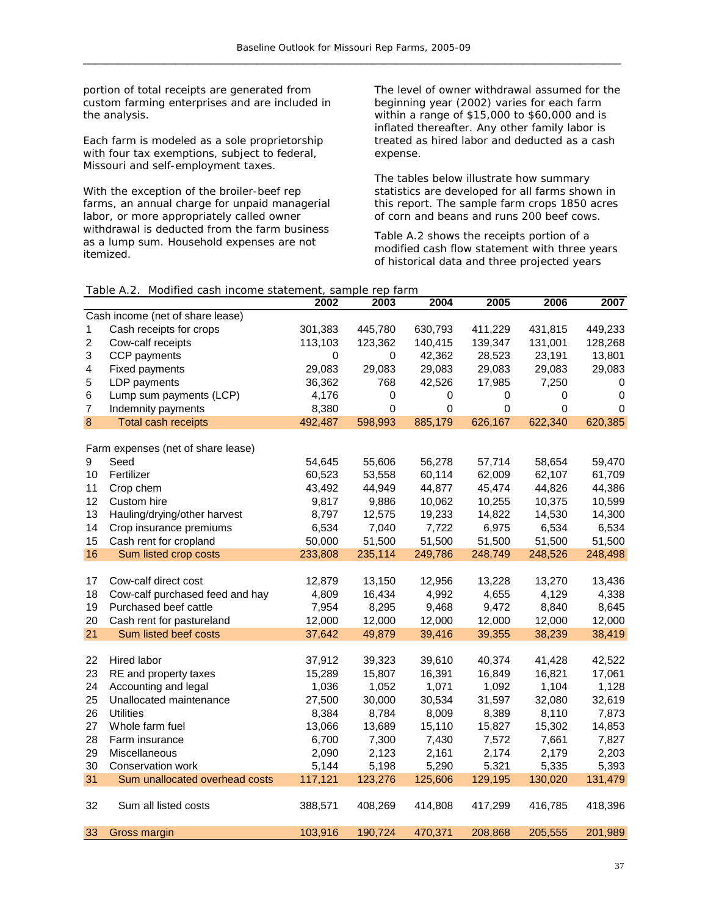portion of total receipts are generated from custom farming enterprises and are included in the analysis.

Each farm is modeled as a sole proprietorship with four tax exemptions, subject to federal, Missouri and self-employment taxes.

With the exception of the broiler-beef rep farms, an annual charge for unpaid managerial labor, or more appropriately called owner withdrawal is deducted from the farm business as a lump sum. Household expenses are not itemized.

The level of owner withdrawal assumed for the beginning year (2002) varies for each farm within a range of $15,000 to $60,000 and is inflated thereafter. Any other family labor is treated as hired labor and deducted as a cash expense.

The tables below illustrate how summary statistics are developed for all farms shown in this report. The sample farm crops 1850 acres of corn and beans and runs 200 beef cows.

Table A.2 shows the receipts portion of a modified cash flow statement with three years of historical data and three projected years

Table A.2. Modified cash income statement, sample rep farm

| | | 2002 | 2003 | 2004 | 2005 | 2006 | 2007 |
|---|---|---|---|---|---|---|---|
| | Cash income (net of share lease) | | | | | | |
| 1 | Cash receipts for crops | 301,383 | 445,780 | 630,793 | 411,229 | 431,815 | 449,233 |
| 2 | Cow-calf receipts | 113,103 | 123,362 | 140,415 | 139,347 | 131,001 | 128,268 |
| 3 | CCP payments | 0 | 0 | 42,362 | 28,523 | 23,191 | 13,801 |
| 4 | Fixed payments | 29,083 | 29,083 | 29,083 | 29,083 | 29,083 | 29,083 |
| 5 | LDP payments | 36,362 | 768 | 42,526 | 17,985 | 7,250 | 0 |
| 6 | Lump sum payments (LCP) | 4,176 | 0 | 0 | 0 | 0 | 0 |
| 7 | Indemnity payments | 8,380 | 0 | 0 | 0 | 0 | 0 |
| 8 | Total cash receipts | 492,487 | 598,993 | 885,179 | 626,167 | 622,340 | 620,385 |
| | Farm expenses (net of share lease) | | | | | | |
| 9 | Seed | 54,645 | 55,606 | 56,278 | 57,714 | 58,654 | 59,470 |
| 10 | Fertilizer | 60,523 | 53,558 | 60,114 | 62,009 | 62,107 | 61,709 |
| 11 | Crop chem | 43,492 | 44,949 | 44,877 | 45,474 | 44,826 | 44,386 |
| 12 | Custom hire | 9,817 | 9,886 | 10,062 | 10,255 | 10,375 | 10,599 |
| 13 | Hauling/drying/other harvest | 8,797 | 12,575 | 19,233 | 14,822 | 14,530 | 14,300 |
| 14 | Crop insurance premiums | 6,534 | 7,040 | 7,722 | 6,975 | 6,534 | 6,534 |
| 15 | Cash rent for cropland | 50,000 | 51,500 | 51,500 | 51,500 | 51,500 | 51,500 |
| 16 | Sum listed crop costs | 233,808 | 235,114 | 249,786 | 248,749 | 248,526 | 248,498 |
| 17 | Cow-calf direct cost | 12,879 | 13,150 | 12,956 | 13,228 | 13,270 | 13,436 |
| 18 | Cow-calf purchased feed and hay | 4,809 | 16,434 | 4,992 | 4,655 | 4,129 | 4,338 |
| 19 | Purchased beef cattle | 7,954 | 8,295 | 9,468 | 9,472 | 8,840 | 8,645 |
| 20 | Cash rent for pastureland | 12,000 | 12,000 | 12,000 | 12,000 | 12,000 | 12,000 |
| 21 | Sum listed beef costs | 37,642 | 49,879 | 39,416 | 39,355 | 38,239 | 38,419 |
| 22 | Hired labor | 37,912 | 39,323 | 39,610 | 40,374 | 41,428 | 42,522 |
| 23 | RE and property taxes | 15,289 | 15,807 | 16,391 | 16,849 | 16,821 | 17,061 |
| 24 | Accounting and legal | 1,036 | 1,052 | 1,071 | 1,092 | 1,104 | 1,128 |
| 25 | Unallocated maintenance | 27,500 | 30,000 | 30,534 | 31,597 | 32,080 | 32,619 |
| 26 | Utilities | 8,384 | 8,784 | 8,009 | 8,389 | 8,110 | 7,873 |
| 27 | Whole farm fuel | 13,066 | 13,689 | 15,110 | 15,827 | 15,302 | 14,853 |
| 28 | Farm insurance | 6,700 | 7,300 | 7,430 | 7,572 | 7,661 | 7,827 |
| 29 | Miscellaneous | 2,090 | 2,123 | 2,161 | 2,174 | 2,179 | 2,203 |
| 30 | Conservation work | 5,144 | 5,198 | 5,290 | 5,321 | 5,335 | 5,393 |
| 31 | Sum unallocated overhead costs | 117,121 | 123,276 | 125,606 | 129,195 | 130,020 | 131,479 |
| 32 | Sum all listed costs | 388,571 | 408,269 | 414,808 | 417,299 | 416,785 | 418,396 |
| 33 | Gross margin | 103,916 | 190,724 | 470,371 | 208,868 | 205,555 | 201,989 |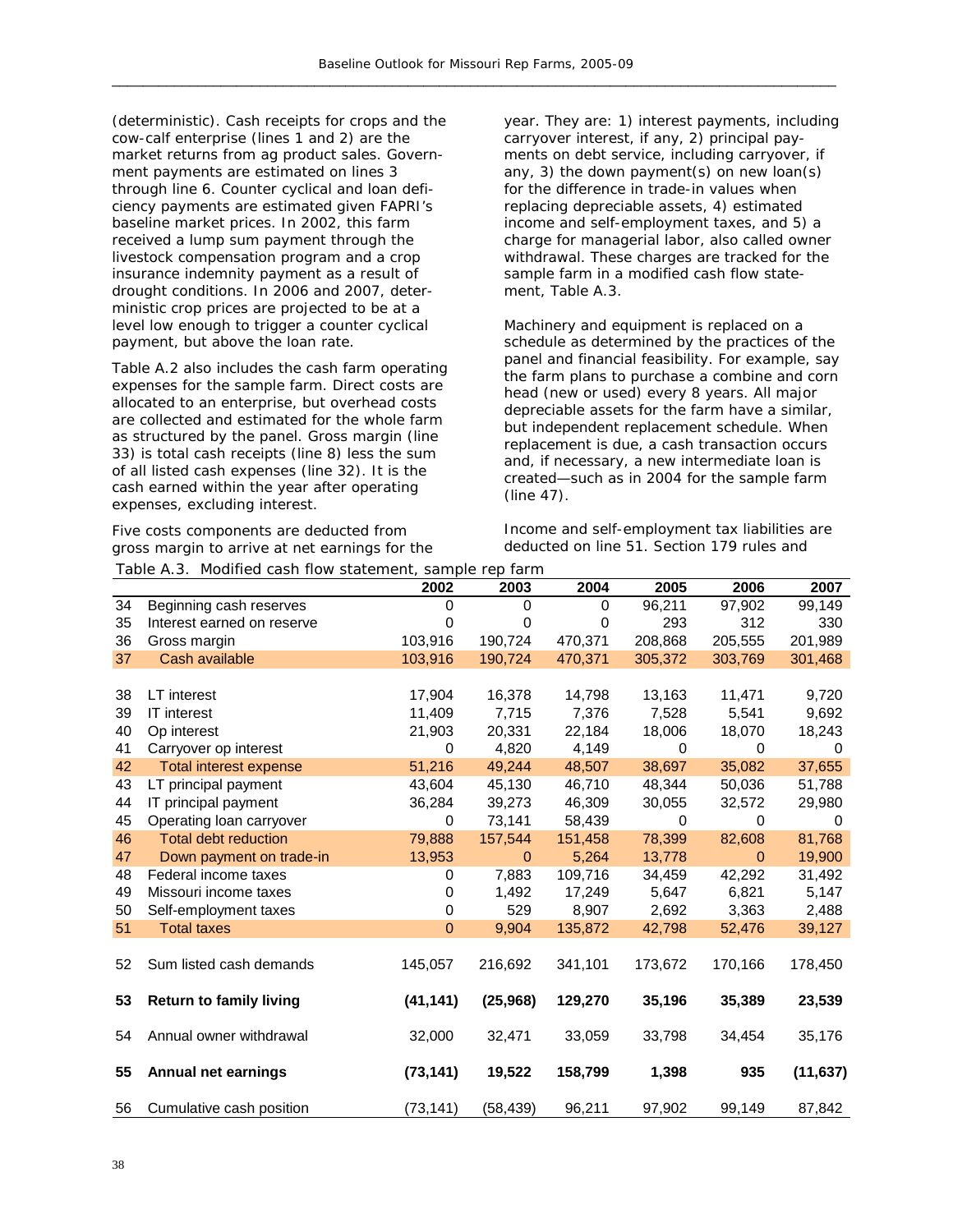(deterministic). Cash receipts for crops and the cow-calf enterprise (lines 1 and 2) are the market returns from ag product sales. Government payments are estimated on lines 3 through line 6. Counter cyclical and loan deficiency payments are estimated given FAPRI's baseline market prices. In 2002, this farm received a lump sum payment through the livestock compensation program and a crop insurance indemnity payment as a result of drought conditions. In 2006 and 2007, deterministic crop prices are projected to be at a level low enough to trigger a counter cyclical payment, but above the loan rate.

Table A.2 also includes the cash farm operating expenses for the sample farm. Direct costs are allocated to an enterprise, but overhead costs are collected and estimated for the whole farm as structured by the panel. Gross margin (line 33) is total cash receipts (line 8) less the sum of all listed cash expenses (line 32). It is the cash earned within the year after operating expenses, excluding interest.

Five costs components are deducted from gross margin to arrive at net earnings for the year. They are: 1) interest payments, including carryover interest, if any, 2) principal payments on debt service, including carryover, if any, 3) the down payment(s) on new loan(s) for the difference in trade-in values when replacing depreciable assets, 4) estimated income and self-employment taxes, and 5) a charge for managerial labor, also called owner withdrawal. These charges are tracked for the sample farm in a modified cash flow statement, Table A.3.

Machinery and equipment is replaced on a schedule as determined by the practices of the panel and financial feasibility. For example, say the farm plans to purchase a combine and corn head (new or used) every 8 years. All major depreciable assets for the farm have a similar, but independent replacement schedule. When replacement is due, a cash transaction occurs and, if necessary, a new intermediate loan is created—such as in 2004 for the sample farm (line 47).

Income and self-employment tax liabilities are deducted on line 51. Section 179 rules and

Table A.3. Modified cash flow statement, sample rep farm

| | | 2002 | 2003 | 2004 | 2005 | 2006 | 2007 |
|---|---|---|---|---|---|---|---|
| 34 | Beginning cash reserves | 0 | 0 | 0 | 96,211 | 97,902 | 99,149 |
| 35 | Interest earned on reserve | 0 | 0 | 0 | 293 | 312 | 330 |
| 36 | Gross margin | 103,916 | 190,724 | 470,371 | 208,868 | 205,555 | 201,989 |
| 37 | Cash available | 103,916 | 190,724 | 470,371 | 305,372 | 303,769 | 301,468 |
| 38 | LT interest | 17,904 | 16,378 | 14,798 | 13,163 | 11,471 | 9,720 |
| 39 | IT interest | 11,409 | 7,715 | 7,376 | 7,528 | 5,541 | 9,692 |
| 40 | Op interest | 21,903 | 20,331 | 22,184 | 18,006 | 18,070 | 18,243 |
| 41 | Carryover op interest | 0 | 4,820 | 4,149 | 0 | 0 | 0 |
| 42 | Total interest expense | 51,216 | 49,244 | 48,507 | 38,697 | 35,082 | 37,655 |
| 43 | LT principal payment | 43,604 | 45,130 | 46,710 | 48,344 | 50,036 | 51,788 |
| 44 | IT principal payment | 36,284 | 39,273 | 46,309 | 30,055 | 32,572 | 29,980 |
| 45 | Operating loan carryover | 0 | 73,141 | 58,439 | 0 | 0 | 0 |
| 46 | Total debt reduction | 79,888 | 157,544 | 151,458 | 78,399 | 82,608 | 81,768 |
| 47 | Down payment on trade-in | 13,953 | 0 | 5,264 | 13,778 | 0 | 19,900 |
| 48 | Federal income taxes | 0 | 7,883 | 109,716 | 34,459 | 42,292 | 31,492 |
| 49 | Missouri income taxes | 0 | 1,492 | 17,249 | 5,647 | 6,821 | 5,147 |
| 50 | Self-employment taxes | 0 | 529 | 8,907 | 2,692 | 3,363 | 2,488 |
| 51 | Total taxes | 0 | 9,904 | 135,872 | 42,798 | 52,476 | 39,127 |
| 52 | Sum listed cash demands | 145,057 | 216,692 | 341,101 | 173,672 | 170,166 | 178,450 |
| **53** | **Return to family living** | **(41,141)** | **(25,968)** | **129,270** | **35,196** | **35,389** | **23,539** |
| 54 | Annual owner withdrawal | 32,000 | 32,471 | 33,059 | 33,798 | 34,454 | 35,176 |
| **55** | **Annual net earnings** | **(73,141)** | **19,522** | **158,799** | **1,398** | **935** | **(11,637)** |
| 56 | Cumulative cash position | (73,141) | (58,439) | 96,211 | 97,902 | 99,149 | 87,842 |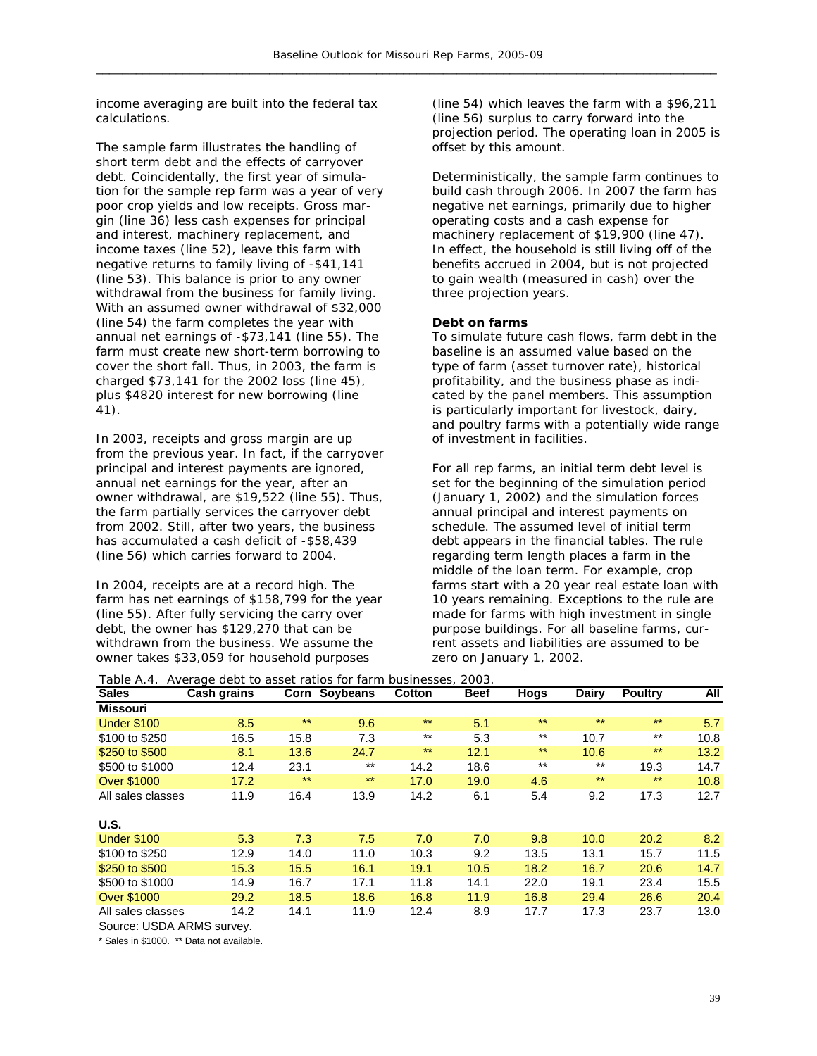income averaging are built into the federal tax calculations.

The sample farm illustrates the handling of short term debt and the effects of carryover debt. Coincidentally, the first year of simulation for the sample rep farm was a year of very poor crop yields and low receipts. Gross margin (line 36) less cash expenses for principal and interest, machinery replacement, and income taxes (line 52), leave this farm with negative returns to family living of -$41,141 (line 53). This balance is prior to any owner withdrawal from the business for family living. With an assumed owner withdrawal of $32,000 (line 54) the farm completes the year with annual net earnings of -$73,141 (line 55). The farm must create new short-term borrowing to cover the short fall. Thus, in 2003, the farm is charged $73,141 for the 2002 loss (line 45), plus $4820 interest for new borrowing (line 41).

In 2003, receipts and gross margin are up from the previous year. In fact, if the carryover principal and interest payments are ignored, annual net earnings for the year, after an owner withdrawal, are $19,522 (line 55). Thus, the farm partially services the carryover debt from 2002. Still, after two years, the business has accumulated a cash deficit of -$58,439 (line 56) which carries forward to 2004.

In 2004, receipts are at a record high. The farm has net earnings of $158,799 for the year (line 55). After fully servicing the carry over debt, the owner has $129,270 that can be withdrawn from the business. We assume the owner takes $33,059 for household purposes (line 54) which leaves the farm with a $96,211 (line 56) surplus to carry forward into the projection period. The operating loan in 2005 is offset by this amount.

Deterministically, the sample farm continues to build cash through 2006. In 2007 the farm has negative net earnings, primarily due to higher operating costs and a cash expense for machinery replacement of $19,900 (line 47). In effect, the household is still living off of the benefits accrued in 2004, but is not projected to gain wealth (measured in cash) over the three projection years.

**Debt on farms**

To simulate future cash flows, farm debt in the baseline is an assumed value based on the type of farm (asset turnover rate), historical profitability, and the business phase as indicated by the panel members. This assumption is particularly important for livestock, dairy, and poultry farms with a potentially wide range of investment in facilities.

For all rep farms, an initial term debt level is set for the beginning of the simulation period (January 1, 2002) and the simulation forces annual principal and interest payments on schedule. The assumed level of initial term debt appears in the financial tables. The rule regarding term length places a farm in the middle of the loan term. For example, crop farms start with a 20 year real estate loan with 10 years remaining. Exceptions to the rule are made for farms with high investment in single purpose buildings. For all baseline farms, current assets and liabilities are assumed to be zero on January 1, 2002.

Table A.4. Average debt to asset ratios for farm businesses, 2003.

| Sales | Cash grains | Corn | Soybeans | Cotton | Beef | Hogs | Dairy | Poultry | All |
|---|---|---|---|---|---|---|---|---|---|
| **Missouri** | | | | | | | | | |
| Under $100 | 8.5 | ** | 9.6 | ** | 5.1 | ** | ** | ** | 5.7 |
| $100 to $250 | 16.5 | 15.8 | 7.3 | ** | 5.3 | ** | 10.7 | ** | 10.8 |
| $250 to $500 | 8.1 | 13.6 | 24.7 | ** | 12.1 | ** | 10.6 | ** | 13.2 |
| $500 to $1000 | 12.4 | 23.1 | ** | 14.2 | 18.6 | ** | ** | 19.3 | 14.7 |
| Over $1000 | 17.2 | ** | ** | 17.0 | 19.0 | 4.6 | ** | ** | 10.8 |
| All sales classes | 11.9 | 16.4 | 13.9 | 14.2 | 6.1 | 5.4 | 9.2 | 17.3 | 12.7 |
| **U.S.** | | | | | | | | | |
| Under $100 | 5.3 | 7.3 | 7.5 | 7.0 | 7.0 | 9.8 | 10.0 | 20.2 | 8.2 |
| $100 to $250 | 12.9 | 14.0 | 11.0 | 10.3 | 9.2 | 13.5 | 13.1 | 15.7 | 11.5 |
| $250 to $500 | 15.3 | 15.5 | 16.1 | 19.1 | 10.5 | 18.2 | 16.7 | 20.6 | 14.7 |
| $500 to $1000 | 14.9 | 16.7 | 17.1 | 11.8 | 14.1 | 22.0 | 19.1 | 23.4 | 15.5 |
| Over $1000 | 29.2 | 18.5 | 18.6 | 16.8 | 11.9 | 16.8 | 29.4 | 26.6 | 20.4 |
| All sales classes | 14.2 | 14.1 | 11.9 | 12.4 | 8.9 | 17.7 | 17.3 | 23.7 | 13.0 |

Source: USDA ARMS survey.

\* Sales in $1000. ** Data not available.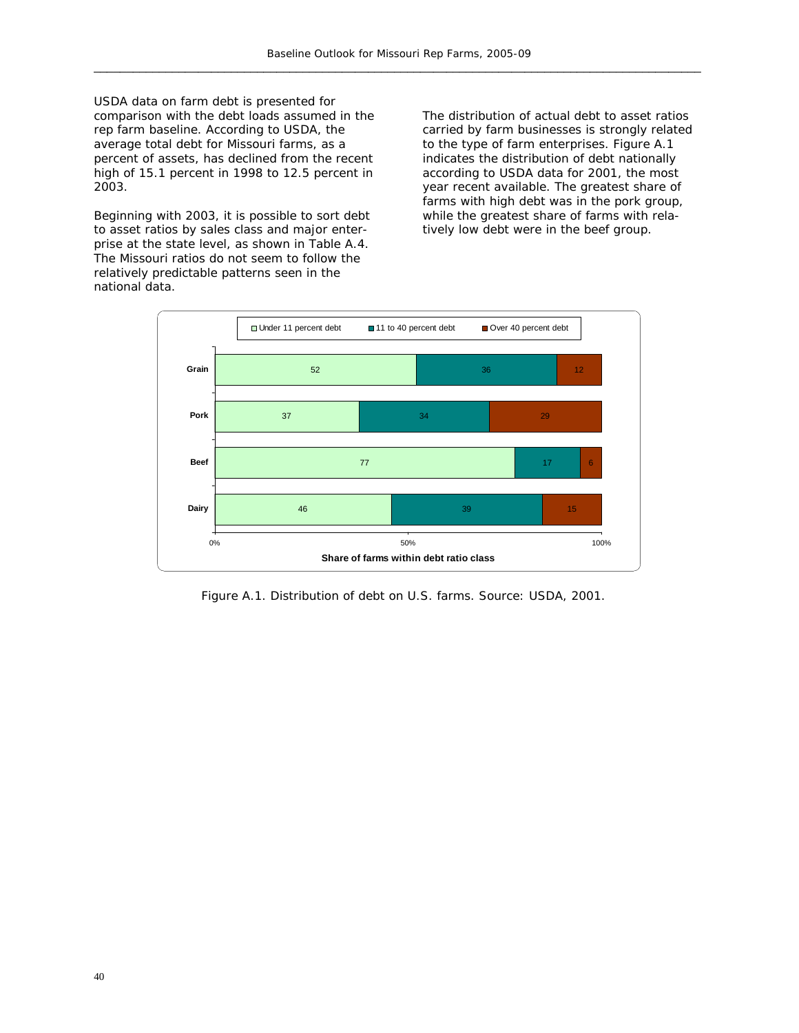USDA data on farm debt is presented for comparison with the debt loads assumed in the rep farm baseline. According to USDA, the average total debt for Missouri farms, as a percent of assets, has declined from the recent high of 15.1 percent in 1998 to 12.5 percent in 2003.

Beginning with 2003, it is possible to sort debt to asset ratios by sales class and major enterprise at the state level, as shown in Table A.4. The Missouri ratios do not seem to follow the relatively predictable patterns seen in the national data.

The distribution of actual debt to asset ratios carried by farm businesses is strongly related to the type of farm enterprises. Figure A.1 indicates the distribution of debt nationally according to USDA data for 2001, the most year recent available. The greatest share of farms with high debt was in the pork group, while the greatest share of farms with relatively low debt were in the beef group.

| | Under 11 percent debt | 11 to 40 percent debt | Over 40 percent debt |
|---|---|---|---|
| Grain | 52 | 36 | 12 |
| Pork | 37 | 34 | 29 |
| Beef | 77 | 17 | 6 |
| Dairy | 46 | 39 | 15 |

Share of farms within debt ratio class

Figure A.1. Distribution of debt on U.S. farms. Source: USDA, 2001.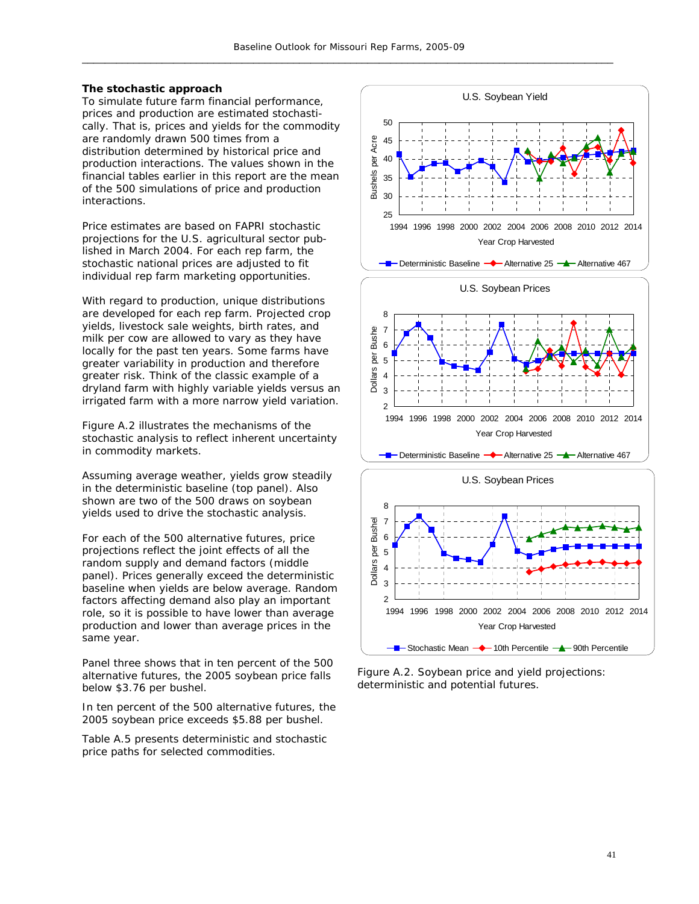## The stochastic approach

To simulate future farm financial performance, prices and production are estimated stochastically. That is, prices and yields for the commodity are randomly drawn 500 times from a distribution determined by historical price and production interactions. The values shown in the financial tables earlier in this report are the mean of the 500 simulations of price and production interactions.

Price estimates are based on FAPRI stochastic projections for the U.S. agricultural sector published in March 2004. For each rep farm, the stochastic national prices are adjusted to fit individual rep farm marketing opportunities.

With regard to production, unique distributions are developed for each rep farm. Projected crop yields, livestock sale weights, birth rates, and milk per cow are allowed to vary as they have locally for the past ten years. Some farms have greater variability in production and therefore greater risk. Think of the classic example of a dryland farm with highly variable yields versus an irrigated farm with a more narrow yield variation.

Figure A.2 illustrates the mechanisms of the stochastic analysis to reflect inherent uncertainty in commodity markets.

Assuming average weather, yields grow steadily in the deterministic baseline (top panel). Also shown are two of the 500 draws on soybean yields used to drive the stochastic analysis.

For each of the 500 alternative futures, price projections reflect the joint effects of all the random supply and demand factors (middle panel). Prices generally exceed the deterministic baseline when yields are below average. Random factors affecting demand also play an important role, so it is possible to have lower than average production and lower than average prices in the same year.

Panel three shows that in ten percent of the 500 alternative futures, the 2005 soybean price falls below $3.76 per bushel.

In ten percent of the 500 alternative futures, the 2005 soybean price exceeds $5.88 per bushel.

Table A.5 presents deterministic and stochastic price paths for selected commodities.

Figure A.2. Soybean price and yield projections: deterministic and potential futures.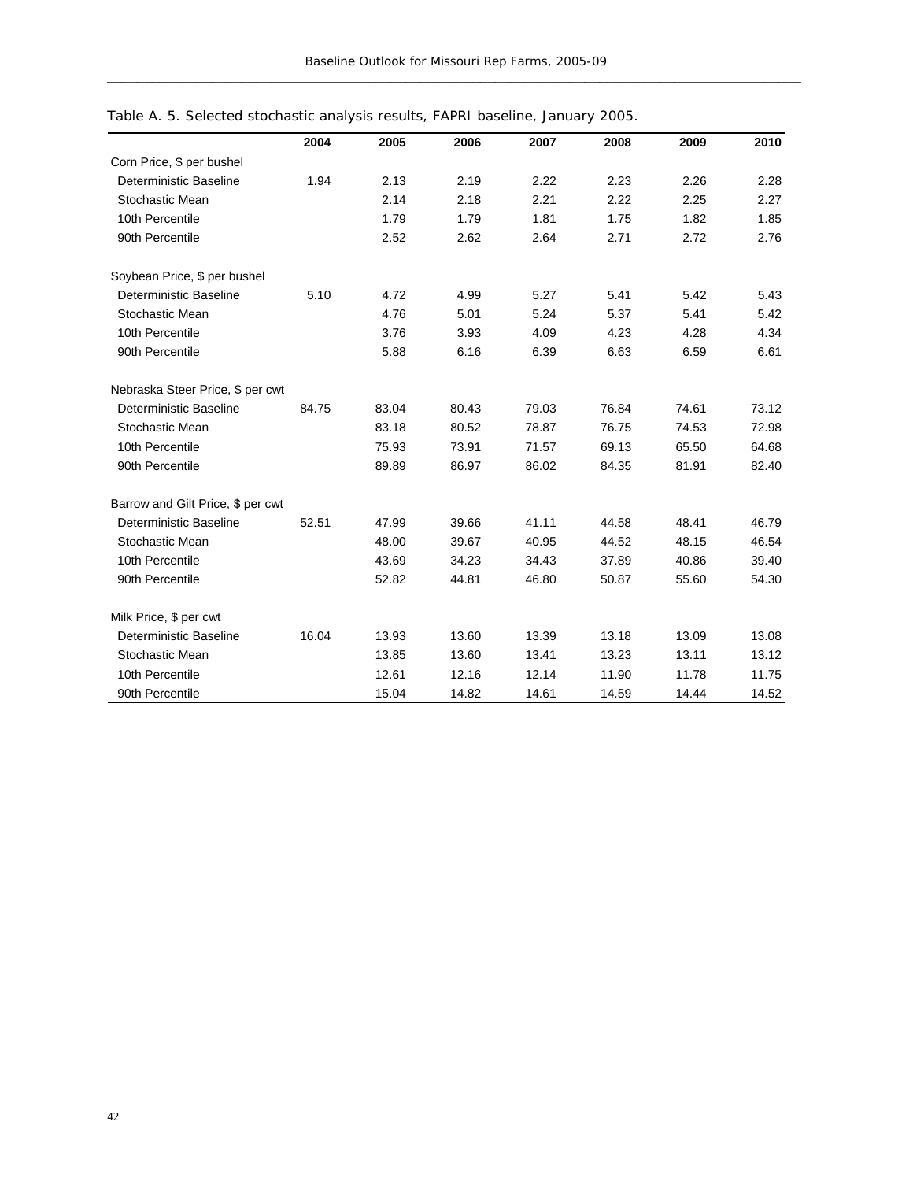Table A. 5. Selected stochastic analysis results, FAPRI baseline, January 2005.

| | 2004 | 2005 | 2006 | 2007 | 2008 | 2009 | 2010 |
|---|---|---|---|---|---|---|---|
| Corn Price, $ per bushel | | | | | | | |
| Deterministic Baseline | 1.94 | 2.13 | 2.19 | 2.22 | 2.23 | 2.26 | 2.28 |
| Stochastic Mean | | 2.14 | 2.18 | 2.21 | 2.22 | 2.25 | 2.27 |
| 10th Percentile | | 1.79 | 1.79 | 1.81 | 1.75 | 1.82 | 1.85 |
| 90th Percentile | | 2.52 | 2.62 | 2.64 | 2.71 | 2.72 | 2.76 |
| Soybean Price, $ per bushel | | | | | | | |
| Deterministic Baseline | 5.10 | 4.72 | 4.99 | 5.27 | 5.41 | 5.42 | 5.43 |
| Stochastic Mean | | 4.76 | 5.01 | 5.24 | 5.37 | 5.41 | 5.42 |
| 10th Percentile | | 3.76 | 3.93 | 4.09 | 4.23 | 4.28 | 4.34 |
| 90th Percentile | | 5.88 | 6.16 | 6.39 | 6.63 | 6.59 | 6.61 |
| Nebraska Steer Price, $ per cwt | | | | | | | |
| Deterministic Baseline | 84.75 | 83.04 | 80.43 | 79.03 | 76.84 | 74.61 | 73.12 |
| Stochastic Mean | | 83.18 | 80.52 | 78.87 | 76.75 | 74.53 | 72.98 |
| 10th Percentile | | 75.93 | 73.91 | 71.57 | 69.13 | 65.50 | 64.68 |
| 90th Percentile | | 89.89 | 86.97 | 86.02 | 84.35 | 81.91 | 82.40 |
| Barrow and Gilt Price, $ per cwt | | | | | | | |
| Deterministic Baseline | 52.51 | 47.99 | 39.66 | 41.11 | 44.58 | 48.41 | 46.79 |
| Stochastic Mean | | 48.00 | 39.67 | 40.95 | 44.52 | 48.15 | 46.54 |
| 10th Percentile | | 43.69 | 34.23 | 34.43 | 37.89 | 40.86 | 39.40 |
| 90th Percentile | | 52.82 | 44.81 | 46.80 | 50.87 | 55.60 | 54.30 |
| Milk Price, $ per cwt | | | | | | | |
| Deterministic Baseline | 16.04 | 13.93 | 13.60 | 13.39 | 13.18 | 13.09 | 13.08 |
| Stochastic Mean | | 13.85 | 13.60 | 13.41 | 13.23 | 13.11 | 13.12 |
| 10th Percentile | | 12.61 | 12.16 | 12.14 | 11.90 | 11.78 | 11.75 |
| 90th Percentile | | 15.04 | 14.82 | 14.61 | 14.59 | 14.44 | 14.52 |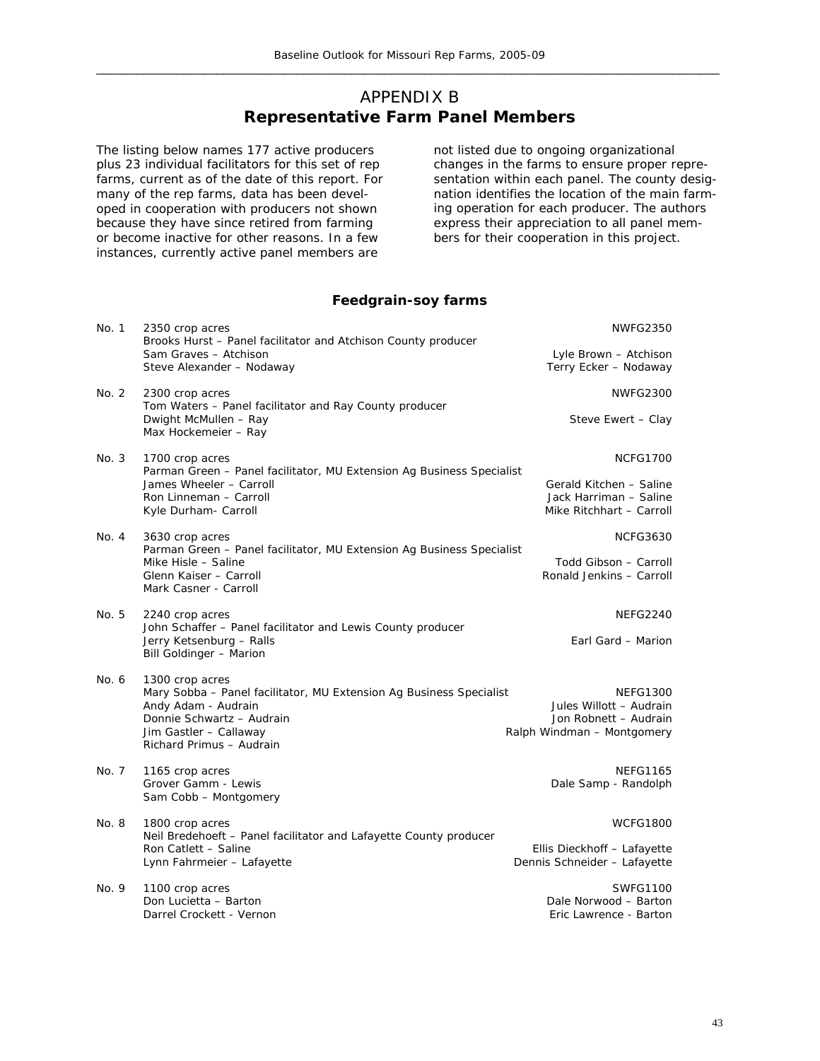# APPENDIX B
# Representative Farm Panel Members

The listing below names 177 active producers plus 23 individual facilitators for this set of rep farms, current as of the date of this report. For many of the rep farms, data has been developed in cooperation with producers not shown because they have since retired from farming or become inactive for other reasons. In a few instances, currently active panel members are not listed due to ongoing organizational changes in the farms to ensure proper representation within each panel. The county designation identifies the location of the main farming operation for each producer. The authors express their appreciation to all panel members for their cooperation in this project.

## Feedgrain-soy farms

**No. 1** 2350 crop acres — NWFG2350

Brooks Hurst – Panel facilitator and Atchison County producer

- Sam Graves – Atchison
- Steve Alexander – Nodaway
- Lyle Brown – Atchison
- Terry Ecker – Nodaway

**No. 2** 2300 crop acres — NWFG2300

Tom Waters – Panel facilitator and Ray County producer

- Dwight McMullen – Ray
- Max Hockemeier – Ray
- Steve Ewert – Clay

**No. 3** 1700 crop acres — NCFG1700

Parman Green – Panel facilitator, MU Extension Ag Business Specialist

- James Wheeler – Carroll
- Ron Linneman – Carroll
- Kyle Durham- Carroll
- Gerald Kitchen – Saline
- Jack Harriman – Saline
- Mike Ritchhart – Carroll

**No. 4** 3630 crop acres — NCFG3630

Parman Green – Panel facilitator, MU Extension Ag Business Specialist

- Mike Hisle – Saline
- Glenn Kaiser – Carroll
- Mark Casner - Carroll
- Todd Gibson – Carroll
- Ronald Jenkins – Carroll

**No. 5** 2240 crop acres — NEFG2240

John Schaffer – Panel facilitator and Lewis County producer

- Jerry Ketsenburg – Ralls
- Bill Goldinger – Marion
- Earl Gard – Marion

**No. 6** 1300 crop acres — NEFG1300

Mary Sobba – Panel facilitator, MU Extension Ag Business Specialist

- Andy Adam - Audrain
- Donnie Schwartz – Audrain
- Jim Gastler – Callaway
- Richard Primus – Audrain
- Jules Willott – Audrain
- Jon Robnett – Audrain
- Ralph Windman – Montgomery

**No. 7** 1165 crop acres — NEFG1165

- Grover Gamm - Lewis
- Sam Cobb – Montgomery
- Dale Samp - Randolph

**No. 8** 1800 crop acres — WCFG1800

Neil Bredehoeft – Panel facilitator and Lafayette County producer

- Ron Catlett – Saline
- Lynn Fahrmeier – Lafayette
- Ellis Dieckhoff – Lafayette
- Dennis Schneider – Lafayette

**No. 9** 1100 crop acres — SWFG1100

- Don Lucietta – Barton
- Darrel Crockett - Vernon
- Dale Norwood – Barton
- Eric Lawrence - Barton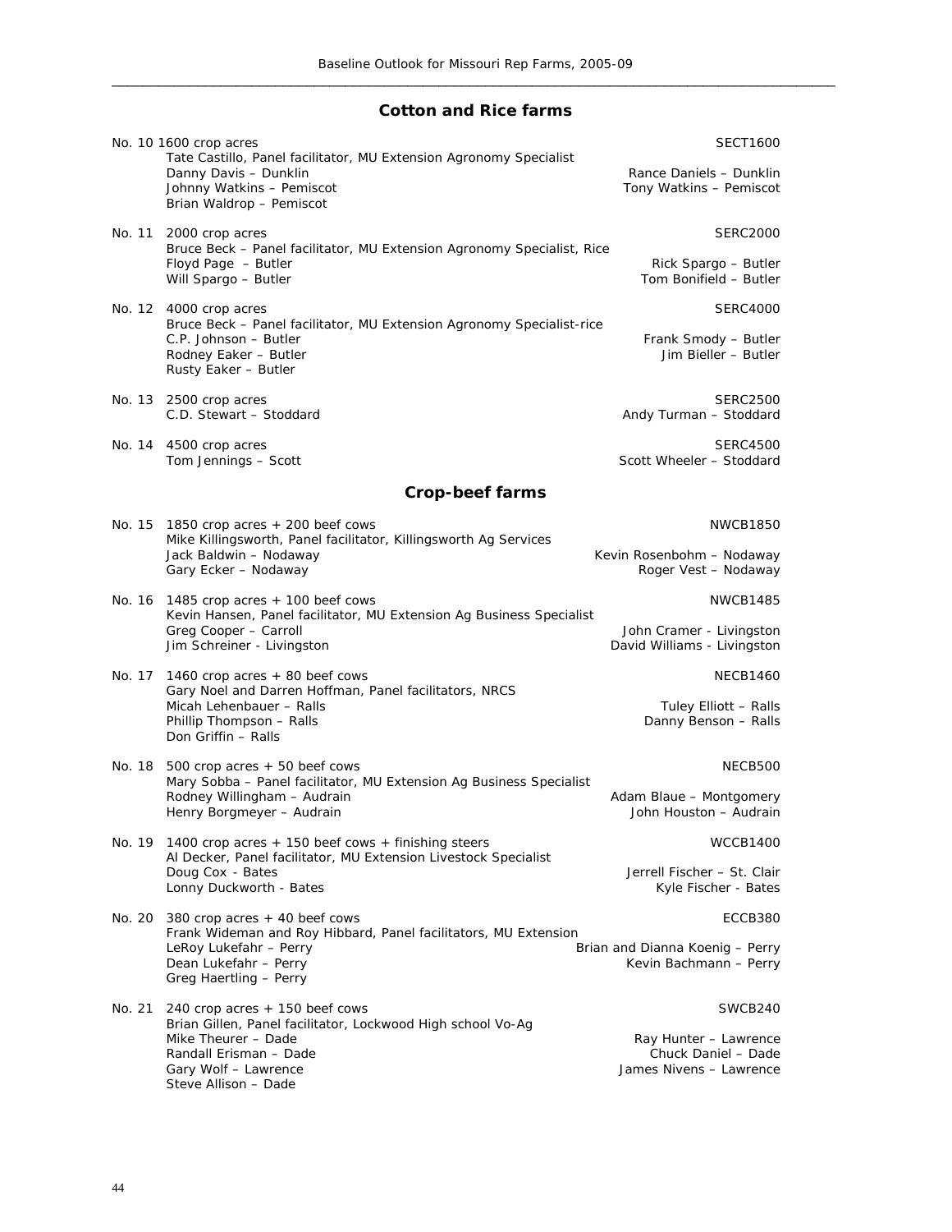## Cotton and Rice farms

**No. 10** 1600 crop acres — SECT1600
Tate Castillo, Panel facilitator, MU Extension Agronomy Specialist
- Danny Davis – Dunklin
- Johnny Watkins – Pemiscot
- Brian Waldrop – Pemiscot
- Rance Daniels – Dunklin
- Tony Watkins – Pemiscot

**No. 11** 2000 crop acres — SERC2000
Bruce Beck – Panel facilitator, MU Extension Agronomy Specialist, Rice
- Floyd Page – Butler
- Will Spargo – Butler
- Rick Spargo – Butler
- Tom Bonifield – Butler

**No. 12** 4000 crop acres — SERC4000
Bruce Beck – Panel facilitator, MU Extension Agronomy Specialist-rice
- C.P. Johnson – Butler
- Rodney Eaker – Butler
- Rusty Eaker – Butler
- Frank Smody – Butler
- Jim Bieller – Butler

**No. 13** 2500 crop acres — SERC2500
- C.D. Stewart – Stoddard
- Andy Turman – Stoddard

**No. 14** 4500 crop acres — SERC4500
- Tom Jennings – Scott
- Scott Wheeler – Stoddard

## Crop-beef farms

**No. 15** 1850 crop acres + 200 beef cows — NWCB1850
Mike Killingsworth, Panel facilitator, Killingsworth Ag Services
- Jack Baldwin – Nodaway
- Gary Ecker – Nodaway
- Kevin Rosenbohm – Nodaway
- Roger Vest – Nodaway

**No. 16** 1485 crop acres + 100 beef cows — NWCB1485
Kevin Hansen, Panel facilitator, MU Extension Ag Business Specialist
- Greg Cooper – Carroll
- Jim Schreiner - Livingston
- John Cramer - Livingston
- David Williams - Livingston

**No. 17** 1460 crop acres + 80 beef cows — NECB1460
Gary Noel and Darren Hoffman, Panel facilitators, NRCS
- Micah Lehenbauer – Ralls
- Phillip Thompson – Ralls
- Don Griffin – Ralls
- Tuley Elliott – Ralls
- Danny Benson – Ralls

**No. 18** 500 crop acres + 50 beef cows — NECB500
Mary Sobba – Panel facilitator, MU Extension Ag Business Specialist
- Rodney Willingham – Audrain
- Henry Borgmeyer – Audrain
- Adam Blaue – Montgomery
- John Houston – Audrain

**No. 19** 1400 crop acres + 150 beef cows + finishing steers — WCCB1400
Al Decker, Panel facilitator, MU Extension Livestock Specialist
- Doug Cox - Bates
- Lonny Duckworth - Bates
- Jerrell Fischer – St. Clair
- Kyle Fischer - Bates

**No. 20** 380 crop acres + 40 beef cows — ECCB380
Frank Wideman and Roy Hibbard, Panel facilitators, MU Extension
- LeRoy Lukefahr – Perry
- Dean Lukefahr – Perry
- Greg Haertling – Perry
- Brian and Dianna Koenig – Perry
- Kevin Bachmann – Perry

**No. 21** 240 crop acres + 150 beef cows — SWCB240
Brian Gillen, Panel facilitator, Lockwood High school Vo-Ag
- Mike Theurer – Dade
- Randall Erisman – Dade
- Gary Wolf – Lawrence
- Steve Allison – Dade
- Ray Hunter – Lawrence
- Chuck Daniel – Dade
- James Nivens – Lawrence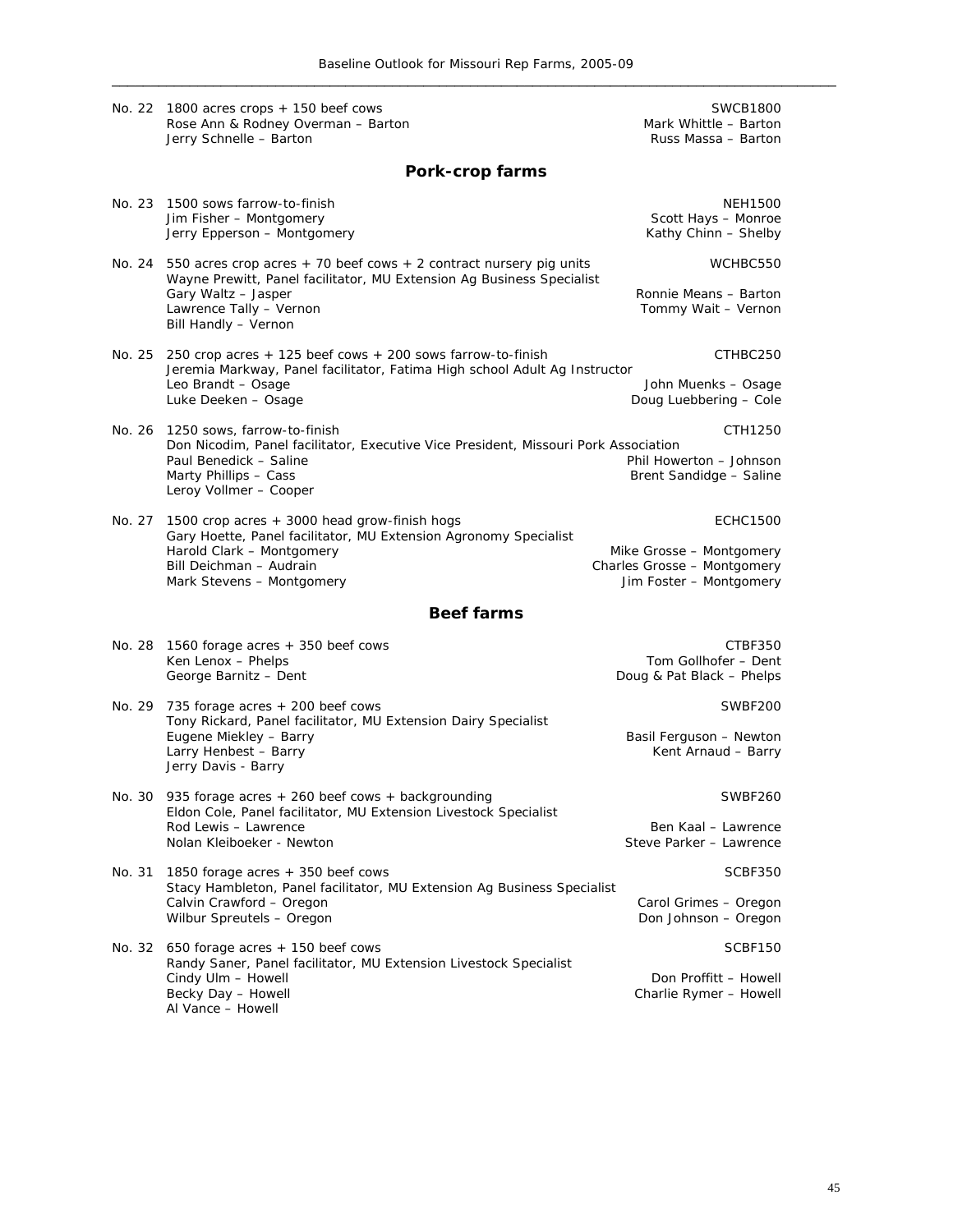No. 22 1800 acres crops + 150 beef cows — SWCB1800

Rose Ann & Rodney Overman – Barton  
Jerry Schnelle – Barton  
Mark Whittle – Barton  
Russ Massa – Barton

## Pork-crop farms

No. 23 1500 sows farrow-to-finish — NEH1500

Jim Fisher – Montgomery  
Jerry Epperson – Montgomery  
Scott Hays – Monroe  
Kathy Chinn – Shelby

No. 24 550 acres crop acres + 70 beef cows + 2 contract nursery pig units — WCHBC550

Wayne Prewitt, Panel facilitator, MU Extension Ag Business Specialist  
Gary Waltz – Jasper  
Lawrence Tally – Vernon  
Bill Handly – Vernon  
Ronnie Means – Barton  
Tommy Wait – Vernon

No. 25 250 crop acres + 125 beef cows + 200 sows farrow-to-finish — CTHBC250

Jeremia Markway, Panel facilitator, Fatima High school Adult Ag Instructor  
Leo Brandt – Osage  
Luke Deeken – Osage  
John Muenks – Osage  
Doug Luebbering – Cole

No. 26 1250 sows, farrow-to-finish — CTH1250

Don Nicodim, Panel facilitator, Executive Vice President, Missouri Pork Association  
Paul Benedick – Saline  
Marty Phillips – Cass  
Leroy Vollmer – Cooper  
Phil Howerton – Johnson  
Brent Sandidge – Saline

No. 27 1500 crop acres + 3000 head grow-finish hogs — ECHC1500

Gary Hoette, Panel facilitator, MU Extension Agronomy Specialist  
Harold Clark – Montgomery  
Bill Deichman – Audrain  
Mark Stevens – Montgomery  
Mike Grosse – Montgomery  
Charles Grosse – Montgomery  
Jim Foster – Montgomery

## Beef farms

No. 28 1560 forage acres + 350 beef cows — CTBF350

Ken Lenox – Phelps  
George Barnitz – Dent  
Tom Gollhofer – Dent  
Doug & Pat Black – Phelps

No. 29 735 forage acres + 200 beef cows — SWBF200

Tony Rickard, Panel facilitator, MU Extension Dairy Specialist  
Eugene Miekley – Barry  
Larry Henbest – Barry  
Jerry Davis - Barry  
Basil Ferguson – Newton  
Kent Arnaud – Barry

No. 30 935 forage acres + 260 beef cows + backgrounding — SWBF260

Eldon Cole, Panel facilitator, MU Extension Livestock Specialist  
Rod Lewis – Lawrence  
Nolan Kleiboeker - Newton  
Ben Kaal – Lawrence  
Steve Parker – Lawrence

No. 31 1850 forage acres + 350 beef cows — SCBF350

Stacy Hambleton, Panel facilitator, MU Extension Ag Business Specialist  
Calvin Crawford – Oregon  
Wilbur Spreutels – Oregon  
Carol Grimes – Oregon  
Don Johnson – Oregon

No. 32 650 forage acres + 150 beef cows — SCBF150

Randy Saner, Panel facilitator, MU Extension Livestock Specialist  
Cindy Ulm – Howell  
Becky Day – Howell  
Al Vance – Howell  
Don Proffitt – Howell  
Charlie Rymer – Howell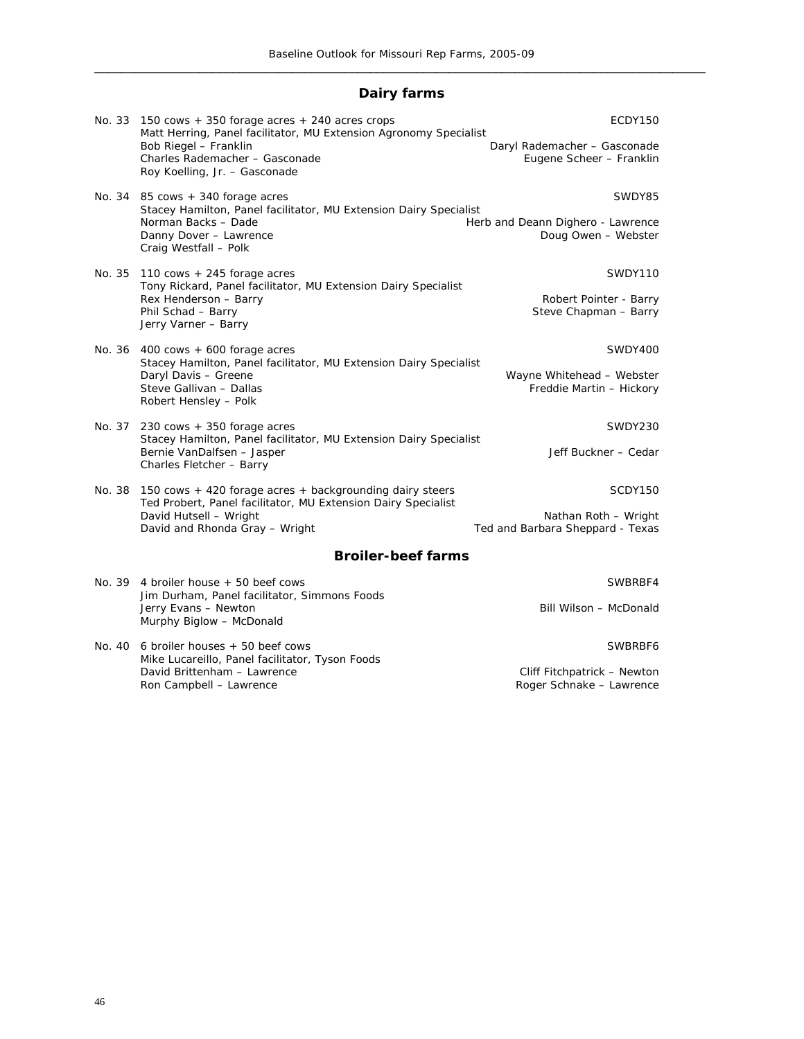## Dairy farms

No. 33 150 cows + 350 forage acres + 240 acres crops — ECDY150
Matt Herring, Panel facilitator, MU Extension Agronomy Specialist
Bob Riegel – Franklin
Daryl Rademacher – Gasconade
Charles Rademacher – Gasconade
Eugene Scheer – Franklin
Roy Koelling, Jr. – Gasconade

No. 34 85 cows + 340 forage acres — SWDY85
Stacey Hamilton, Panel facilitator, MU Extension Dairy Specialist
Norman Backs – Dade
Herb and Deann Dighero - Lawrence
Danny Dover – Lawrence
Doug Owen – Webster
Craig Westfall – Polk

No. 35 110 cows + 245 forage acres — SWDY110
Tony Rickard, Panel facilitator, MU Extension Dairy Specialist
Rex Henderson – Barry
Robert Pointer - Barry
Phil Schad – Barry
Steve Chapman – Barry
Jerry Varner – Barry

No. 36 400 cows + 600 forage acres — SWDY400
Stacey Hamilton, Panel facilitator, MU Extension Dairy Specialist
Daryl Davis – Greene
Wayne Whitehead – Webster
Steve Gallivan – Dallas
Freddie Martin – Hickory
Robert Hensley – Polk

No. 37 230 cows + 350 forage acres — SWDY230
Stacey Hamilton, Panel facilitator, MU Extension Dairy Specialist
Bernie VanDalfsen – Jasper
Jeff Buckner – Cedar
Charles Fletcher – Barry

No. 38 150 cows + 420 forage acres + backgrounding dairy steers — SCDY150
Ted Probert, Panel facilitator, MU Extension Dairy Specialist
David Hutsell – Wright
Nathan Roth – Wright
David and Rhonda Gray – Wright
Ted and Barbara Sheppard - Texas

## Broiler-beef farms

No. 39 4 broiler house + 50 beef cows — SWBRBF4
Jim Durham, Panel facilitator, Simmons Foods
Jerry Evans – Newton
Bill Wilson – McDonald
Murphy Biglow – McDonald

No. 40 6 broiler houses + 50 beef cows — SWBRBF6
Mike Lucareillo, Panel facilitator, Tyson Foods
David Brittenham – Lawrence
Cliff Fitchpatrick – Newton
Ron Campbell – Lawrence
Roger Schnake – Lawrence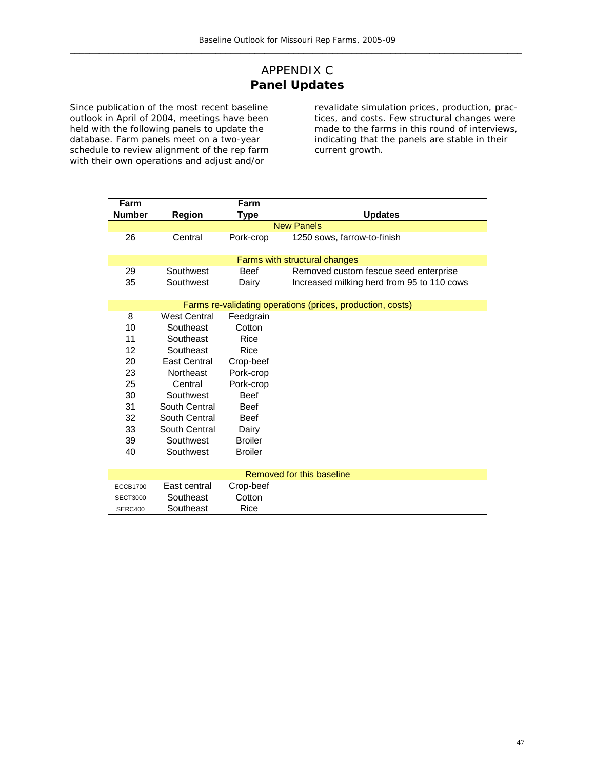# APPENDIX C
## Panel Updates

Since publication of the most recent baseline outlook in April of 2004, meetings have been held with the following panels to update the database. Farm panels meet on a two-year schedule to review alignment of the rep farm with their own operations and adjust and/or revalidate simulation prices, production, practices, and costs. Few structural changes were made to the farms in this round of interviews, indicating that the panels are stable in their current growth.

| Farm Number | Region | Farm Type | Updates |
|---|---|---|---|
| **New Panels** | | | |
| 26 | Central | Pork-crop | 1250 sows, farrow-to-finish |
| **Farms with structural changes** | | | |
| 29 | Southwest | Beef | Removed custom fescue seed enterprise |
| 35 | Southwest | Dairy | Increased milking herd from 95 to 110 cows |
| **Farms re-validating operations (prices, production, costs)** | | | |
| 8 | West Central | Feedgrain | |
| 10 | Southeast | Cotton | |
| 11 | Southeast | Rice | |
| 12 | Southeast | Rice | |
| 20 | East Central | Crop-beef | |
| 23 | Northeast | Pork-crop | |
| 25 | Central | Pork-crop | |
| 30 | Southwest | Beef | |
| 31 | South Central | Beef | |
| 32 | South Central | Beef | |
| 33 | South Central | Dairy | |
| 39 | Southwest | Broiler | |
| 40 | Southwest | Broiler | |
| **Removed for this baseline** | | | |
| ECCB1700 | East central | Crop-beef | |
| SECT3000 | Southeast | Cotton | |
| SERC400 | Southeast | Rice | |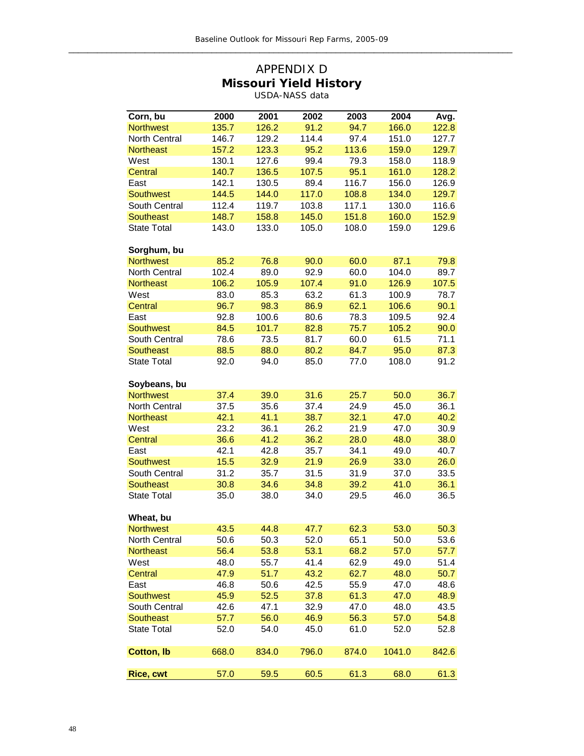# APPENDIX D

## Missouri Yield History

USDA-NASS data

| Corn, bu | 2000 | 2001 | 2002 | 2003 | 2004 | Avg. |
|---|---|---|---|---|---|---|
| Northwest | 135.7 | 126.2 | 91.2 | 94.7 | 166.0 | 122.8 |
| North Central | 146.7 | 129.2 | 114.4 | 97.4 | 151.0 | 127.7 |
| Northeast | 157.2 | 123.3 | 95.2 | 113.6 | 159.0 | 129.7 |
| West | 130.1 | 127.6 | 99.4 | 79.3 | 158.0 | 118.9 |
| Central | 140.7 | 136.5 | 107.5 | 95.1 | 161.0 | 128.2 |
| East | 142.1 | 130.5 | 89.4 | 116.7 | 156.0 | 126.9 |
| Southwest | 144.5 | 144.0 | 117.0 | 108.8 | 134.0 | 129.7 |
| South Central | 112.4 | 119.7 | 103.8 | 117.1 | 130.0 | 116.6 |
| Southeast | 148.7 | 158.8 | 145.0 | 151.8 | 160.0 | 152.9 |
| State Total | 143.0 | 133.0 | 105.0 | 108.0 | 159.0 | 129.6 |
| | | | | | | |
| **Sorghum, bu** | | | | | | |
| Northwest | 85.2 | 76.8 | 90.0 | 60.0 | 87.1 | 79.8 |
| North Central | 102.4 | 89.0 | 92.9 | 60.0 | 104.0 | 89.7 |
| Northeast | 106.2 | 105.9 | 107.4 | 91.0 | 126.9 | 107.5 |
| West | 83.0 | 85.3 | 63.2 | 61.3 | 100.9 | 78.7 |
| Central | 96.7 | 98.3 | 86.9 | 62.1 | 106.6 | 90.1 |
| East | 92.8 | 100.6 | 80.6 | 78.3 | 109.5 | 92.4 |
| Southwest | 84.5 | 101.7 | 82.8 | 75.7 | 105.2 | 90.0 |
| South Central | 78.6 | 73.5 | 81.7 | 60.0 | 61.5 | 71.1 |
| Southeast | 88.5 | 88.0 | 80.2 | 84.7 | 95.0 | 87.3 |
| State Total | 92.0 | 94.0 | 85.0 | 77.0 | 108.0 | 91.2 |
| | | | | | | |
| **Soybeans, bu** | | | | | | |
| Northwest | 37.4 | 39.0 | 31.6 | 25.7 | 50.0 | 36.7 |
| North Central | 37.5 | 35.6 | 37.4 | 24.9 | 45.0 | 36.1 |
| Northeast | 42.1 | 41.1 | 38.7 | 32.1 | 47.0 | 40.2 |
| West | 23.2 | 36.1 | 26.2 | 21.9 | 47.0 | 30.9 |
| Central | 36.6 | 41.2 | 36.2 | 28.0 | 48.0 | 38.0 |
| East | 42.1 | 42.8 | 35.7 | 34.1 | 49.0 | 40.7 |
| Southwest | 15.5 | 32.9 | 21.9 | 26.9 | 33.0 | 26.0 |
| South Central | 31.2 | 35.7 | 31.5 | 31.9 | 37.0 | 33.5 |
| Southeast | 30.8 | 34.6 | 34.8 | 39.2 | 41.0 | 36.1 |
| State Total | 35.0 | 38.0 | 34.0 | 29.5 | 46.0 | 36.5 |
| | | | | | | |
| **Wheat, bu** | | | | | | |
| Northwest | 43.5 | 44.8 | 47.7 | 62.3 | 53.0 | 50.3 |
| North Central | 50.6 | 50.3 | 52.0 | 65.1 | 50.0 | 53.6 |
| Northeast | 56.4 | 53.8 | 53.1 | 68.2 | 57.0 | 57.7 |
| West | 48.0 | 55.7 | 41.4 | 62.9 | 49.0 | 51.4 |
| Central | 47.9 | 51.7 | 43.2 | 62.7 | 48.0 | 50.7 |
| East | 46.8 | 50.6 | 42.5 | 55.9 | 47.0 | 48.6 |
| Southwest | 45.9 | 52.5 | 37.8 | 61.3 | 47.0 | 48.9 |
| South Central | 42.6 | 47.1 | 32.9 | 47.0 | 48.0 | 43.5 |
| Southeast | 57.7 | 56.0 | 46.9 | 56.3 | 57.0 | 54.8 |
| State Total | 52.0 | 54.0 | 45.0 | 61.0 | 52.0 | 52.8 |
| | | | | | | |
| **Cotton, lb** | 668.0 | 834.0 | 796.0 | 874.0 | 1041.0 | 842.6 |
| | | | | | | |
| **Rice, cwt** | 57.0 | 59.5 | 60.5 | 61.3 | 68.0 | 61.3 |